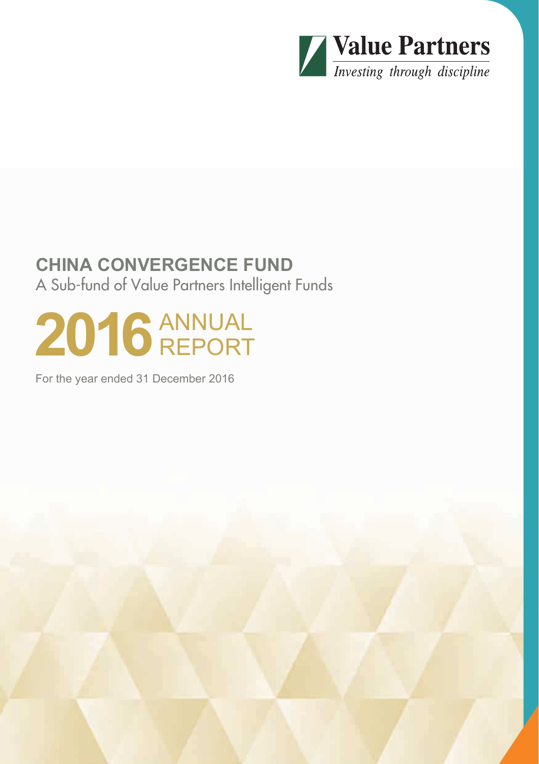Value Partners

*Investing through discipline*

# CHINA CONVERGENCE FUND

A Sub-fund of Value Partners Intelligent Funds

# 2016 ANNUAL REPORT

For the year ended 31 December 2016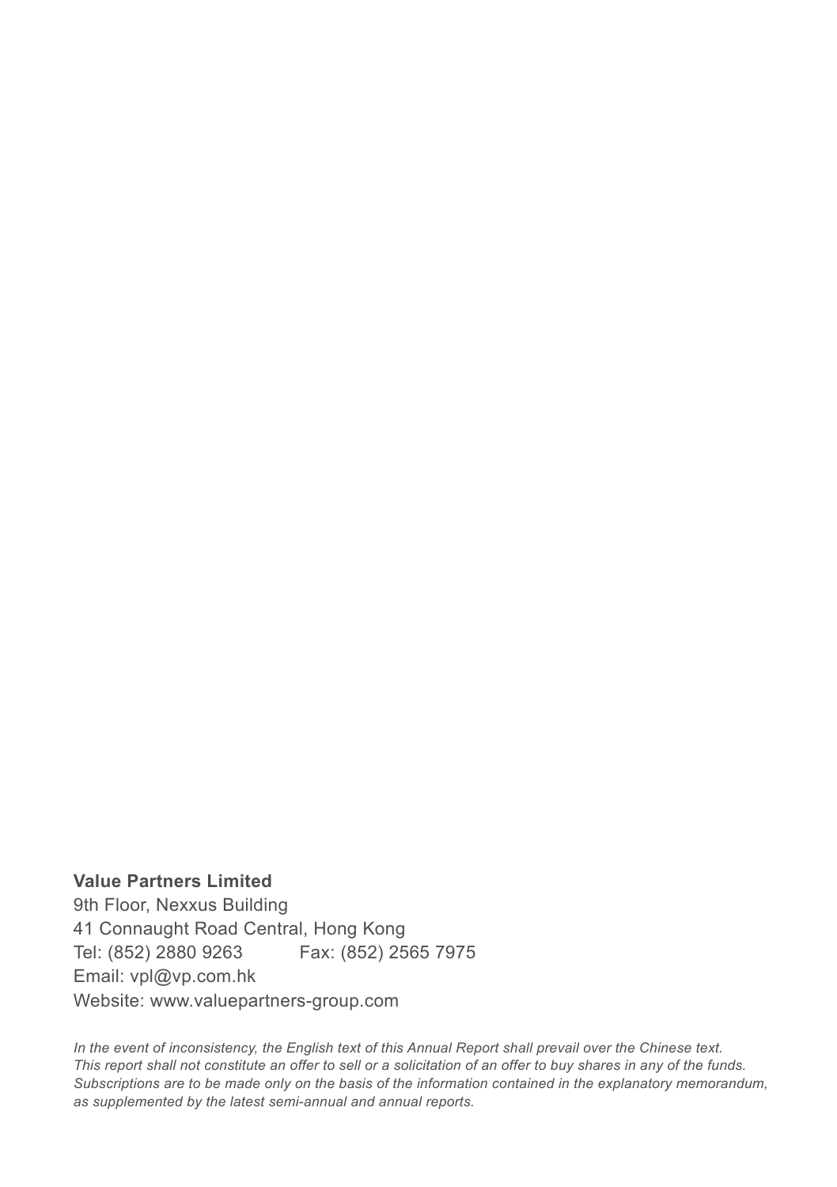**Value Partners Limited**
9th Floor, Nexxus Building
41 Connaught Road Central, Hong Kong
Tel: (852) 2880 9263 Fax: (852) 2565 7975
Email: vpl@vp.com.hk
Website: www.valuepartners-group.com

*In the event of inconsistency, the English text of this Annual Report shall prevail over the Chinese text. This report shall not constitute an offer to sell or a solicitation of an offer to buy shares in any of the funds. Subscriptions are to be made only on the basis of the information contained in the explanatory memorandum, as supplemented by the latest semi-annual and annual reports.*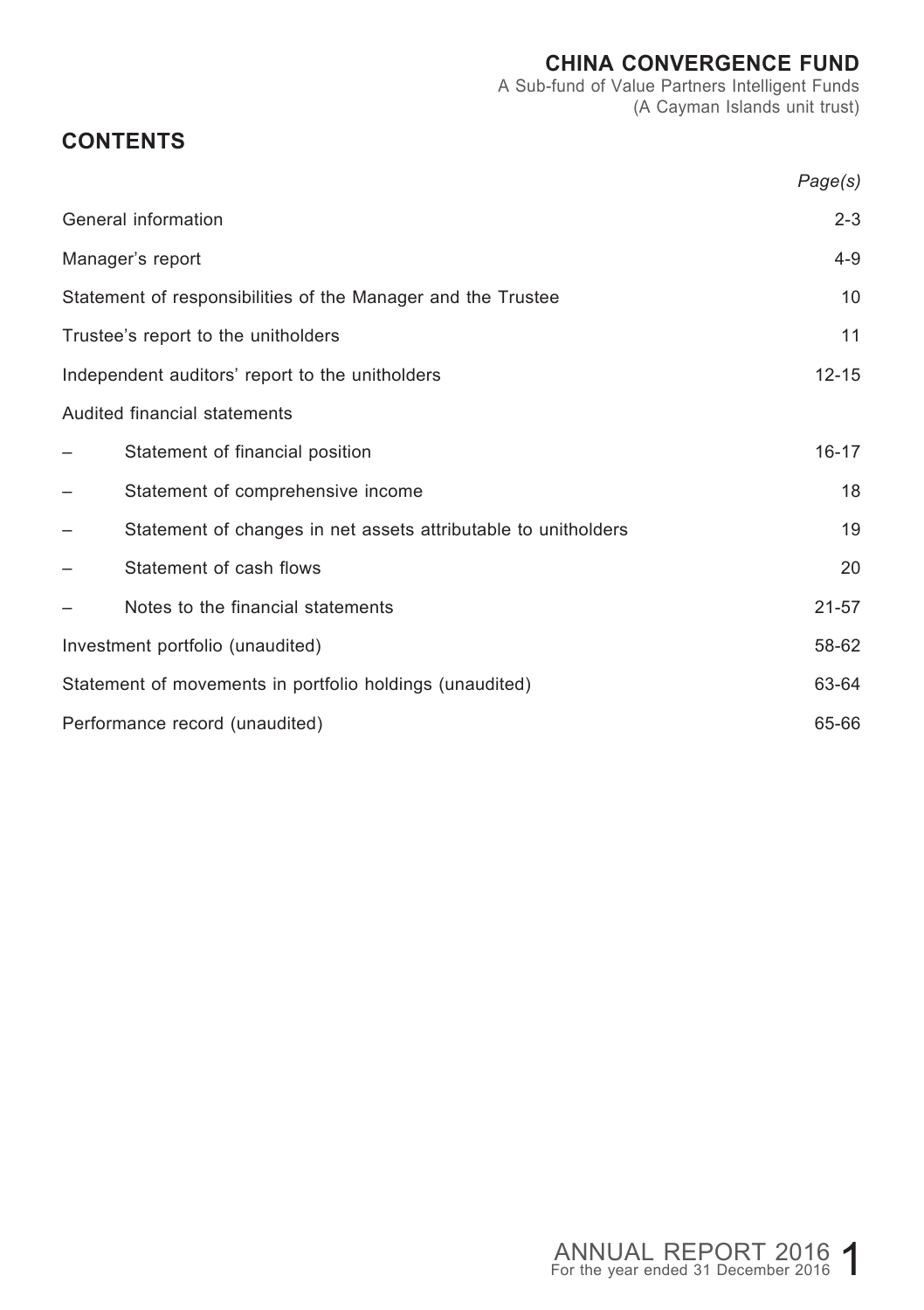# CHINA CONVERGENCE FUND

A Sub-fund of Value Partners Intelligent Funds
(A Cayman Islands unit trust)

## CONTENTS

| | *Page(s)* |
|---|---|
| General information | 2-3 |
| Manager's report | 4-9 |
| Statement of responsibilities of the Manager and the Trustee | 10 |
| Trustee's report to the unitholders | 11 |
| Independent auditors' report to the unitholders | 12-15 |
| Audited financial statements | |
| – Statement of financial position | 16-17 |
| – Statement of comprehensive income | 18 |
| – Statement of changes in net assets attributable to unitholders | 19 |
| – Statement of cash flows | 20 |
| – Notes to the financial statements | 21-57 |
| Investment portfolio (unaudited) | 58-62 |
| Statement of movements in portfolio holdings (unaudited) | 63-64 |
| Performance record (unaudited) | 65-66 |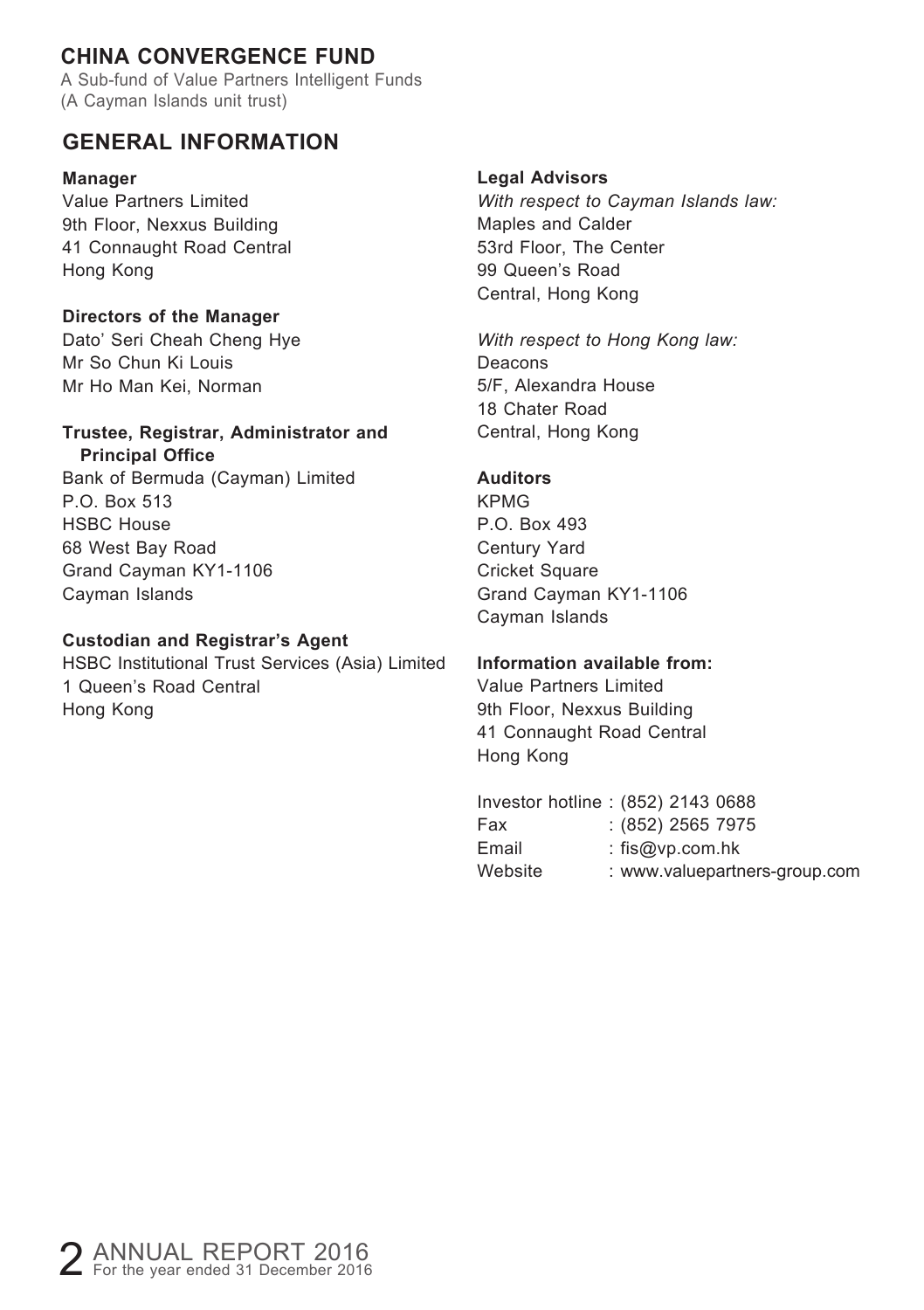# CHINA CONVERGENCE FUND

A Sub-fund of Value Partners Intelligent Funds
(A Cayman Islands unit trust)

## GENERAL INFORMATION

**Manager**
Value Partners Limited
9th Floor, Nexxus Building
41 Connaught Road Central
Hong Kong

**Directors of the Manager**
Dato' Seri Cheah Cheng Hye
Mr So Chun Ki Louis
Mr Ho Man Kei, Norman

**Trustee, Registrar, Administrator and Principal Office**
Bank of Bermuda (Cayman) Limited
P.O. Box 513
HSBC House
68 West Bay Road
Grand Cayman KY1-1106
Cayman Islands

**Custodian and Registrar's Agent**
HSBC Institutional Trust Services (Asia) Limited
1 Queen's Road Central
Hong Kong

**Legal Advisors**
*With respect to Cayman Islands law:*
Maples and Calder
53rd Floor, The Center
99 Queen's Road
Central, Hong Kong

*With respect to Hong Kong law:*
Deacons
5/F, Alexandra House
18 Chater Road
Central, Hong Kong

**Auditors**
KPMG
P.O. Box 493
Century Yard
Cricket Square
Grand Cayman KY1-1106
Cayman Islands

**Information available from:**
Value Partners Limited
9th Floor, Nexxus Building
41 Connaught Road Central
Hong Kong

Investor hotline : (852) 2143 0688
Fax : (852) 2565 7975
Email : fis@vp.com.hk
Website : www.valuepartners-group.com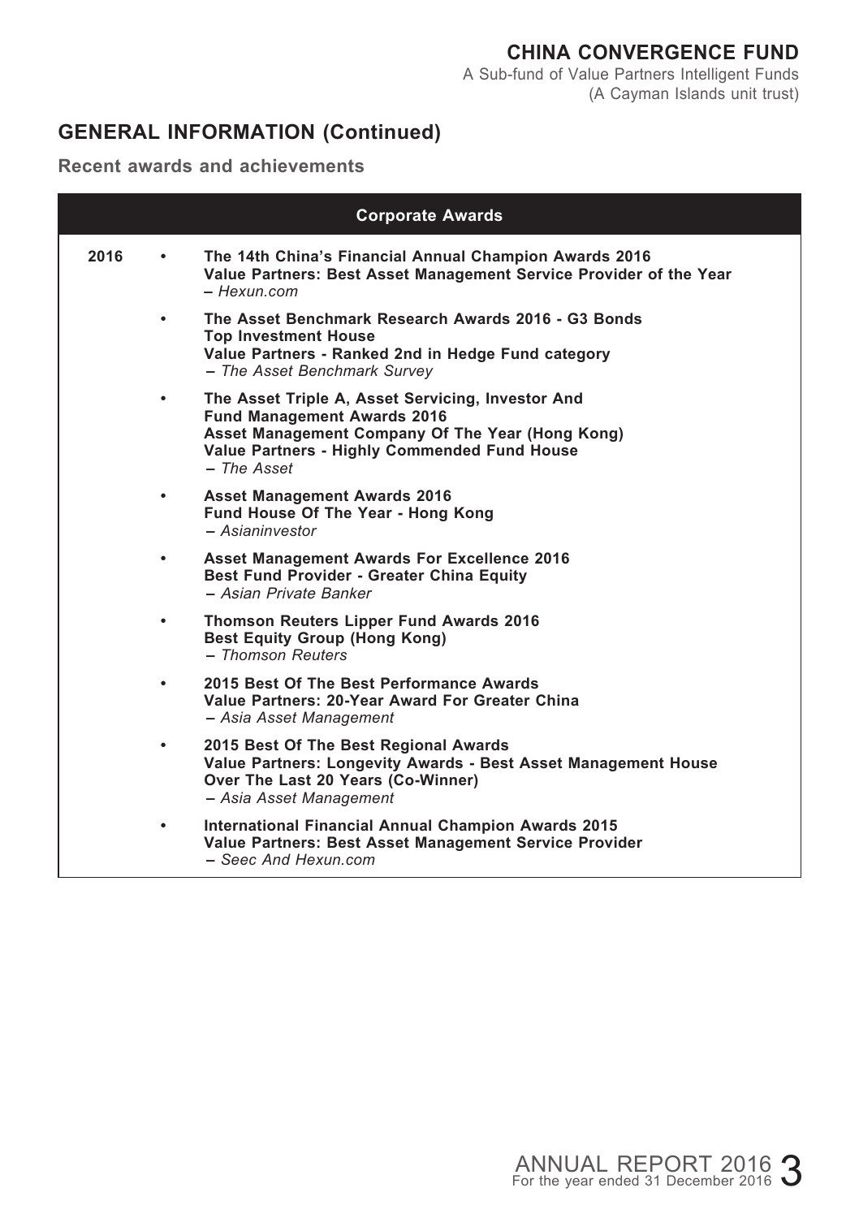## GENERAL INFORMATION (Continued)

### Recent awards and achievements

| Corporate Awards | |
|---|---|
| 2016 | • **The 14th China's Financial Annual Champion Awards 2016**<br>**Value Partners: Best Asset Management Service Provider of the Year**<br>– *Hexun.com* |
| | • **The Asset Benchmark Research Awards 2016 - G3 Bonds**<br>**Top Investment House**<br>**Value Partners - Ranked 2nd in Hedge Fund category**<br>– *The Asset Benchmark Survey* |
| | • **The Asset Triple A, Asset Servicing, Investor And Fund Management Awards 2016**<br>**Asset Management Company Of The Year (Hong Kong)**<br>**Value Partners - Highly Commended Fund House**<br>– *The Asset* |
| | • **Asset Management Awards 2016**<br>**Fund House Of The Year - Hong Kong**<br>– *Asianinvestor* |
| | • **Asset Management Awards For Excellence 2016**<br>**Best Fund Provider - Greater China Equity**<br>– *Asian Private Banker* |
| | • **Thomson Reuters Lipper Fund Awards 2016**<br>**Best Equity Group (Hong Kong)**<br>– *Thomson Reuters* |
| | • **2015 Best Of The Best Performance Awards**<br>**Value Partners: 20-Year Award For Greater China**<br>– *Asia Asset Management* |
| | • **2015 Best Of The Best Regional Awards**<br>**Value Partners: Longevity Awards - Best Asset Management House Over The Last 20 Years (Co-Winner)**<br>– *Asia Asset Management* |
| | • **International Financial Annual Champion Awards 2015**<br>**Value Partners: Best Asset Management Service Provider**<br>– *Seec And Hexun.com* |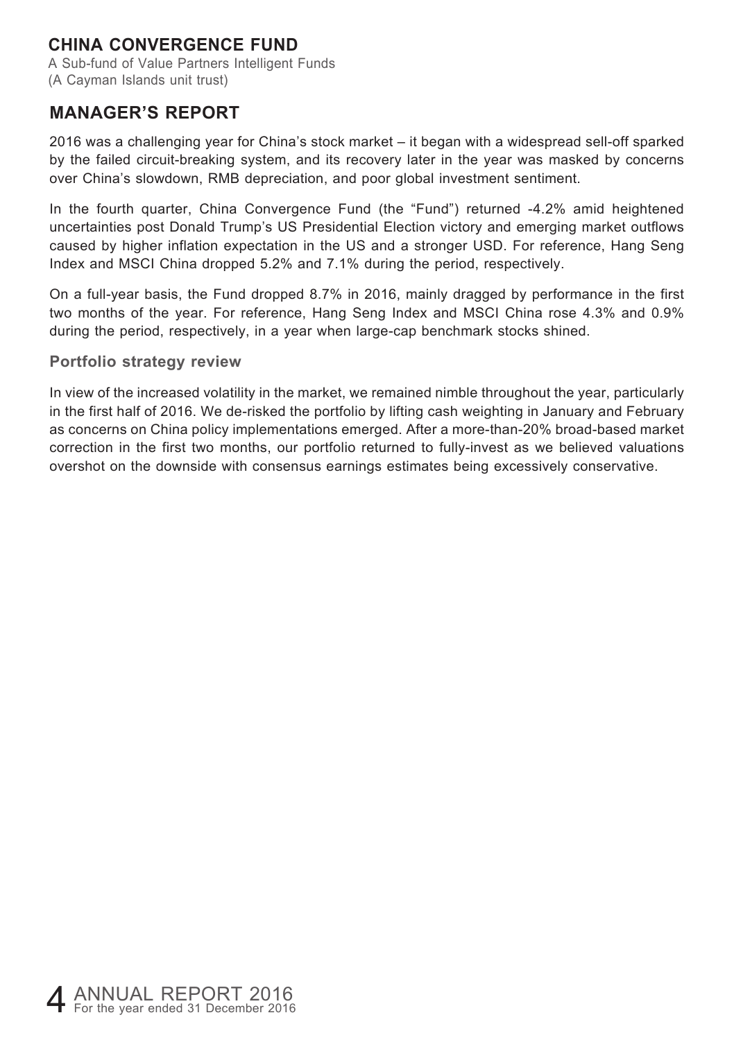# CHINA CONVERGENCE FUND

A Sub-fund of Value Partners Intelligent Funds
(A Cayman Islands unit trust)

## MANAGER'S REPORT

2016 was a challenging year for China's stock market – it began with a widespread sell-off sparked by the failed circuit-breaking system, and its recovery later in the year was masked by concerns over China's slowdown, RMB depreciation, and poor global investment sentiment.

In the fourth quarter, China Convergence Fund (the "Fund") returned -4.2% amid heightened uncertainties post Donald Trump's US Presidential Election victory and emerging market outflows caused by higher inflation expectation in the US and a stronger USD. For reference, Hang Seng Index and MSCI China dropped 5.2% and 7.1% during the period, respectively.

On a full-year basis, the Fund dropped 8.7% in 2016, mainly dragged by performance in the first two months of the year. For reference, Hang Seng Index and MSCI China rose 4.3% and 0.9% during the period, respectively, in a year when large-cap benchmark stocks shined.

### Portfolio strategy review

In view of the increased volatility in the market, we remained nimble throughout the year, particularly in the first half of 2016. We de-risked the portfolio by lifting cash weighting in January and February as concerns on China policy implementations emerged. After a more-than-20% broad-based market correction in the first two months, our portfolio returned to fully-invest as we believed valuations overshot on the downside with consensus earnings estimates being excessively conservative.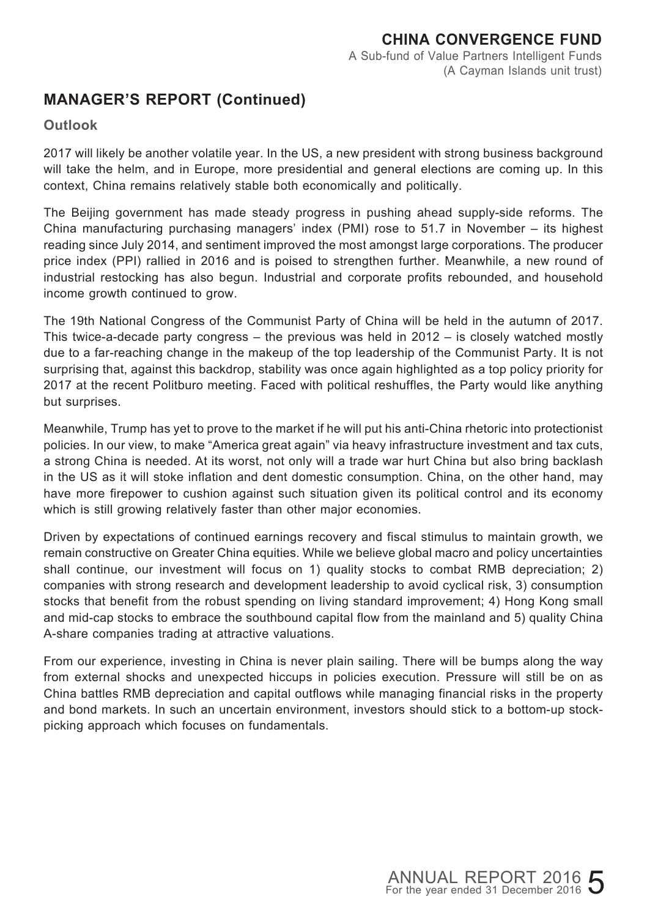## MANAGER'S REPORT (Continued)

### Outlook

2017 will likely be another volatile year. In the US, a new president with strong business background will take the helm, and in Europe, more presidential and general elections are coming up. In this context, China remains relatively stable both economically and politically.

The Beijing government has made steady progress in pushing ahead supply-side reforms. The China manufacturing purchasing managers' index (PMI) rose to 51.7 in November – its highest reading since July 2014, and sentiment improved the most amongst large corporations. The producer price index (PPI) rallied in 2016 and is poised to strengthen further. Meanwhile, a new round of industrial restocking has also begun. Industrial and corporate profits rebounded, and household income growth continued to grow.

The 19th National Congress of the Communist Party of China will be held in the autumn of 2017. This twice-a-decade party congress – the previous was held in 2012 – is closely watched mostly due to a far-reaching change in the makeup of the top leadership of the Communist Party. It is not surprising that, against this backdrop, stability was once again highlighted as a top policy priority for 2017 at the recent Politburo meeting. Faced with political reshuffles, the Party would like anything but surprises.

Meanwhile, Trump has yet to prove to the market if he will put his anti-China rhetoric into protectionist policies. In our view, to make "America great again" via heavy infrastructure investment and tax cuts, a strong China is needed. At its worst, not only will a trade war hurt China but also bring backlash in the US as it will stoke inflation and dent domestic consumption. China, on the other hand, may have more firepower to cushion against such situation given its political control and its economy which is still growing relatively faster than other major economies.

Driven by expectations of continued earnings recovery and fiscal stimulus to maintain growth, we remain constructive on Greater China equities. While we believe global macro and policy uncertainties shall continue, our investment will focus on 1) quality stocks to combat RMB depreciation; 2) companies with strong research and development leadership to avoid cyclical risk, 3) consumption stocks that benefit from the robust spending on living standard improvement; 4) Hong Kong small and mid-cap stocks to embrace the southbound capital flow from the mainland and 5) quality China A-share companies trading at attractive valuations.

From our experience, investing in China is never plain sailing. There will be bumps along the way from external shocks and unexpected hiccups in policies execution. Pressure will still be on as China battles RMB depreciation and capital outflows while managing financial risks in the property and bond markets. In such an uncertain environment, investors should stick to a bottom-up stock-picking approach which focuses on fundamentals.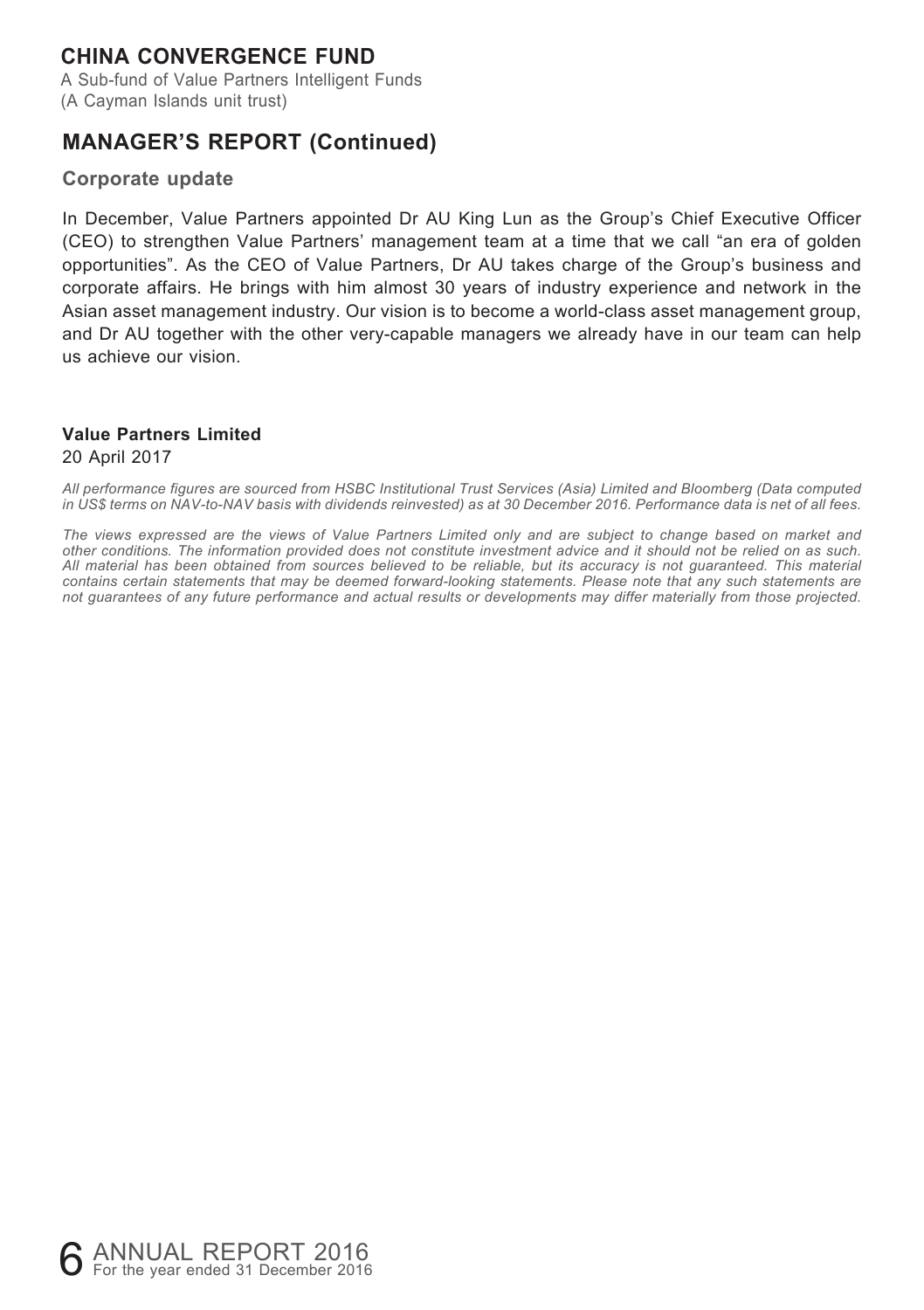## MANAGER'S REPORT (Continued)

### Corporate update

In December, Value Partners appointed Dr AU King Lun as the Group's Chief Executive Officer (CEO) to strengthen Value Partners' management team at a time that we call "an era of golden opportunities". As the CEO of Value Partners, Dr AU takes charge of the Group's business and corporate affairs. He brings with him almost 30 years of industry experience and network in the Asian asset management industry. Our vision is to become a world-class asset management group, and Dr AU together with the other very-capable managers we already have in our team can help us achieve our vision.

**Value Partners Limited**
20 April 2017

*All performance figures are sourced from HSBC Institutional Trust Services (Asia) Limited and Bloomberg (Data computed in US$ terms on NAV-to-NAV basis with dividends reinvested) as at 30 December 2016. Performance data is net of all fees.*

*The views expressed are the views of Value Partners Limited only and are subject to change based on market and other conditions. The information provided does not constitute investment advice and it should not be relied on as such. All material has been obtained from sources believed to be reliable, but its accuracy is not guaranteed. This material contains certain statements that may be deemed forward-looking statements. Please note that any such statements are not guarantees of any future performance and actual results or developments may differ materially from those projected.*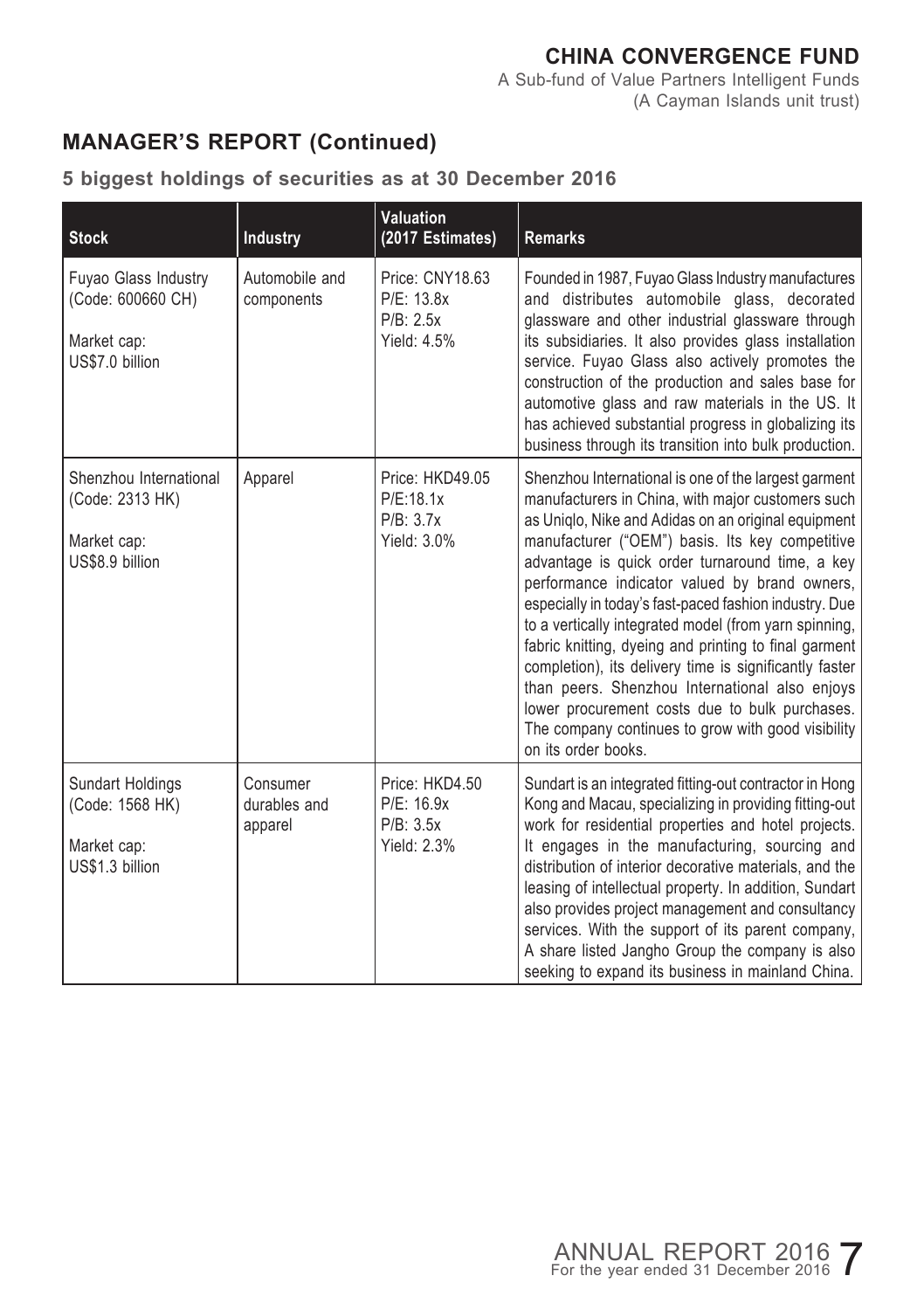## MANAGER'S REPORT (Continued)

### 5 biggest holdings of securities as at 30 December 2016

| Stock | Industry | Valuation (2017 Estimates) | Remarks |
|---|---|---|---|
| Fuyao Glass Industry (Code: 600660 CH)<br><br>Market cap: US$7.0 billion | Automobile and components | Price: CNY18.63<br>P/E: 13.8x<br>P/B: 2.5x<br>Yield: 4.5% | Founded in 1987, Fuyao Glass Industry manufactures and distributes automobile glass, decorated glassware and other industrial glassware through its subsidiaries. It also provides glass installation service. Fuyao Glass also actively promotes the construction of the production and sales base for automotive glass and raw materials in the US. It has achieved substantial progress in globalizing its business through its transition into bulk production. |
| Shenzhou International (Code: 2313 HK)<br><br>Market cap: US$8.9 billion | Apparel | Price: HKD49.05<br>P/E:18.1x<br>P/B: 3.7x<br>Yield: 3.0% | Shenzhou International is one of the largest garment manufacturers in China, with major customers such as Uniqlo, Nike and Adidas on an original equipment manufacturer ("OEM") basis. Its key competitive advantage is quick order turnaround time, a key performance indicator valued by brand owners, especially in today's fast-paced fashion industry. Due to a vertically integrated model (from yarn spinning, fabric knitting, dyeing and printing to final garment completion), its delivery time is significantly faster than peers. Shenzhou International also enjoys lower procurement costs due to bulk purchases. The company continues to grow with good visibility on its order books. |
| Sundart Holdings (Code: 1568 HK)<br><br>Market cap: US$1.3 billion | Consumer durables and apparel | Price: HKD4.50<br>P/E: 16.9x<br>P/B: 3.5x<br>Yield: 2.3% | Sundart is an integrated fitting-out contractor in Hong Kong and Macau, specializing in providing fitting-out work for residential properties and hotel projects. It engages in the manufacturing, sourcing and distribution of interior decorative materials, and the leasing of intellectual property. In addition, Sundart also provides project management and consultancy services. With the support of its parent company, A share listed Jangho Group the company is also seeking to expand its business in mainland China. |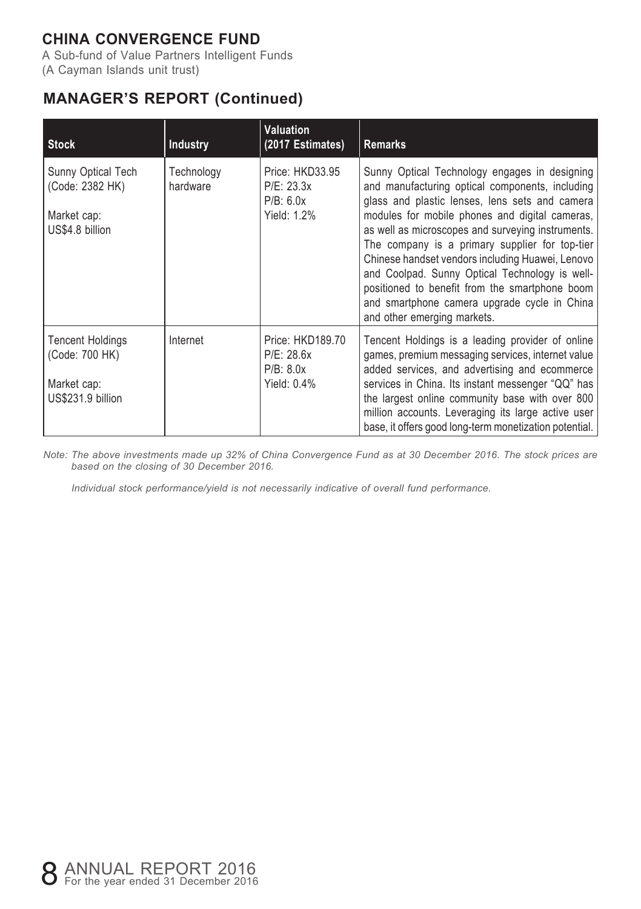# CHINA CONVERGENCE FUND

A Sub-fund of Value Partners Intelligent Funds
(A Cayman Islands unit trust)

## MANAGER'S REPORT (Continued)

| Stock | Industry | Valuation (2017 Estimates) | Remarks |
|---|---|---|---|
| Sunny Optical Tech (Code: 2382 HK)<br><br>Market cap: US$4.8 billion | Technology hardware | Price: HKD33.95<br>P/E: 23.3x<br>P/B: 6.0x<br>Yield: 1.2% | Sunny Optical Technology engages in designing and manufacturing optical components, including glass and plastic lenses, lens sets and camera modules for mobile phones and digital cameras, as well as microscopes and surveying instruments. The company is a primary supplier for top-tier Chinese handset vendors including Huawei, Lenovo and Coolpad. Sunny Optical Technology is well-positioned to benefit from the smartphone boom and smartphone camera upgrade cycle in China and other emerging markets. |
| Tencent Holdings (Code: 700 HK)<br><br>Market cap: US$231.9 billion | Internet | Price: HKD189.70<br>P/E: 28.6x<br>P/B: 8.0x<br>Yield: 0.4% | Tencent Holdings is a leading provider of online games, premium messaging services, internet value added services, and advertising and ecommerce services in China. Its instant messenger "QQ" has the largest online community base with over 800 million accounts. Leveraging its large active user base, it offers good long-term monetization potential. |

*Note: The above investments made up 32% of China Convergence Fund as at 30 December 2016. The stock prices are based on the closing of 30 December 2016.*

*Individual stock performance/yield is not necessarily indicative of overall fund performance.*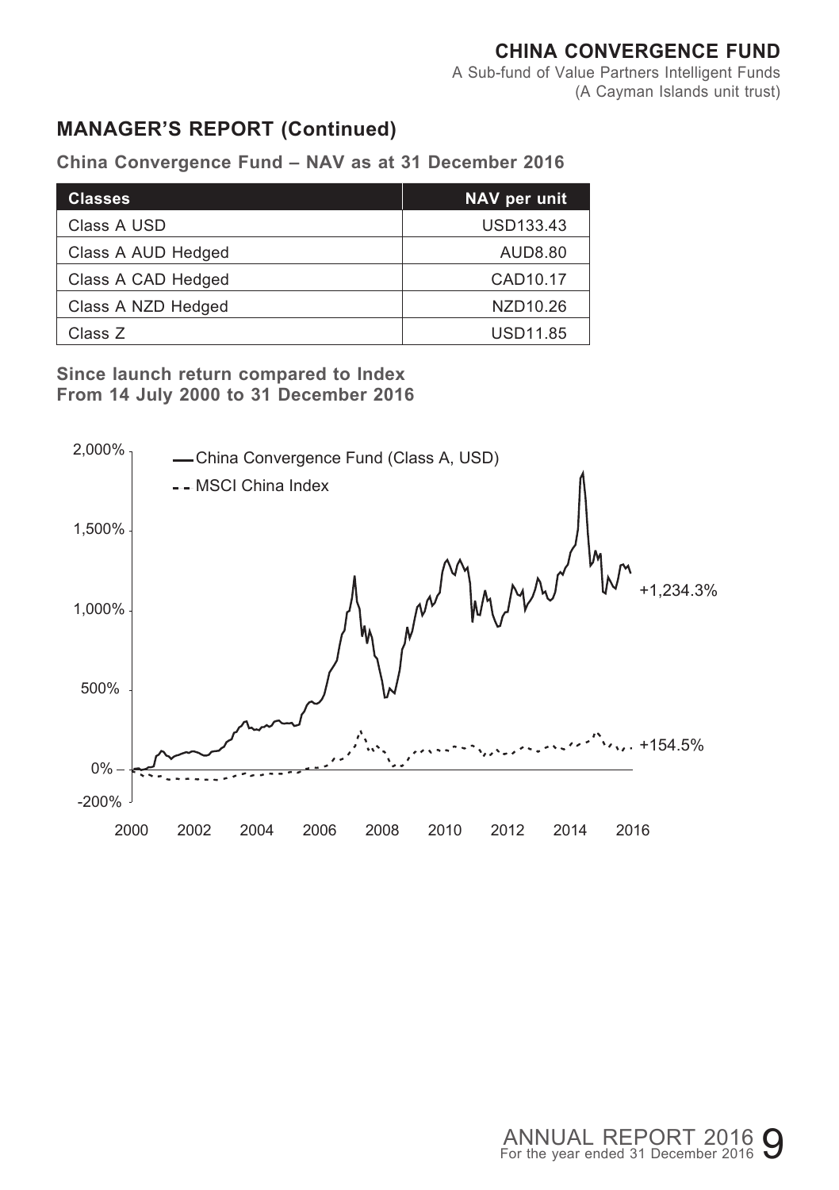## MANAGER'S REPORT (Continued)

**China Convergence Fund – NAV as at 31 December 2016**

| Classes | NAV per unit |
|---|---|
| Class A USD | USD133.43 |
| Class A AUD Hedged | AUD8.80 |
| Class A CAD Hedged | CAD10.17 |
| Class A NZD Hedged | NZD10.26 |
| Class Z | USD11.85 |

**Since launch return compared to Index**
**From 14 July 2000 to 31 December 2016**

— China Convergence Fund (Class A, USD)

- - MSCI China Index

+1,234.3%

+154.5%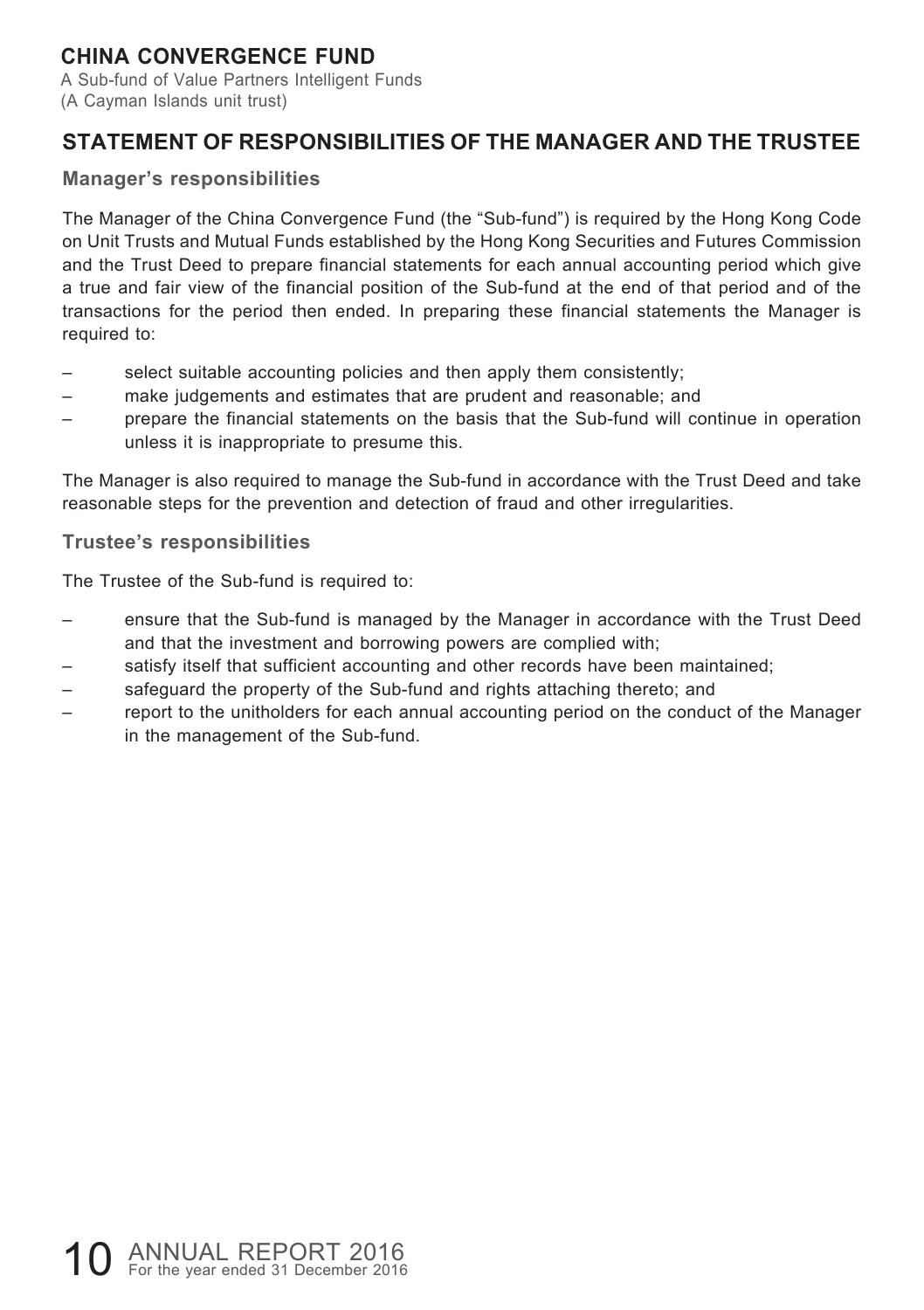# CHINA CONVERGENCE FUND

A Sub-fund of Value Partners Intelligent Funds
(A Cayman Islands unit trust)

## STATEMENT OF RESPONSIBILITIES OF THE MANAGER AND THE TRUSTEE

### Manager's responsibilities

The Manager of the China Convergence Fund (the "Sub-fund") is required by the Hong Kong Code on Unit Trusts and Mutual Funds established by the Hong Kong Securities and Futures Commission and the Trust Deed to prepare financial statements for each annual accounting period which give a true and fair view of the financial position of the Sub-fund at the end of that period and of the transactions for the period then ended. In preparing these financial statements the Manager is required to:

- select suitable accounting policies and then apply them consistently;
- make judgements and estimates that are prudent and reasonable; and
- prepare the financial statements on the basis that the Sub-fund will continue in operation unless it is inappropriate to presume this.

The Manager is also required to manage the Sub-fund in accordance with the Trust Deed and take reasonable steps for the prevention and detection of fraud and other irregularities.

### Trustee's responsibilities

The Trustee of the Sub-fund is required to:

- ensure that the Sub-fund is managed by the Manager in accordance with the Trust Deed and that the investment and borrowing powers are complied with;
- satisfy itself that sufficient accounting and other records have been maintained;
- safeguard the property of the Sub-fund and rights attaching thereto; and
- report to the unitholders for each annual accounting period on the conduct of the Manager in the management of the Sub-fund.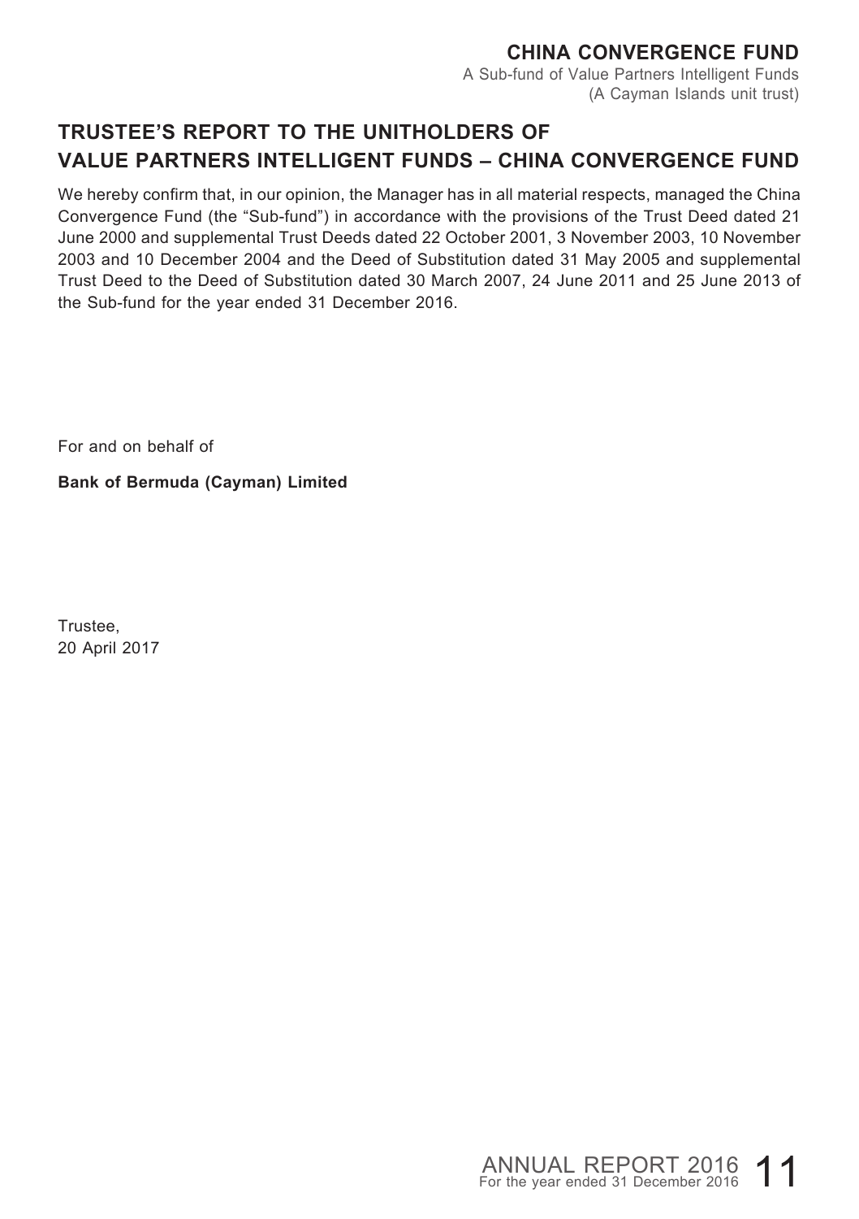# TRUSTEE'S REPORT TO THE UNITHOLDERS OF VALUE PARTNERS INTELLIGENT FUNDS – CHINA CONVERGENCE FUND

We hereby confirm that, in our opinion, the Manager has in all material respects, managed the China Convergence Fund (the "Sub-fund") in accordance with the provisions of the Trust Deed dated 21 June 2000 and supplemental Trust Deeds dated 22 October 2001, 3 November 2003, 10 November 2003 and 10 December 2004 and the Deed of Substitution dated 31 May 2005 and supplemental Trust Deed to the Deed of Substitution dated 30 March 2007, 24 June 2011 and 25 June 2013 of the Sub-fund for the year ended 31 December 2016.

For and on behalf of

**Bank of Bermuda (Cayman) Limited**

Trustee,
20 April 2017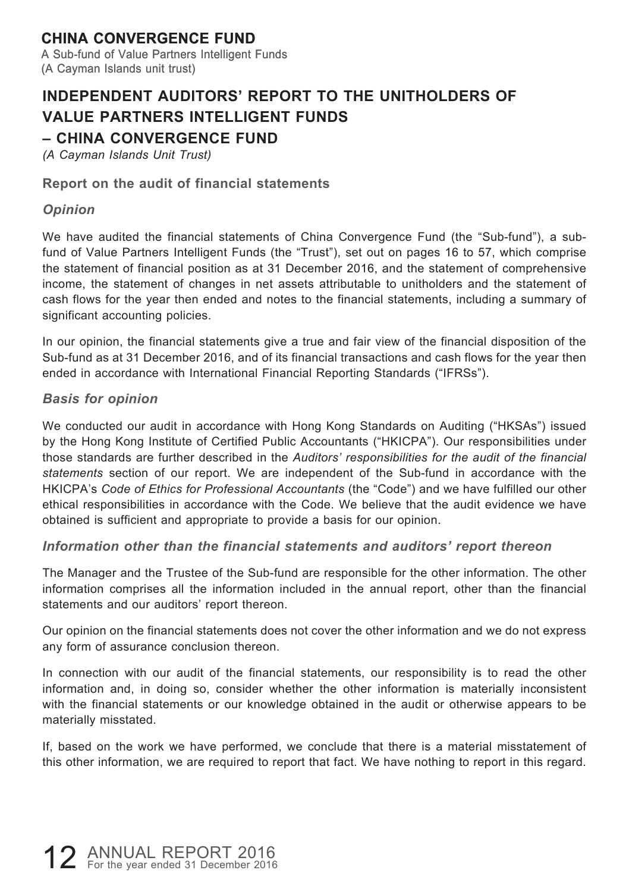# INDEPENDENT AUDITORS' REPORT TO THE UNITHOLDERS OF VALUE PARTNERS INTELLIGENT FUNDS – CHINA CONVERGENCE FUND

*(A Cayman Islands Unit Trust)*

## Report on the audit of financial statements

### *Opinion*

We have audited the financial statements of China Convergence Fund (the "Sub-fund"), a sub-fund of Value Partners Intelligent Funds (the "Trust"), set out on pages 16 to 57, which comprise the statement of financial position as at 31 December 2016, and the statement of comprehensive income, the statement of changes in net assets attributable to unitholders and the statement of cash flows for the year then ended and notes to the financial statements, including a summary of significant accounting policies.

In our opinion, the financial statements give a true and fair view of the financial disposition of the Sub-fund as at 31 December 2016, and of its financial transactions and cash flows for the year then ended in accordance with International Financial Reporting Standards ("IFRSs").

### *Basis for opinion*

We conducted our audit in accordance with Hong Kong Standards on Auditing ("HKSAs") issued by the Hong Kong Institute of Certified Public Accountants ("HKICPA"). Our responsibilities under those standards are further described in the *Auditors' responsibilities for the audit of the financial statements* section of our report. We are independent of the Sub-fund in accordance with the HKICPA's *Code of Ethics for Professional Accountants* (the "Code") and we have fulfilled our other ethical responsibilities in accordance with the Code. We believe that the audit evidence we have obtained is sufficient and appropriate to provide a basis for our opinion.

### *Information other than the financial statements and auditors' report thereon*

The Manager and the Trustee of the Sub-fund are responsible for the other information. The other information comprises all the information included in the annual report, other than the financial statements and our auditors' report thereon.

Our opinion on the financial statements does not cover the other information and we do not express any form of assurance conclusion thereon.

In connection with our audit of the financial statements, our responsibility is to read the other information and, in doing so, consider whether the other information is materially inconsistent with the financial statements or our knowledge obtained in the audit or otherwise appears to be materially misstated.

If, based on the work we have performed, we conclude that there is a material misstatement of this other information, we are required to report that fact. We have nothing to report in this regard.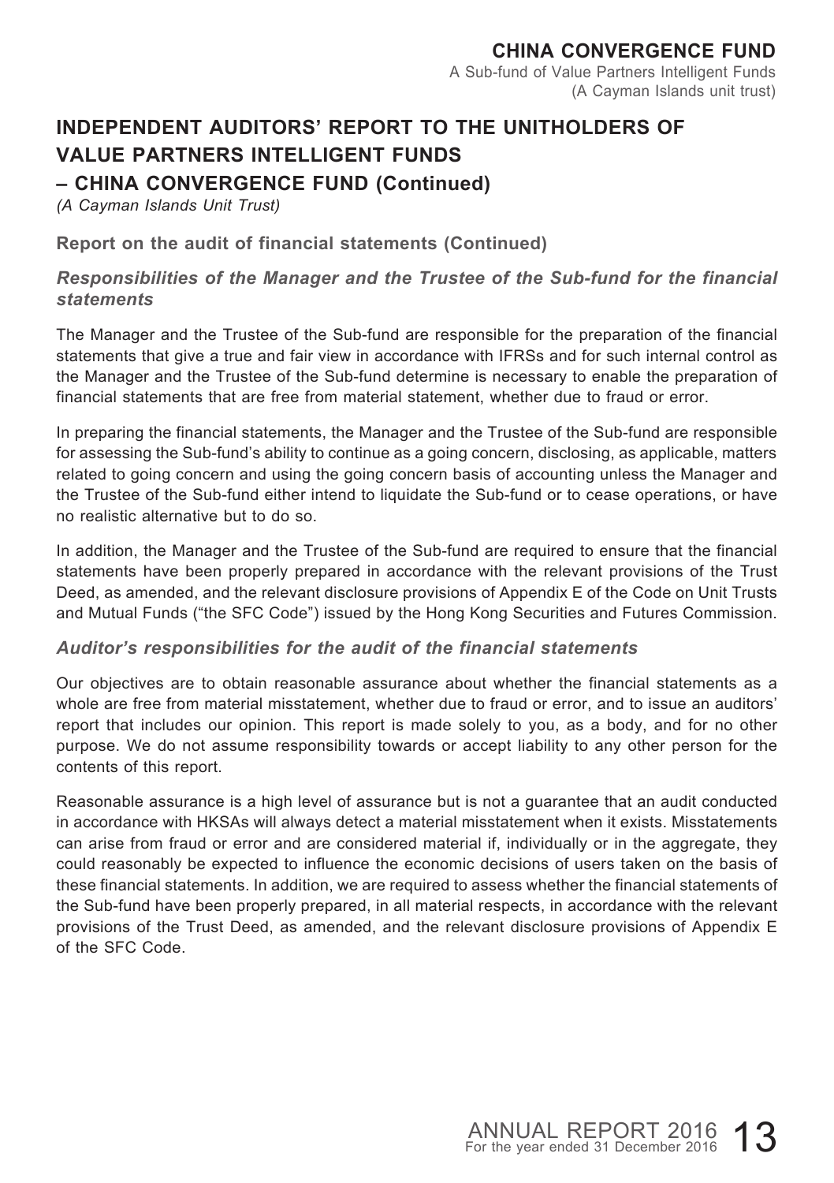# INDEPENDENT AUDITORS' REPORT TO THE UNITHOLDERS OF VALUE PARTNERS INTELLIGENT FUNDS – CHINA CONVERGENCE FUND (Continued)

*(A Cayman Islands Unit Trust)*

**Report on the audit of financial statements (Continued)**

### *Responsibilities of the Manager and the Trustee of the Sub-fund for the financial statements*

The Manager and the Trustee of the Sub-fund are responsible for the preparation of the financial statements that give a true and fair view in accordance with IFRSs and for such internal control as the Manager and the Trustee of the Sub-fund determine is necessary to enable the preparation of financial statements that are free from material statement, whether due to fraud or error.

In preparing the financial statements, the Manager and the Trustee of the Sub-fund are responsible for assessing the Sub-fund's ability to continue as a going concern, disclosing, as applicable, matters related to going concern and using the going concern basis of accounting unless the Manager and the Trustee of the Sub-fund either intend to liquidate the Sub-fund or to cease operations, or have no realistic alternative but to do so.

In addition, the Manager and the Trustee of the Sub-fund are required to ensure that the financial statements have been properly prepared in accordance with the relevant provisions of the Trust Deed, as amended, and the relevant disclosure provisions of Appendix E of the Code on Unit Trusts and Mutual Funds ("the SFC Code") issued by the Hong Kong Securities and Futures Commission.

### *Auditor's responsibilities for the audit of the financial statements*

Our objectives are to obtain reasonable assurance about whether the financial statements as a whole are free from material misstatement, whether due to fraud or error, and to issue an auditors' report that includes our opinion. This report is made solely to you, as a body, and for no other purpose. We do not assume responsibility towards or accept liability to any other person for the contents of this report.

Reasonable assurance is a high level of assurance but is not a guarantee that an audit conducted in accordance with HKSAs will always detect a material misstatement when it exists. Misstatements can arise from fraud or error and are considered material if, individually or in the aggregate, they could reasonably be expected to influence the economic decisions of users taken on the basis of these financial statements. In addition, we are required to assess whether the financial statements of the Sub-fund have been properly prepared, in all material respects, in accordance with the relevant provisions of the Trust Deed, as amended, and the relevant disclosure provisions of Appendix E of the SFC Code.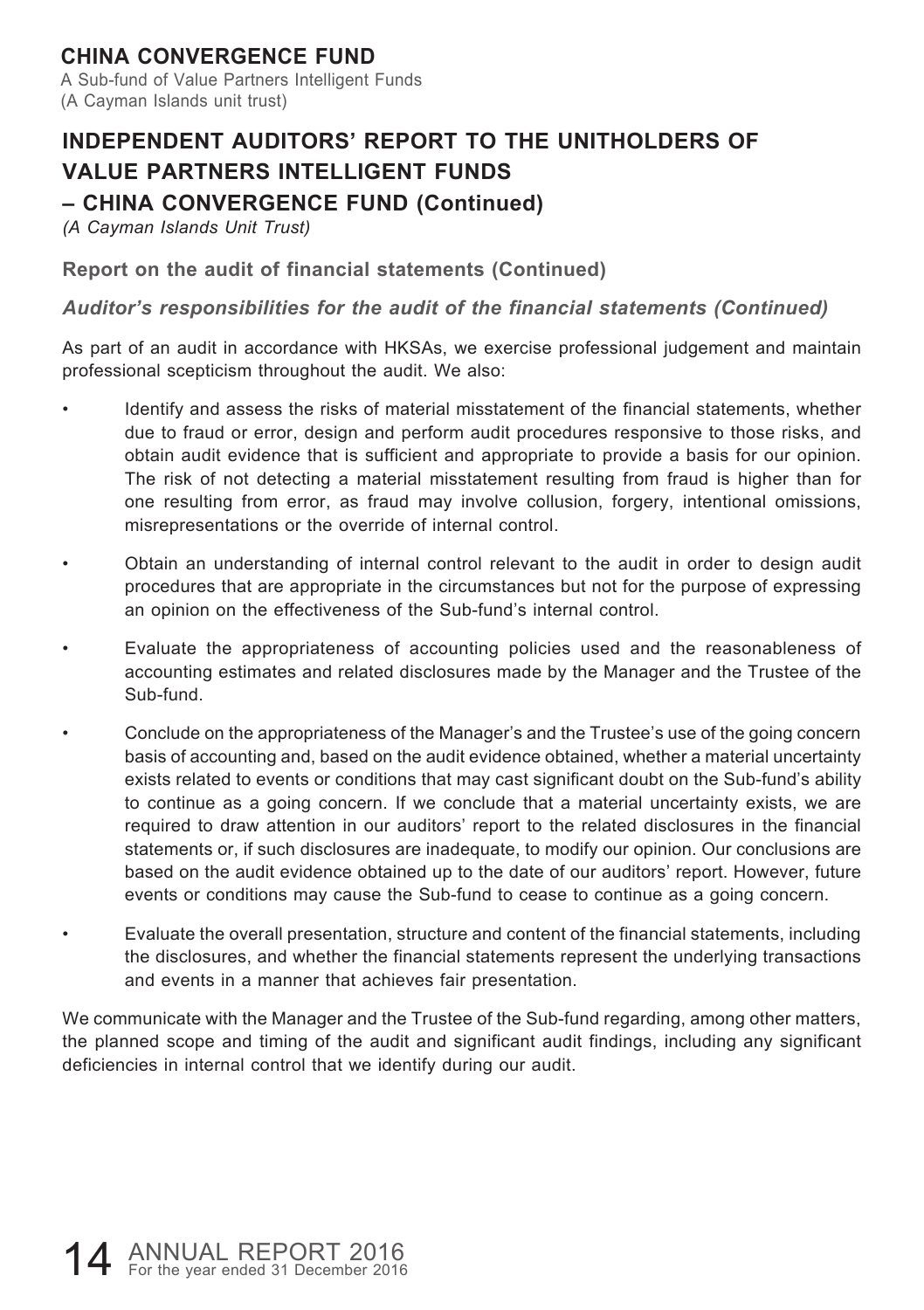# INDEPENDENT AUDITORS' REPORT TO THE UNITHOLDERS OF VALUE PARTNERS INTELLIGENT FUNDS – CHINA CONVERGENCE FUND (Continued)

*(A Cayman Islands Unit Trust)*

## Report on the audit of financial statements (Continued)

### *Auditor's responsibilities for the audit of the financial statements (Continued)*

As part of an audit in accordance with HKSAs, we exercise professional judgement and maintain professional scepticism throughout the audit. We also:

- Identify and assess the risks of material misstatement of the financial statements, whether due to fraud or error, design and perform audit procedures responsive to those risks, and obtain audit evidence that is sufficient and appropriate to provide a basis for our opinion. The risk of not detecting a material misstatement resulting from fraud is higher than for one resulting from error, as fraud may involve collusion, forgery, intentional omissions, misrepresentations or the override of internal control.
- Obtain an understanding of internal control relevant to the audit in order to design audit procedures that are appropriate in the circumstances but not for the purpose of expressing an opinion on the effectiveness of the Sub-fund's internal control.
- Evaluate the appropriateness of accounting policies used and the reasonableness of accounting estimates and related disclosures made by the Manager and the Trustee of the Sub-fund.
- Conclude on the appropriateness of the Manager's and the Trustee's use of the going concern basis of accounting and, based on the audit evidence obtained, whether a material uncertainty exists related to events or conditions that may cast significant doubt on the Sub-fund's ability to continue as a going concern. If we conclude that a material uncertainty exists, we are required to draw attention in our auditors' report to the related disclosures in the financial statements or, if such disclosures are inadequate, to modify our opinion. Our conclusions are based on the audit evidence obtained up to the date of our auditors' report. However, future events or conditions may cause the Sub-fund to cease to continue as a going concern.
- Evaluate the overall presentation, structure and content of the financial statements, including the disclosures, and whether the financial statements represent the underlying transactions and events in a manner that achieves fair presentation.

We communicate with the Manager and the Trustee of the Sub-fund regarding, among other matters, the planned scope and timing of the audit and significant audit findings, including any significant deficiencies in internal control that we identify during our audit.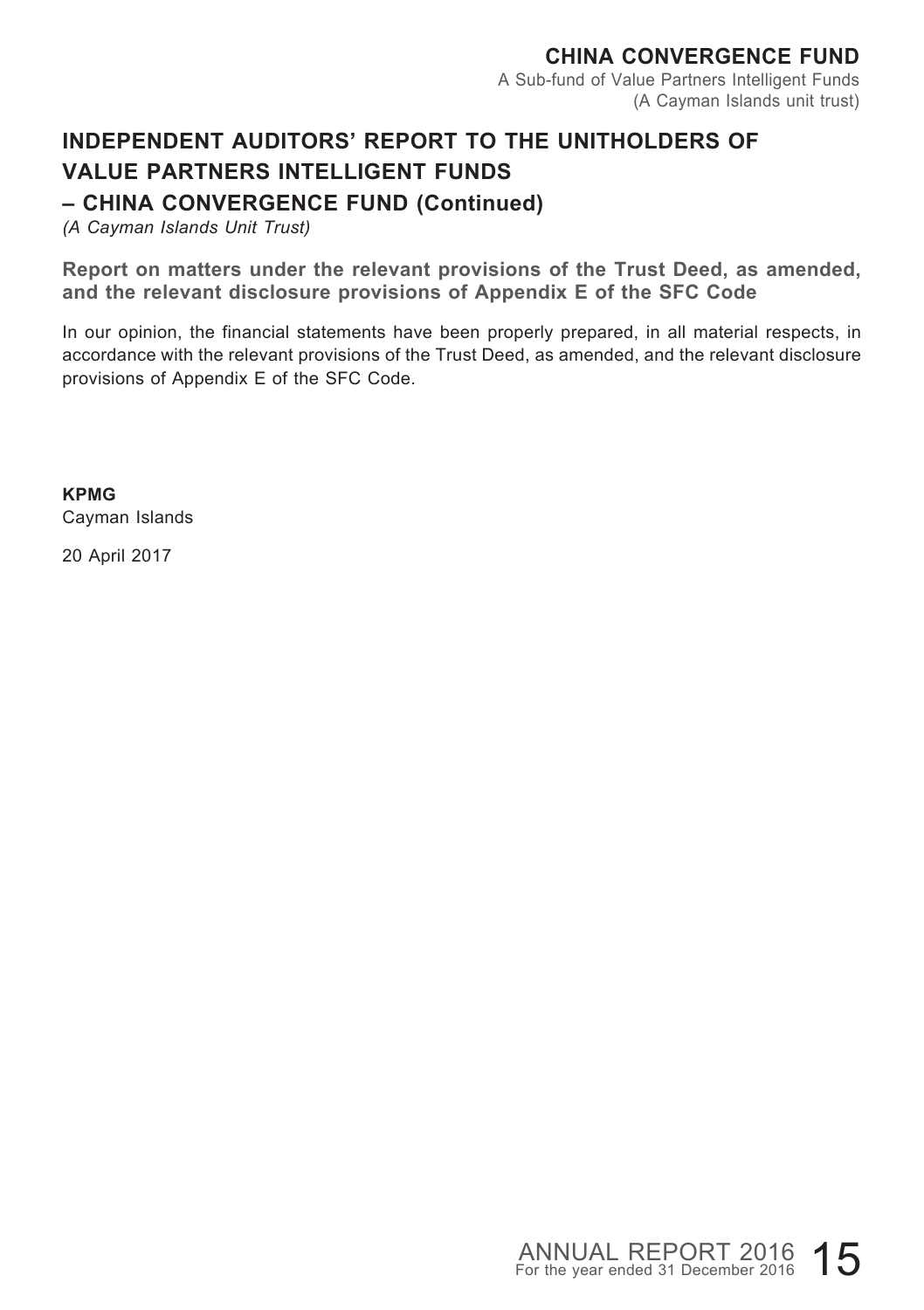## INDEPENDENT AUDITORS' REPORT TO THE UNITHOLDERS OF VALUE PARTNERS INTELLIGENT FUNDS – CHINA CONVERGENCE FUND (Continued)

*(A Cayman Islands Unit Trust)*

**Report on matters under the relevant provisions of the Trust Deed, as amended, and the relevant disclosure provisions of Appendix E of the SFC Code**

In our opinion, the financial statements have been properly prepared, in all material respects, in accordance with the relevant provisions of the Trust Deed, as amended, and the relevant disclosure provisions of Appendix E of the SFC Code.

**KPMG**
Cayman Islands

20 April 2017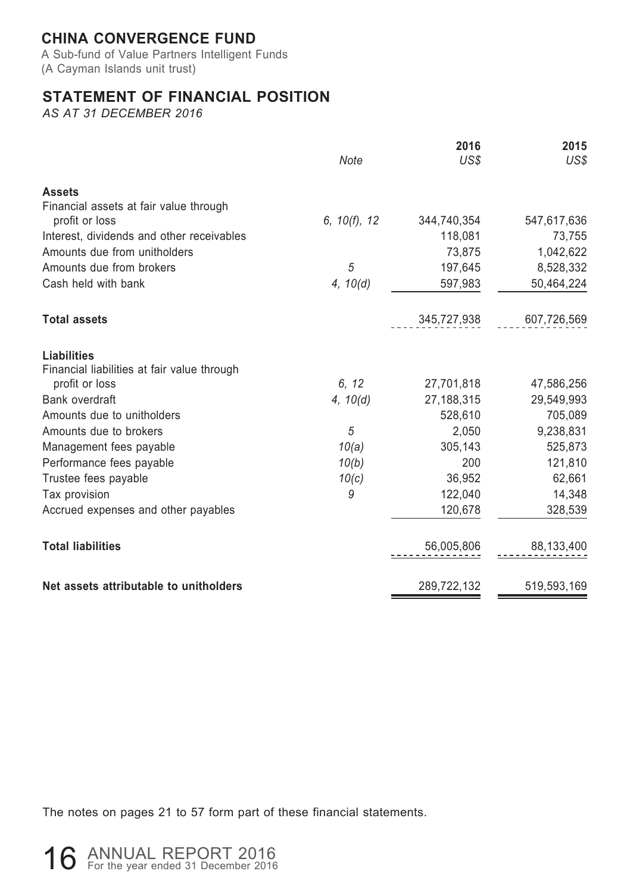# CHINA CONVERGENCE FUND

A Sub-fund of Value Partners Intelligent Funds
(A Cayman Islands unit trust)

## STATEMENT OF FINANCIAL POSITION

*AS AT 31 DECEMBER 2016*

| | *Note* | **2016** *US$* | **2015** *US$* |
|---|---|---|---|
| **Assets** | | | |
| Financial assets at fair value through profit or loss | *6, 10(f), 12* | 344,740,354 | 547,617,636 |
| Interest, dividends and other receivables | | 118,081 | 73,755 |
| Amounts due from unitholders | | 73,875 | 1,042,622 |
| Amounts due from brokers | *5* | 197,645 | 8,528,332 |
| Cash held with bank | *4, 10(d)* | 597,983 | 50,464,224 |
| **Total assets** | | 345,727,938 | 607,726,569 |
| **Liabilities** | | | |
| Financial liabilities at fair value through profit or loss | *6, 12* | 27,701,818 | 47,586,256 |
| Bank overdraft | *4, 10(d)* | 27,188,315 | 29,549,993 |
| Amounts due to unitholders | | 528,610 | 705,089 |
| Amounts due to brokers | *5* | 2,050 | 9,238,831 |
| Management fees payable | *10(a)* | 305,143 | 525,873 |
| Performance fees payable | *10(b)* | 200 | 121,810 |
| Trustee fees payable | *10(c)* | 36,952 | 62,661 |
| Tax provision | *9* | 122,040 | 14,348 |
| Accrued expenses and other payables | | 120,678 | 328,539 |
| **Total liabilities** | | 56,005,806 | 88,133,400 |
| **Net assets attributable to unitholders** | | 289,722,132 | 519,593,169 |

The notes on pages 21 to 57 form part of these financial statements.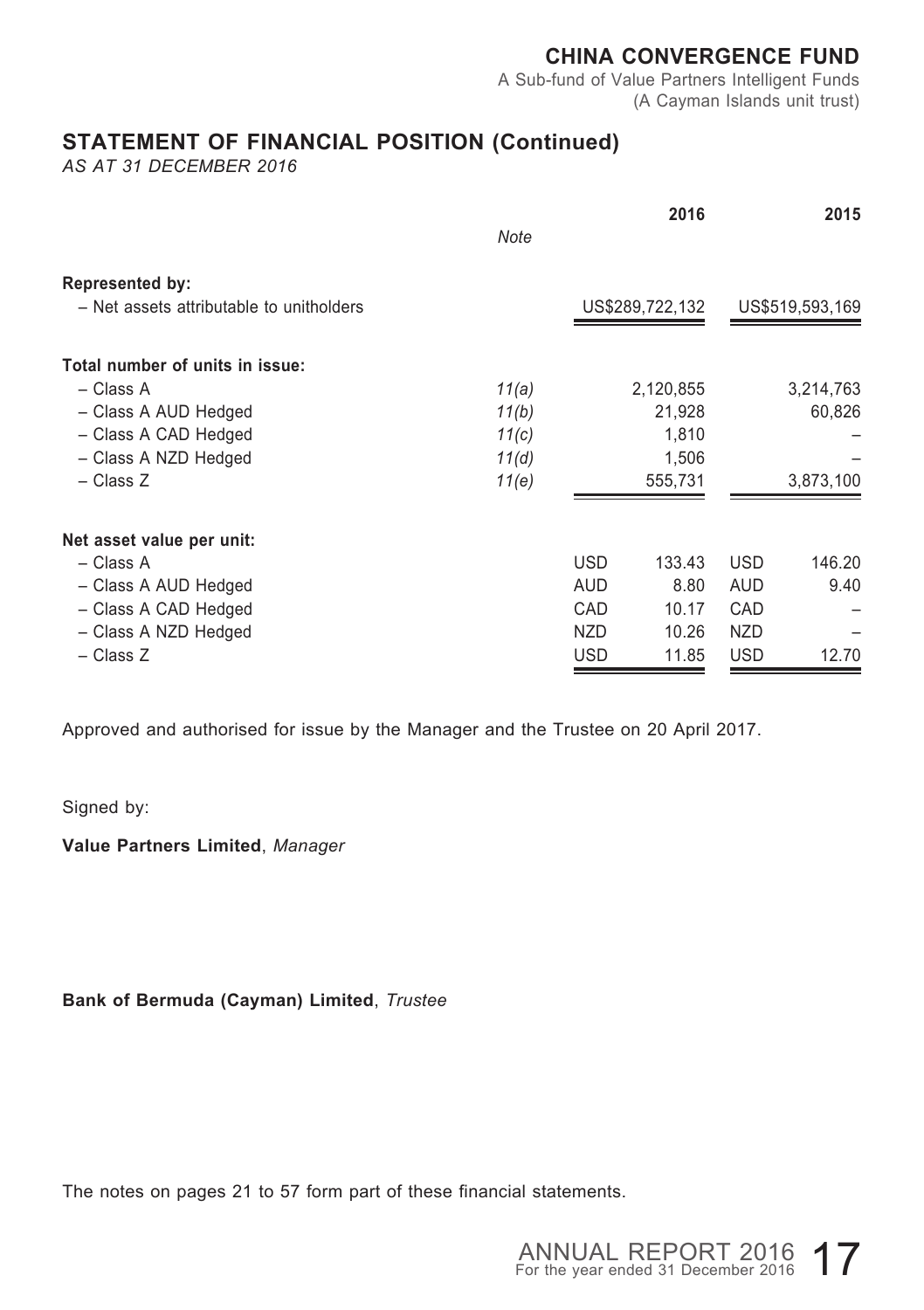**CHINA CONVERGENCE FUND**
A Sub-fund of Value Partners Intelligent Funds
(A Cayman Islands unit trust)

## STATEMENT OF FINANCIAL POSITION (Continued)

*AS AT 31 DECEMBER 2016*

| | *Note* | 2016 | | 2015 | |
|---|---|---|---|---|---|
| **Represented by:** | | | | | |
| – Net assets attributable to unitholders | | US$289,722,132 | | US$519,593,169 | |
| **Total number of units in issue:** | | | | | |
| – Class A | *11(a)* | 2,120,855 | | 3,214,763 | |
| – Class A AUD Hedged | *11(b)* | 21,928 | | 60,826 | |
| – Class A CAD Hedged | *11(c)* | 1,810 | | – | |
| – Class A NZD Hedged | *11(d)* | 1,506 | | – | |
| – Class Z | *11(e)* | 555,731 | | 3,873,100 | |
| **Net asset value per unit:** | | | | | |
| – Class A | | USD | 133.43 | USD | 146.20 |
| – Class A AUD Hedged | | AUD | 8.80 | AUD | 9.40 |
| – Class A CAD Hedged | | CAD | 10.17 | CAD | – |
| – Class A NZD Hedged | | NZD | 10.26 | NZD | – |
| – Class Z | | USD | 11.85 | USD | 12.70 |

Approved and authorised for issue by the Manager and the Trustee on 20 April 2017.

Signed by:

**Value Partners Limited**, *Manager*

**Bank of Bermuda (Cayman) Limited**, *Trustee*

The notes on pages 21 to 57 form part of these financial statements.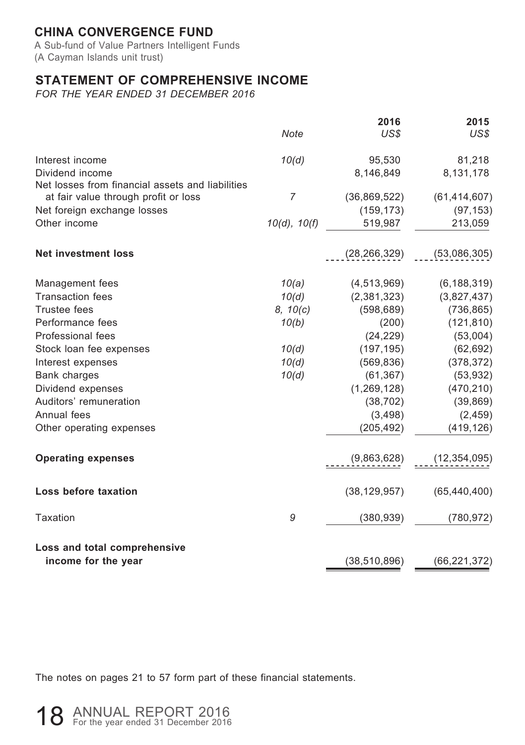# CHINA CONVERGENCE FUND

A Sub-fund of Value Partners Intelligent Funds
(A Cayman Islands unit trust)

## STATEMENT OF COMPREHENSIVE INCOME

*FOR THE YEAR ENDED 31 DECEMBER 2016*

| | *Note* | **2016** *US$* | **2015** *US$* |
|---|---|---|---|
| Interest income | *10(d)* | 95,530 | 81,218 |
| Dividend income | | 8,146,849 | 8,131,178 |
| Net losses from financial assets and liabilities at fair value through profit or loss | *7* | (36,869,522) | (61,414,607) |
| Net foreign exchange losses | | (159,173) | (97,153) |
| Other income | *10(d), 10(f)* | 519,987 | 213,059 |
| **Net investment loss** | | (28,266,329) | (53,086,305) |
| Management fees | *10(a)* | (4,513,969) | (6,188,319) |
| Transaction fees | *10(d)* | (2,381,323) | (3,827,437) |
| Trustee fees | *8, 10(c)* | (598,689) | (736,865) |
| Performance fees | *10(b)* | (200) | (121,810) |
| Professional fees | | (24,229) | (53,004) |
| Stock loan fee expenses | *10(d)* | (197,195) | (62,692) |
| Interest expenses | *10(d)* | (569,836) | (378,372) |
| Bank charges | *10(d)* | (61,367) | (53,932) |
| Dividend expenses | | (1,269,128) | (470,210) |
| Auditors' remuneration | | (38,702) | (39,869) |
| Annual fees | | (3,498) | (2,459) |
| Other operating expenses | | (205,492) | (419,126) |
| **Operating expenses** | | (9,863,628) | (12,354,095) |
| **Loss before taxation** | | (38,129,957) | (65,440,400) |
| Taxation | *9* | (380,939) | (780,972) |
| **Loss and total comprehensive income for the year** | | (38,510,896) | (66,221,372) |

The notes on pages 21 to 57 form part of these financial statements.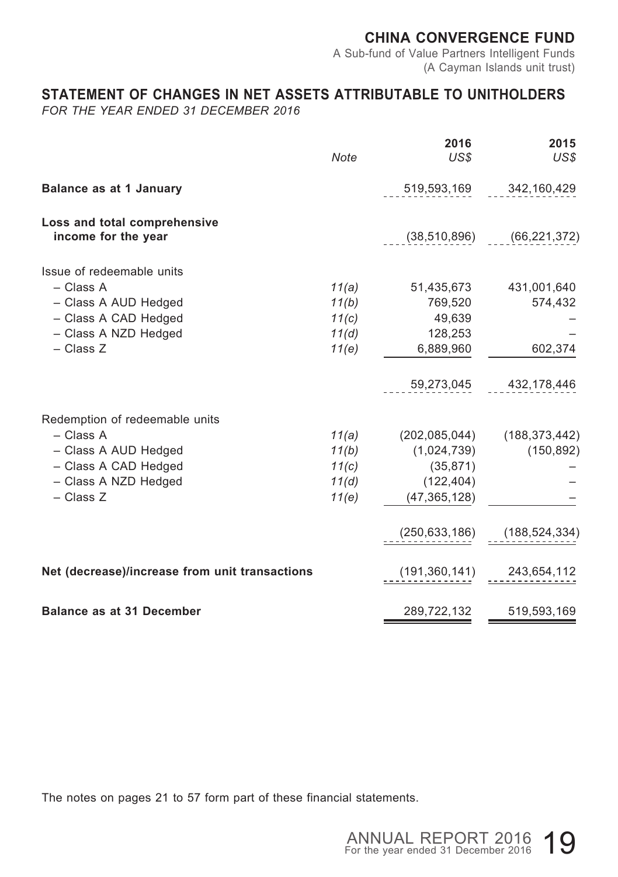# CHINA CONVERGENCE FUND

A Sub-fund of Value Partners Intelligent Funds
(A Cayman Islands unit trust)

## STATEMENT OF CHANGES IN NET ASSETS ATTRIBUTABLE TO UNITHOLDERS

*FOR THE YEAR ENDED 31 DECEMBER 2016*

| | *Note* | **2016** *US$* | **2015** *US$* |
|---|---|---|---|
| **Balance as at 1 January** | | 519,593,169 | 342,160,429 |
| **Loss and total comprehensive income for the year** | | (38,510,896) | (66,221,372) |
| Issue of redeemable units | | | |
| – Class A | *11(a)* | 51,435,673 | 431,001,640 |
| – Class A AUD Hedged | *11(b)* | 769,520 | 574,432 |
| – Class A CAD Hedged | *11(c)* | 49,639 | – |
| – Class A NZD Hedged | *11(d)* | 128,253 | – |
| – Class Z | *11(e)* | 6,889,960 | 602,374 |
| | | 59,273,045 | 432,178,446 |
| Redemption of redeemable units | | | |
| – Class A | *11(a)* | (202,085,044) | (188,373,442) |
| – Class A AUD Hedged | *11(b)* | (1,024,739) | (150,892) |
| – Class A CAD Hedged | *11(c)* | (35,871) | – |
| – Class A NZD Hedged | *11(d)* | (122,404) | – |
| – Class Z | *11(e)* | (47,365,128) | – |
| | | (250,633,186) | (188,524,334) |
| **Net (decrease)/increase from unit transactions** | | (191,360,141) | 243,654,112 |
| **Balance as at 31 December** | | 289,722,132 | 519,593,169 |

The notes on pages 21 to 57 form part of these financial statements.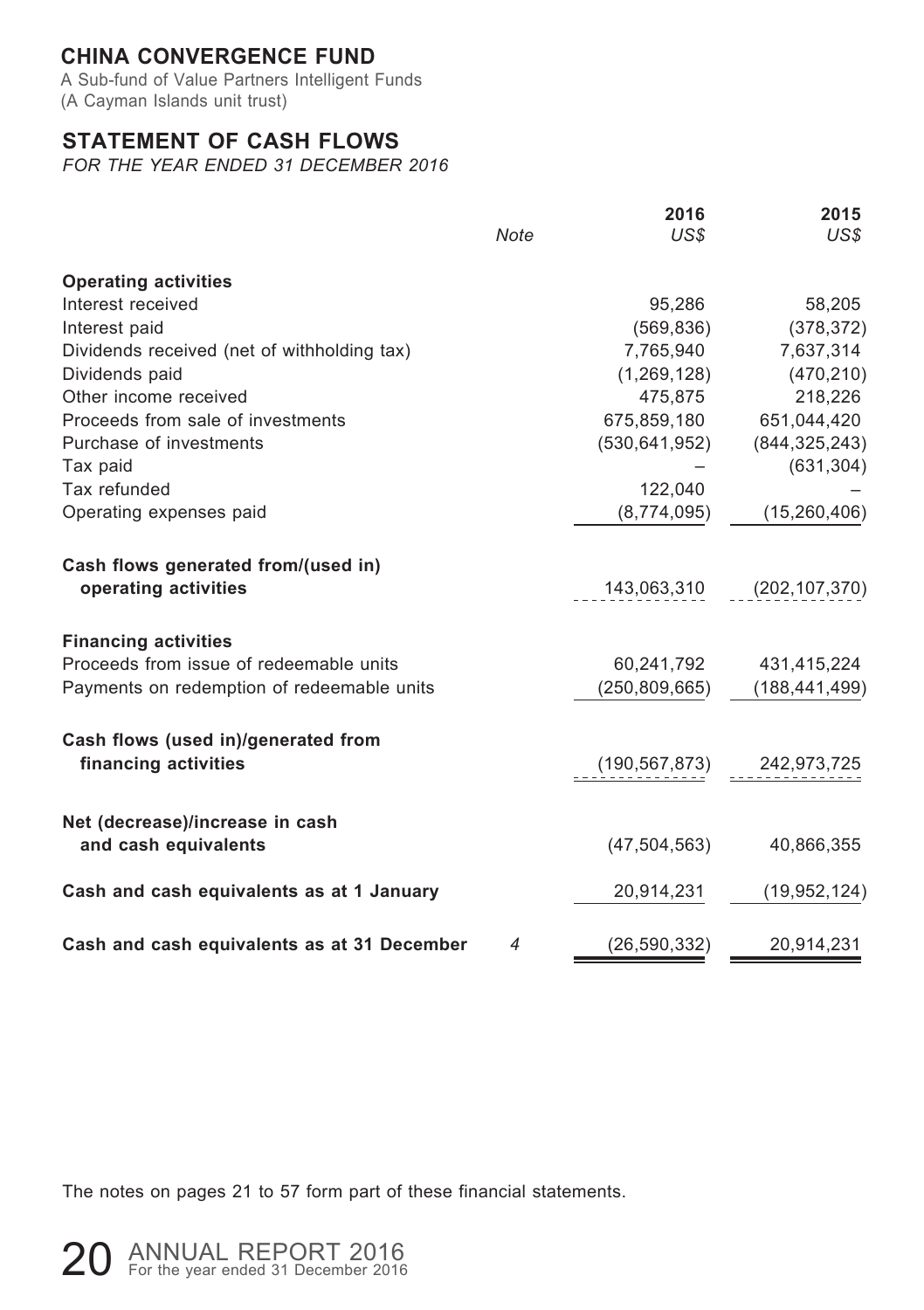# CHINA CONVERGENCE FUND

A Sub-fund of Value Partners Intelligent Funds
(A Cayman Islands unit trust)

## STATEMENT OF CASH FLOWS

*FOR THE YEAR ENDED 31 DECEMBER 2016*

| | Note | 2016<br>US$ | 2015<br>US$ |
|---|---|---|---|
| **Operating activities** | | | |
| Interest received | | 95,286 | 58,205 |
| Interest paid | | (569,836) | (378,372) |
| Dividends received (net of withholding tax) | | 7,765,940 | 7,637,314 |
| Dividends paid | | (1,269,128) | (470,210) |
| Other income received | | 475,875 | 218,226 |
| Proceeds from sale of investments | | 675,859,180 | 651,044,420 |
| Purchase of investments | | (530,641,952) | (844,325,243) |
| Tax paid | | – | (631,304) |
| Tax refunded | | 122,040 | – |
| Operating expenses paid | | (8,774,095) | (15,260,406) |
| **Cash flows generated from/(used in) operating activities** | | 143,063,310 | (202,107,370) |
| **Financing activities** | | | |
| Proceeds from issue of redeemable units | | 60,241,792 | 431,415,224 |
| Payments on redemption of redeemable units | | (250,809,665) | (188,441,499) |
| **Cash flows (used in)/generated from financing activities** | | (190,567,873) | 242,973,725 |
| **Net (decrease)/increase in cash and cash equivalents** | | (47,504,563) | 40,866,355 |
| **Cash and cash equivalents as at 1 January** | | 20,914,231 | (19,952,124) |
| **Cash and cash equivalents as at 31 December** | 4 | (26,590,332) | 20,914,231 |

The notes on pages 21 to 57 form part of these financial statements.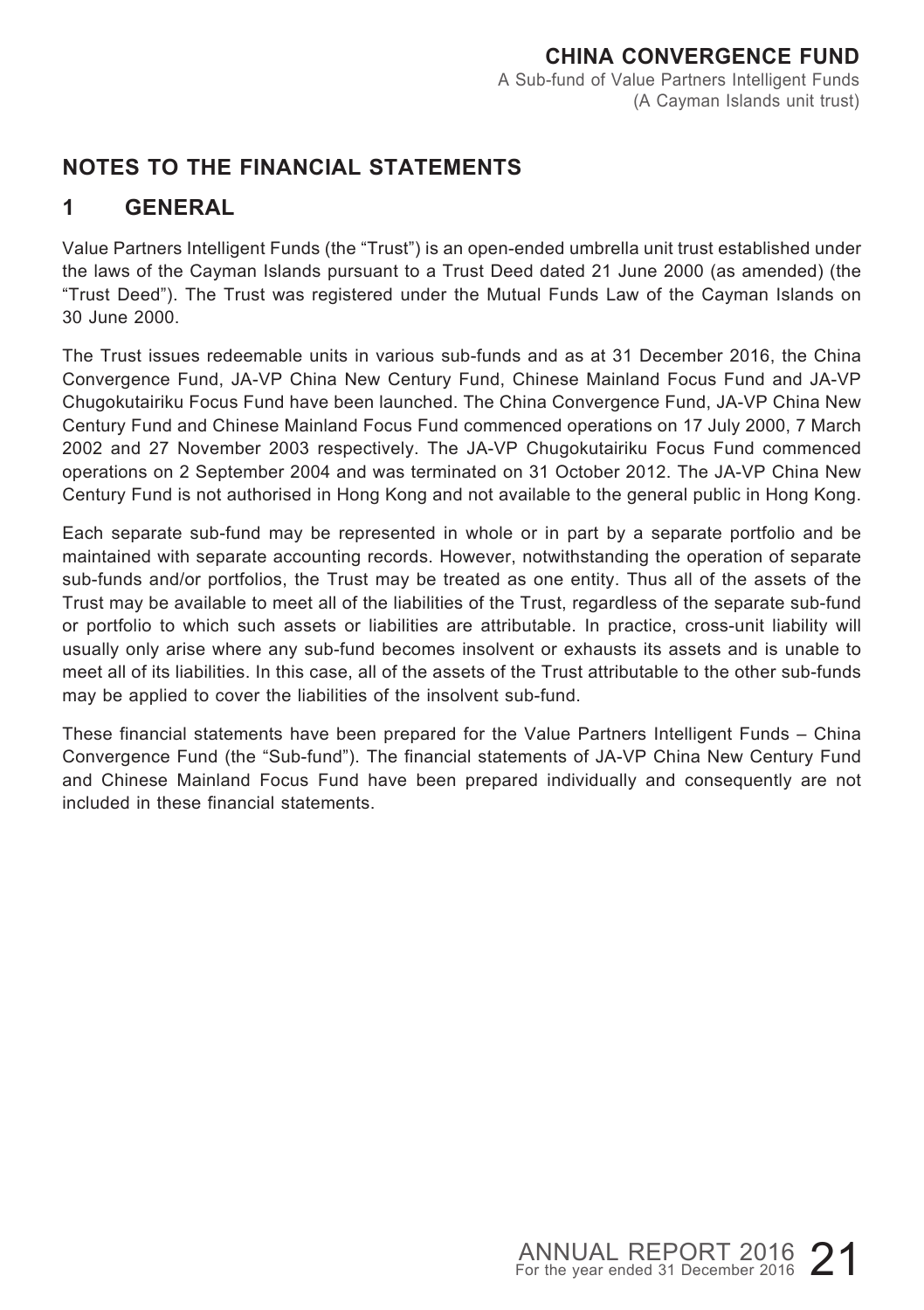# NOTES TO THE FINANCIAL STATEMENTS

## 1 GENERAL

Value Partners Intelligent Funds (the "Trust") is an open-ended umbrella unit trust established under the laws of the Cayman Islands pursuant to a Trust Deed dated 21 June 2000 (as amended) (the "Trust Deed"). The Trust was registered under the Mutual Funds Law of the Cayman Islands on 30 June 2000.

The Trust issues redeemable units in various sub-funds and as at 31 December 2016, the China Convergence Fund, JA-VP China New Century Fund, Chinese Mainland Focus Fund and JA-VP Chugokutairiku Focus Fund have been launched. The China Convergence Fund, JA-VP China New Century Fund and Chinese Mainland Focus Fund commenced operations on 17 July 2000, 7 March 2002 and 27 November 2003 respectively. The JA-VP Chugokutairiku Focus Fund commenced operations on 2 September 2004 and was terminated on 31 October 2012. The JA-VP China New Century Fund is not authorised in Hong Kong and not available to the general public in Hong Kong.

Each separate sub-fund may be represented in whole or in part by a separate portfolio and be maintained with separate accounting records. However, notwithstanding the operation of separate sub-funds and/or portfolios, the Trust may be treated as one entity. Thus all of the assets of the Trust may be available to meet all of the liabilities of the Trust, regardless of the separate sub-fund or portfolio to which such assets or liabilities are attributable. In practice, cross-unit liability will usually only arise where any sub-fund becomes insolvent or exhausts its assets and is unable to meet all of its liabilities. In this case, all of the assets of the Trust attributable to the other sub-funds may be applied to cover the liabilities of the insolvent sub-fund.

These financial statements have been prepared for the Value Partners Intelligent Funds – China Convergence Fund (the "Sub-fund"). The financial statements of JA-VP China New Century Fund and Chinese Mainland Focus Fund have been prepared individually and consequently are not included in these financial statements.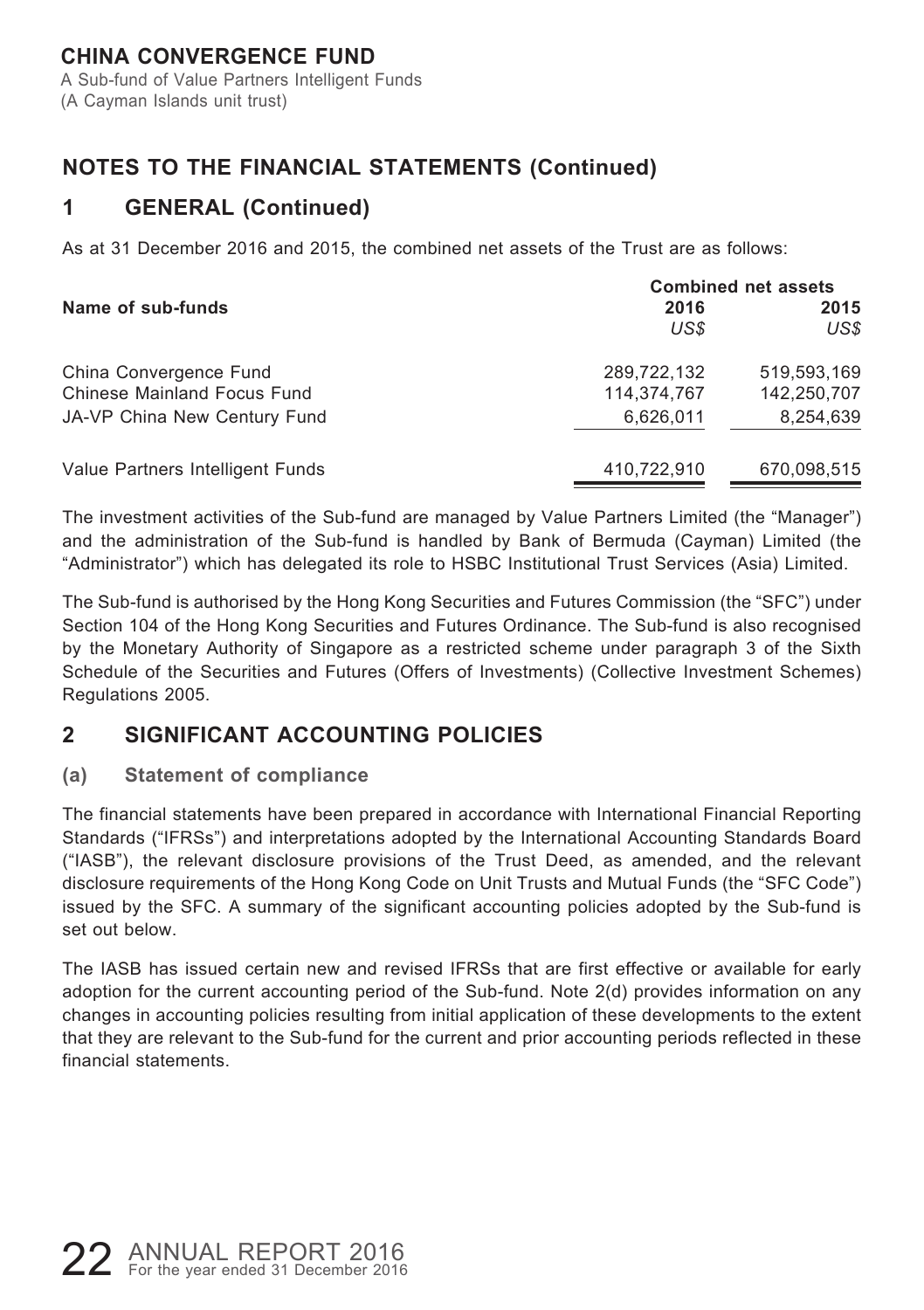# NOTES TO THE FINANCIAL STATEMENTS (Continued)

## 1 GENERAL (Continued)

As at 31 December 2016 and 2015, the combined net assets of the Trust are as follows:

| Name of sub-funds | Combined net assets | |
|---|---|---|
| | **2016** | **2015** |
| | *US$* | *US$* |
| China Convergence Fund | 289,722,132 | 519,593,169 |
| Chinese Mainland Focus Fund | 114,374,767 | 142,250,707 |
| JA-VP China New Century Fund | 6,626,011 | 8,254,639 |
| Value Partners Intelligent Funds | 410,722,910 | 670,098,515 |

The investment activities of the Sub-fund are managed by Value Partners Limited (the "Manager") and the administration of the Sub-fund is handled by Bank of Bermuda (Cayman) Limited (the "Administrator") which has delegated its role to HSBC Institutional Trust Services (Asia) Limited.

The Sub-fund is authorised by the Hong Kong Securities and Futures Commission (the "SFC") under Section 104 of the Hong Kong Securities and Futures Ordinance. The Sub-fund is also recognised by the Monetary Authority of Singapore as a restricted scheme under paragraph 3 of the Sixth Schedule of the Securities and Futures (Offers of Investments) (Collective Investment Schemes) Regulations 2005.

## 2 SIGNIFICANT ACCOUNTING POLICIES

### (a) Statement of compliance

The financial statements have been prepared in accordance with International Financial Reporting Standards ("IFRSs") and interpretations adopted by the International Accounting Standards Board ("IASB"), the relevant disclosure provisions of the Trust Deed, as amended, and the relevant disclosure requirements of the Hong Kong Code on Unit Trusts and Mutual Funds (the "SFC Code") issued by the SFC. A summary of the significant accounting policies adopted by the Sub-fund is set out below.

The IASB has issued certain new and revised IFRSs that are first effective or available for early adoption for the current accounting period of the Sub-fund. Note 2(d) provides information on any changes in accounting policies resulting from initial application of these developments to the extent that they are relevant to the Sub-fund for the current and prior accounting periods reflected in these financial statements.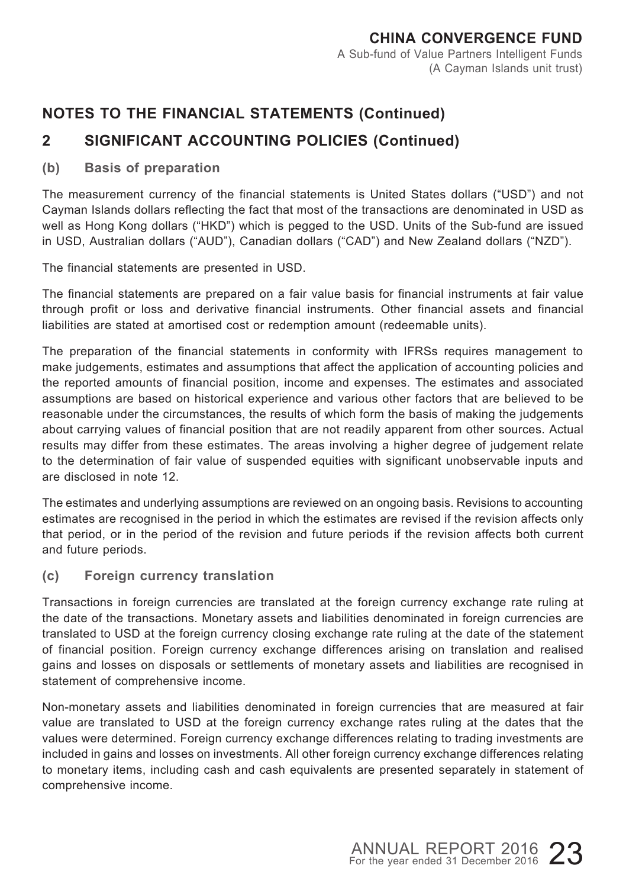## NOTES TO THE FINANCIAL STATEMENTS (Continued)

## 2 SIGNIFICANT ACCOUNTING POLICIES (Continued)

### (b) Basis of preparation

The measurement currency of the financial statements is United States dollars ("USD") and not Cayman Islands dollars reflecting the fact that most of the transactions are denominated in USD as well as Hong Kong dollars ("HKD") which is pegged to the USD. Units of the Sub-fund are issued in USD, Australian dollars ("AUD"), Canadian dollars ("CAD") and New Zealand dollars ("NZD").

The financial statements are presented in USD.

The financial statements are prepared on a fair value basis for financial instruments at fair value through profit or loss and derivative financial instruments. Other financial assets and financial liabilities are stated at amortised cost or redemption amount (redeemable units).

The preparation of the financial statements in conformity with IFRSs requires management to make judgements, estimates and assumptions that affect the application of accounting policies and the reported amounts of financial position, income and expenses. The estimates and associated assumptions are based on historical experience and various other factors that are believed to be reasonable under the circumstances, the results of which form the basis of making the judgements about carrying values of financial position that are not readily apparent from other sources. Actual results may differ from these estimates. The areas involving a higher degree of judgement relate to the determination of fair value of suspended equities with significant unobservable inputs and are disclosed in note 12.

The estimates and underlying assumptions are reviewed on an ongoing basis. Revisions to accounting estimates are recognised in the period in which the estimates are revised if the revision affects only that period, or in the period of the revision and future periods if the revision affects both current and future periods.

### (c) Foreign currency translation

Transactions in foreign currencies are translated at the foreign currency exchange rate ruling at the date of the transactions. Monetary assets and liabilities denominated in foreign currencies are translated to USD at the foreign currency closing exchange rate ruling at the date of the statement of financial position. Foreign currency exchange differences arising on translation and realised gains and losses on disposals or settlements of monetary assets and liabilities are recognised in statement of comprehensive income.

Non-monetary assets and liabilities denominated in foreign currencies that are measured at fair value are translated to USD at the foreign currency exchange rates ruling at the dates that the values were determined. Foreign currency exchange differences relating to trading investments are included in gains and losses on investments. All other foreign currency exchange differences relating to monetary items, including cash and cash equivalents are presented separately in statement of comprehensive income.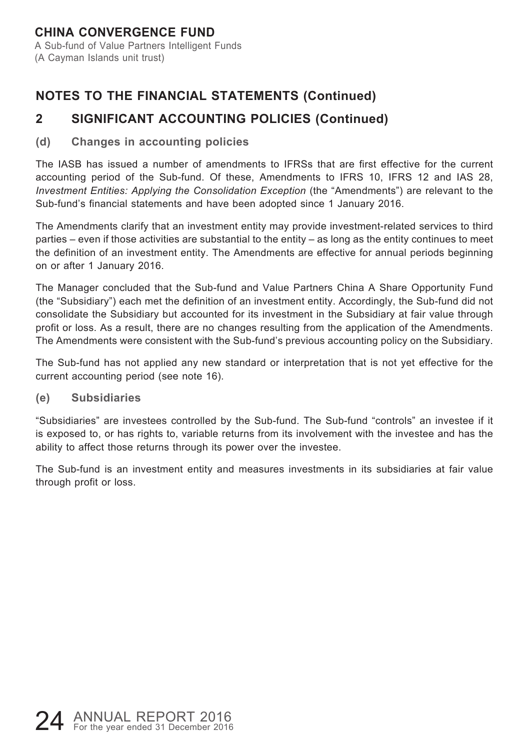# CHINA CONVERGENCE FUND

A Sub-fund of Value Partners Intelligent Funds
(A Cayman Islands unit trust)

## NOTES TO THE FINANCIAL STATEMENTS (Continued)

## 2 SIGNIFICANT ACCOUNTING POLICIES (Continued)

### (d) Changes in accounting policies

The IASB has issued a number of amendments to IFRSs that are first effective for the current accounting period of the Sub-fund. Of these, Amendments to IFRS 10, IFRS 12 and IAS 28, *Investment Entities: Applying the Consolidation Exception* (the "Amendments") are relevant to the Sub-fund's financial statements and have been adopted since 1 January 2016.

The Amendments clarify that an investment entity may provide investment-related services to third parties – even if those activities are substantial to the entity – as long as the entity continues to meet the definition of an investment entity. The Amendments are effective for annual periods beginning on or after 1 January 2016.

The Manager concluded that the Sub-fund and Value Partners China A Share Opportunity Fund (the "Subsidiary") each met the definition of an investment entity. Accordingly, the Sub-fund did not consolidate the Subsidiary but accounted for its investment in the Subsidiary at fair value through profit or loss. As a result, there are no changes resulting from the application of the Amendments. The Amendments were consistent with the Sub-fund's previous accounting policy on the Subsidiary.

The Sub-fund has not applied any new standard or interpretation that is not yet effective for the current accounting period (see note 16).

### (e) Subsidiaries

"Subsidiaries" are investees controlled by the Sub-fund. The Sub-fund "controls" an investee if it is exposed to, or has rights to, variable returns from its involvement with the investee and has the ability to affect those returns through its power over the investee.

The Sub-fund is an investment entity and measures investments in its subsidiaries at fair value through profit or loss.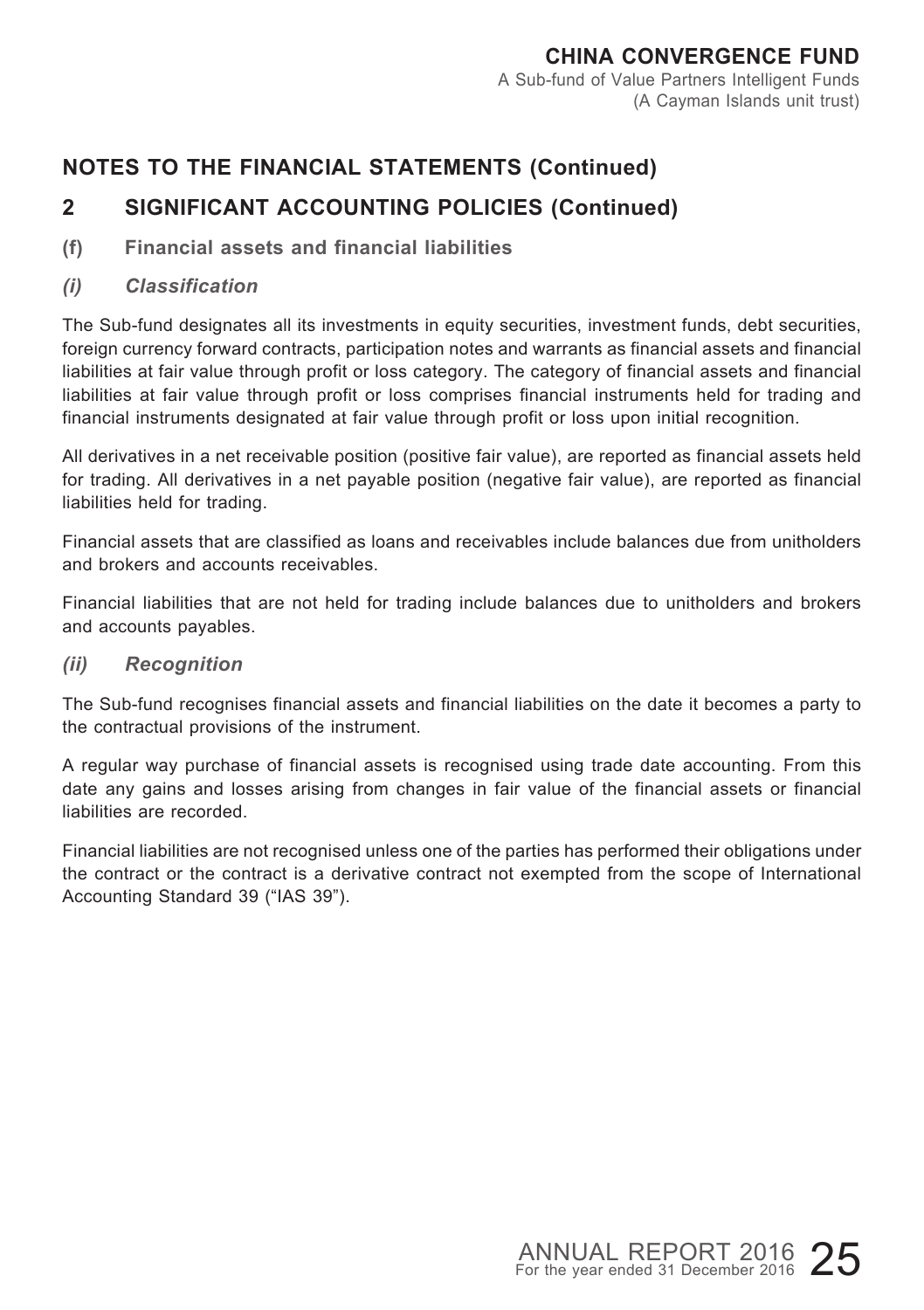## NOTES TO THE FINANCIAL STATEMENTS (Continued)

## 2 SIGNIFICANT ACCOUNTING POLICIES (Continued)

### (f) Financial assets and financial liabilities

#### *(i) Classification*

The Sub-fund designates all its investments in equity securities, investment funds, debt securities, foreign currency forward contracts, participation notes and warrants as financial assets and financial liabilities at fair value through profit or loss category. The category of financial assets and financial liabilities at fair value through profit or loss comprises financial instruments held for trading and financial instruments designated at fair value through profit or loss upon initial recognition.

All derivatives in a net receivable position (positive fair value), are reported as financial assets held for trading. All derivatives in a net payable position (negative fair value), are reported as financial liabilities held for trading.

Financial assets that are classified as loans and receivables include balances due from unitholders and brokers and accounts receivables.

Financial liabilities that are not held for trading include balances due to unitholders and brokers and accounts payables.

#### *(ii) Recognition*

The Sub-fund recognises financial assets and financial liabilities on the date it becomes a party to the contractual provisions of the instrument.

A regular way purchase of financial assets is recognised using trade date accounting. From this date any gains and losses arising from changes in fair value of the financial assets or financial liabilities are recorded.

Financial liabilities are not recognised unless one of the parties has performed their obligations under the contract or the contract is a derivative contract not exempted from the scope of International Accounting Standard 39 ("IAS 39").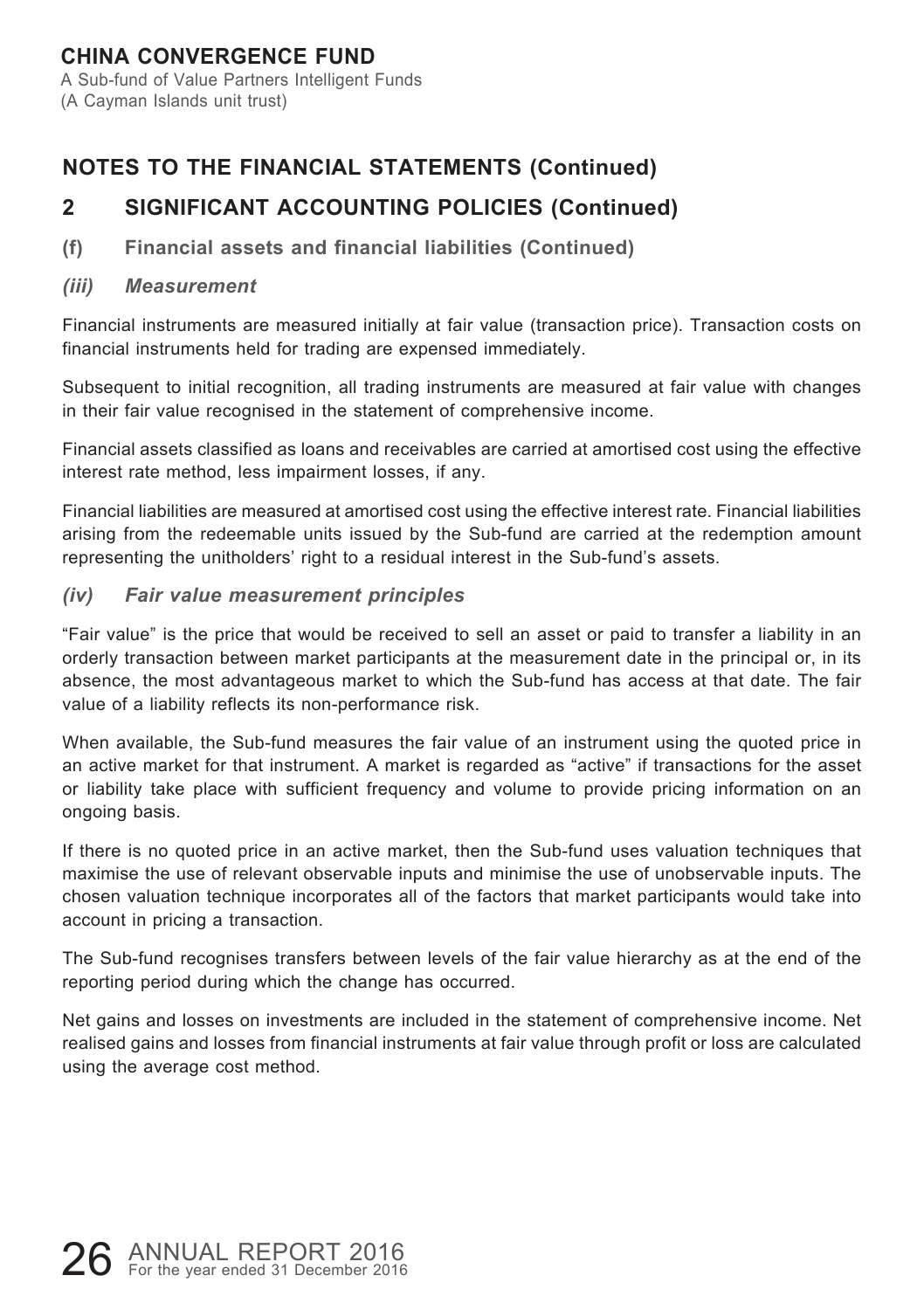## NOTES TO THE FINANCIAL STATEMENTS (Continued)

## 2 SIGNIFICANT ACCOUNTING POLICIES (Continued)

### (f) Financial assets and financial liabilities (Continued)

#### *(iii) Measurement*

Financial instruments are measured initially at fair value (transaction price). Transaction costs on financial instruments held for trading are expensed immediately.

Subsequent to initial recognition, all trading instruments are measured at fair value with changes in their fair value recognised in the statement of comprehensive income.

Financial assets classified as loans and receivables are carried at amortised cost using the effective interest rate method, less impairment losses, if any.

Financial liabilities are measured at amortised cost using the effective interest rate. Financial liabilities arising from the redeemable units issued by the Sub-fund are carried at the redemption amount representing the unitholders' right to a residual interest in the Sub-fund's assets.

#### *(iv) Fair value measurement principles*

"Fair value" is the price that would be received to sell an asset or paid to transfer a liability in an orderly transaction between market participants at the measurement date in the principal or, in its absence, the most advantageous market to which the Sub-fund has access at that date. The fair value of a liability reflects its non-performance risk.

When available, the Sub-fund measures the fair value of an instrument using the quoted price in an active market for that instrument. A market is regarded as "active" if transactions for the asset or liability take place with sufficient frequency and volume to provide pricing information on an ongoing basis.

If there is no quoted price in an active market, then the Sub-fund uses valuation techniques that maximise the use of relevant observable inputs and minimise the use of unobservable inputs. The chosen valuation technique incorporates all of the factors that market participants would take into account in pricing a transaction.

The Sub-fund recognises transfers between levels of the fair value hierarchy as at the end of the reporting period during which the change has occurred.

Net gains and losses on investments are included in the statement of comprehensive income. Net realised gains and losses from financial instruments at fair value through profit or loss are calculated using the average cost method.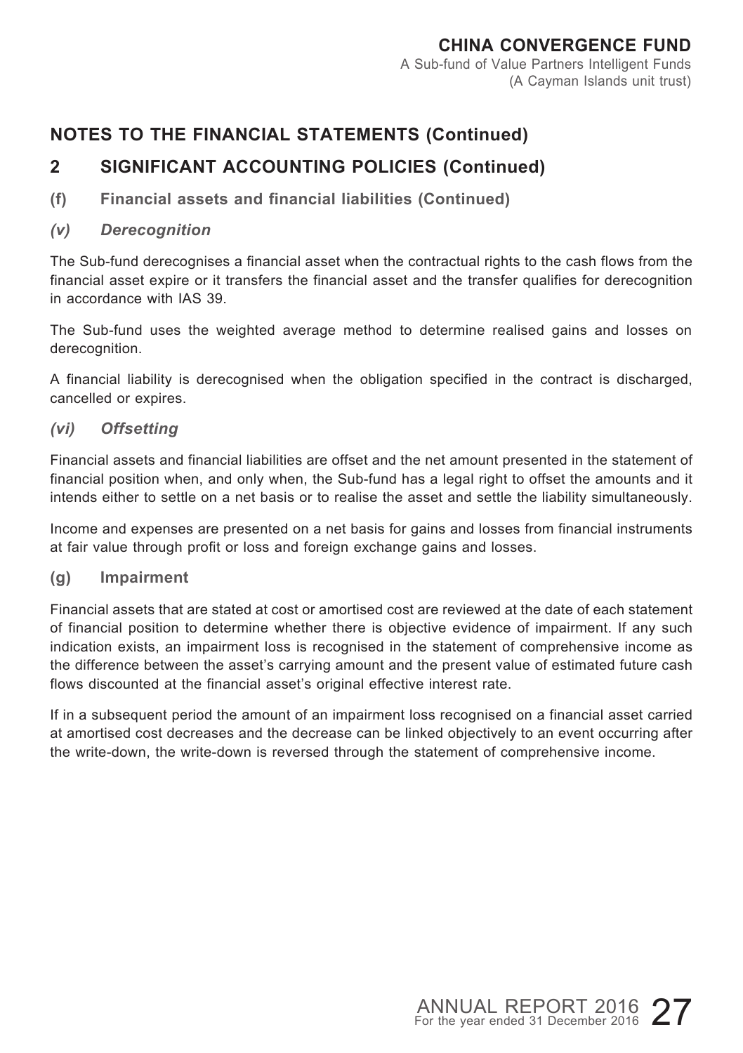## NOTES TO THE FINANCIAL STATEMENTS (Continued)

## 2 SIGNIFICANT ACCOUNTING POLICIES (Continued)

### (f) Financial assets and financial liabilities (Continued)

#### *(v) Derecognition*

The Sub-fund derecognises a financial asset when the contractual rights to the cash flows from the financial asset expire or it transfers the financial asset and the transfer qualifies for derecognition in accordance with IAS 39.

The Sub-fund uses the weighted average method to determine realised gains and losses on derecognition.

A financial liability is derecognised when the obligation specified in the contract is discharged, cancelled or expires.

#### *(vi) Offsetting*

Financial assets and financial liabilities are offset and the net amount presented in the statement of financial position when, and only when, the Sub-fund has a legal right to offset the amounts and it intends either to settle on a net basis or to realise the asset and settle the liability simultaneously.

Income and expenses are presented on a net basis for gains and losses from financial instruments at fair value through profit or loss and foreign exchange gains and losses.

### (g) Impairment

Financial assets that are stated at cost or amortised cost are reviewed at the date of each statement of financial position to determine whether there is objective evidence of impairment. If any such indication exists, an impairment loss is recognised in the statement of comprehensive income as the difference between the asset's carrying amount and the present value of estimated future cash flows discounted at the financial asset's original effective interest rate.

If in a subsequent period the amount of an impairment loss recognised on a financial asset carried at amortised cost decreases and the decrease can be linked objectively to an event occurring after the write-down, the write-down is reversed through the statement of comprehensive income.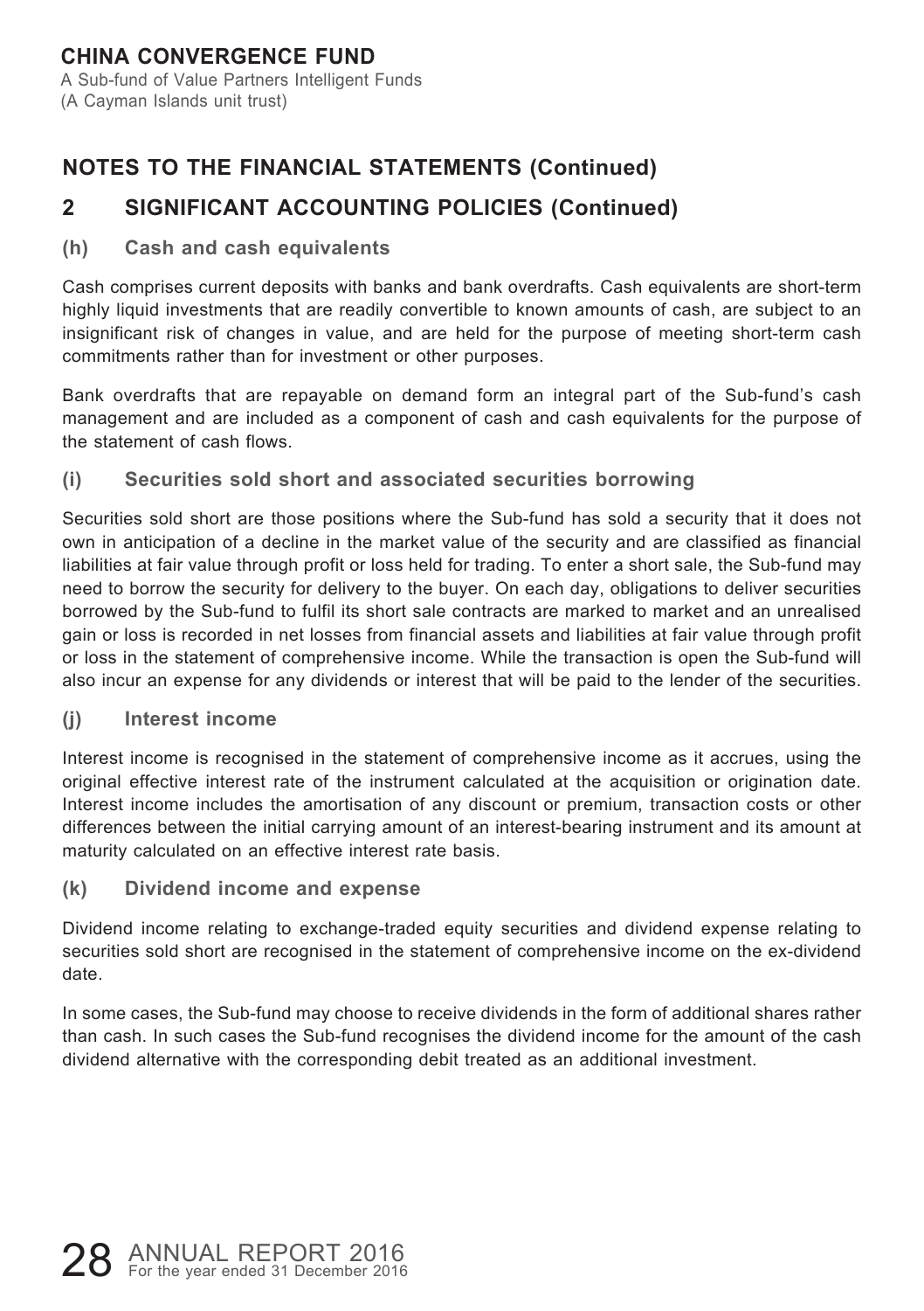## NOTES TO THE FINANCIAL STATEMENTS (Continued)

## 2 SIGNIFICANT ACCOUNTING POLICIES (Continued)

### (h) Cash and cash equivalents

Cash comprises current deposits with banks and bank overdrafts. Cash equivalents are short-term highly liquid investments that are readily convertible to known amounts of cash, are subject to an insignificant risk of changes in value, and are held for the purpose of meeting short-term cash commitments rather than for investment or other purposes.

Bank overdrafts that are repayable on demand form an integral part of the Sub-fund's cash management and are included as a component of cash and cash equivalents for the purpose of the statement of cash flows.

### (i) Securities sold short and associated securities borrowing

Securities sold short are those positions where the Sub-fund has sold a security that it does not own in anticipation of a decline in the market value of the security and are classified as financial liabilities at fair value through profit or loss held for trading. To enter a short sale, the Sub-fund may need to borrow the security for delivery to the buyer. On each day, obligations to deliver securities borrowed by the Sub-fund to fulfil its short sale contracts are marked to market and an unrealised gain or loss is recorded in net losses from financial assets and liabilities at fair value through profit or loss in the statement of comprehensive income. While the transaction is open the Sub-fund will also incur an expense for any dividends or interest that will be paid to the lender of the securities.

### (j) Interest income

Interest income is recognised in the statement of comprehensive income as it accrues, using the original effective interest rate of the instrument calculated at the acquisition or origination date. Interest income includes the amortisation of any discount or premium, transaction costs or other differences between the initial carrying amount of an interest-bearing instrument and its amount at maturity calculated on an effective interest rate basis.

### (k) Dividend income and expense

Dividend income relating to exchange-traded equity securities and dividend expense relating to securities sold short are recognised in the statement of comprehensive income on the ex-dividend date.

In some cases, the Sub-fund may choose to receive dividends in the form of additional shares rather than cash. In such cases the Sub-fund recognises the dividend income for the amount of the cash dividend alternative with the corresponding debit treated as an additional investment.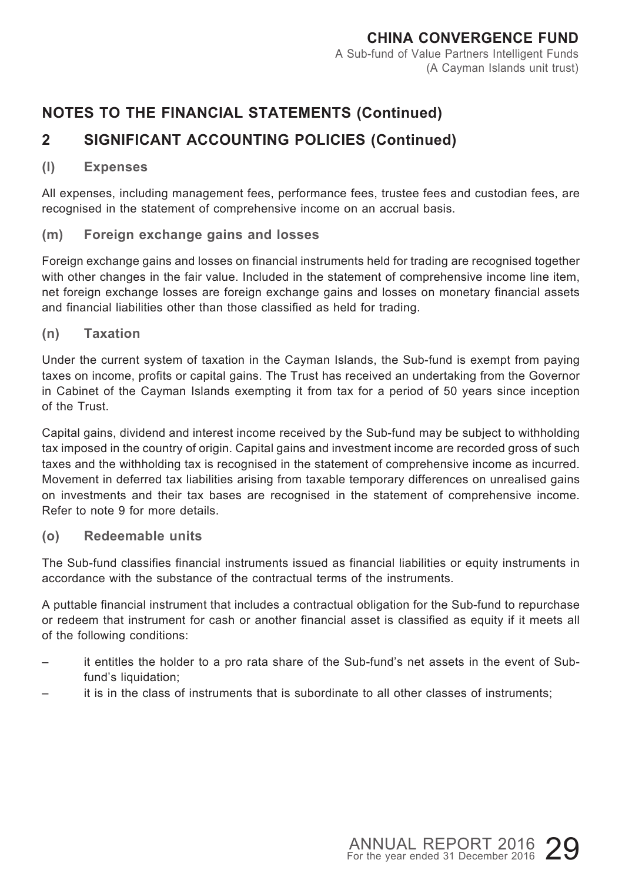## NOTES TO THE FINANCIAL STATEMENTS (Continued)

## 2 SIGNIFICANT ACCOUNTING POLICIES (Continued)

### (l) Expenses

All expenses, including management fees, performance fees, trustee fees and custodian fees, are recognised in the statement of comprehensive income on an accrual basis.

### (m) Foreign exchange gains and losses

Foreign exchange gains and losses on financial instruments held for trading are recognised together with other changes in the fair value. Included in the statement of comprehensive income line item, net foreign exchange losses are foreign exchange gains and losses on monetary financial assets and financial liabilities other than those classified as held for trading.

### (n) Taxation

Under the current system of taxation in the Cayman Islands, the Sub-fund is exempt from paying taxes on income, profits or capital gains. The Trust has received an undertaking from the Governor in Cabinet of the Cayman Islands exempting it from tax for a period of 50 years since inception of the Trust.

Capital gains, dividend and interest income received by the Sub-fund may be subject to withholding tax imposed in the country of origin. Capital gains and investment income are recorded gross of such taxes and the withholding tax is recognised in the statement of comprehensive income as incurred. Movement in deferred tax liabilities arising from taxable temporary differences on unrealised gains on investments and their tax bases are recognised in the statement of comprehensive income. Refer to note 9 for more details.

### (o) Redeemable units

The Sub-fund classifies financial instruments issued as financial liabilities or equity instruments in accordance with the substance of the contractual terms of the instruments.

A puttable financial instrument that includes a contractual obligation for the Sub-fund to repurchase or redeem that instrument for cash or another financial asset is classified as equity if it meets all of the following conditions:

- it entitles the holder to a pro rata share of the Sub-fund's net assets in the event of Sub-fund's liquidation;
- it is in the class of instruments that is subordinate to all other classes of instruments;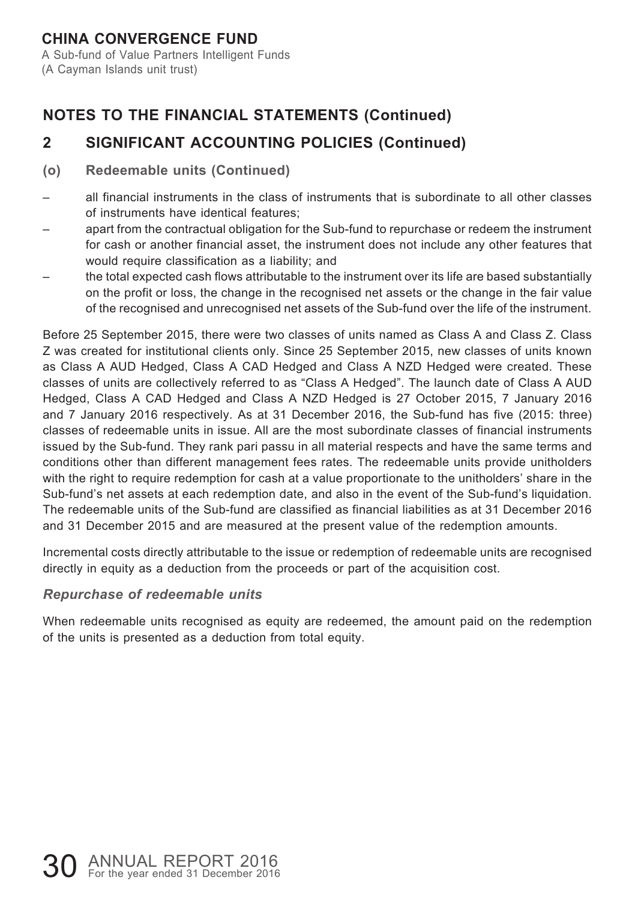# CHINA CONVERGENCE FUND

A Sub-fund of Value Partners Intelligent Funds
(A Cayman Islands unit trust)

## NOTES TO THE FINANCIAL STATEMENTS (Continued)

## 2 SIGNIFICANT ACCOUNTING POLICIES (Continued)

### (o) Redeemable units (Continued)

- all financial instruments in the class of instruments that is subordinate to all other classes of instruments have identical features;
- apart from the contractual obligation for the Sub-fund to repurchase or redeem the instrument for cash or another financial asset, the instrument does not include any other features that would require classification as a liability; and
- the total expected cash flows attributable to the instrument over its life are based substantially on the profit or loss, the change in the recognised net assets or the change in the fair value of the recognised and unrecognised net assets of the Sub-fund over the life of the instrument.

Before 25 September 2015, there were two classes of units named as Class A and Class Z. Class Z was created for institutional clients only. Since 25 September 2015, new classes of units known as Class A AUD Hedged, Class A CAD Hedged and Class A NZD Hedged were created. These classes of units are collectively referred to as "Class A Hedged". The launch date of Class A AUD Hedged, Class A CAD Hedged and Class A NZD Hedged is 27 October 2015, 7 January 2016 and 7 January 2016 respectively. As at 31 December 2016, the Sub-fund has five (2015: three) classes of redeemable units in issue. All are the most subordinate classes of financial instruments issued by the Sub-fund. They rank pari passu in all material respects and have the same terms and conditions other than different management fees rates. The redeemable units provide unitholders with the right to require redemption for cash at a value proportionate to the unitholders' share in the Sub-fund's net assets at each redemption date, and also in the event of the Sub-fund's liquidation. The redeemable units of the Sub-fund are classified as financial liabilities as at 31 December 2016 and 31 December 2015 and are measured at the present value of the redemption amounts.

Incremental costs directly attributable to the issue or redemption of redeemable units are recognised directly in equity as a deduction from the proceeds or part of the acquisition cost.

#### *Repurchase of redeemable units*

When redeemable units recognised as equity are redeemed, the amount paid on the redemption of the units is presented as a deduction from total equity.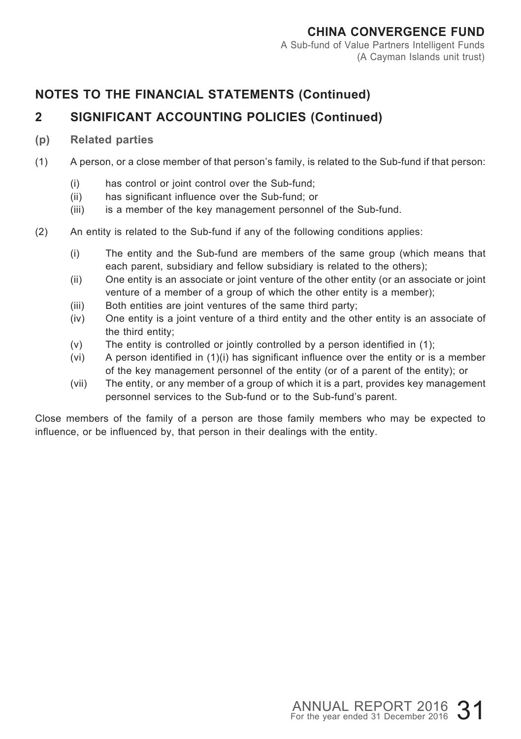## NOTES TO THE FINANCIAL STATEMENTS (Continued)

## 2 SIGNIFICANT ACCOUNTING POLICIES (Continued)

### (p) Related parties

(1) A person, or a close member of that person's family, is related to the Sub-fund if that person:

- (i) has control or joint control over the Sub-fund;
- (ii) has significant influence over the Sub-fund; or
- (iii) is a member of the key management personnel of the Sub-fund.

(2) An entity is related to the Sub-fund if any of the following conditions applies:

- (i) The entity and the Sub-fund are members of the same group (which means that each parent, subsidiary and fellow subsidiary is related to the others);
- (ii) One entity is an associate or joint venture of the other entity (or an associate or joint venture of a member of a group of which the other entity is a member);
- (iii) Both entities are joint ventures of the same third party;
- (iv) One entity is a joint venture of a third entity and the other entity is an associate of the third entity;
- (v) The entity is controlled or jointly controlled by a person identified in (1);
- (vi) A person identified in (1)(i) has significant influence over the entity or is a member of the key management personnel of the entity (or of a parent of the entity); or
- (vii) The entity, or any member of a group of which it is a part, provides key management personnel services to the Sub-fund or to the Sub-fund's parent.

Close members of the family of a person are those family members who may be expected to influence, or be influenced by, that person in their dealings with the entity.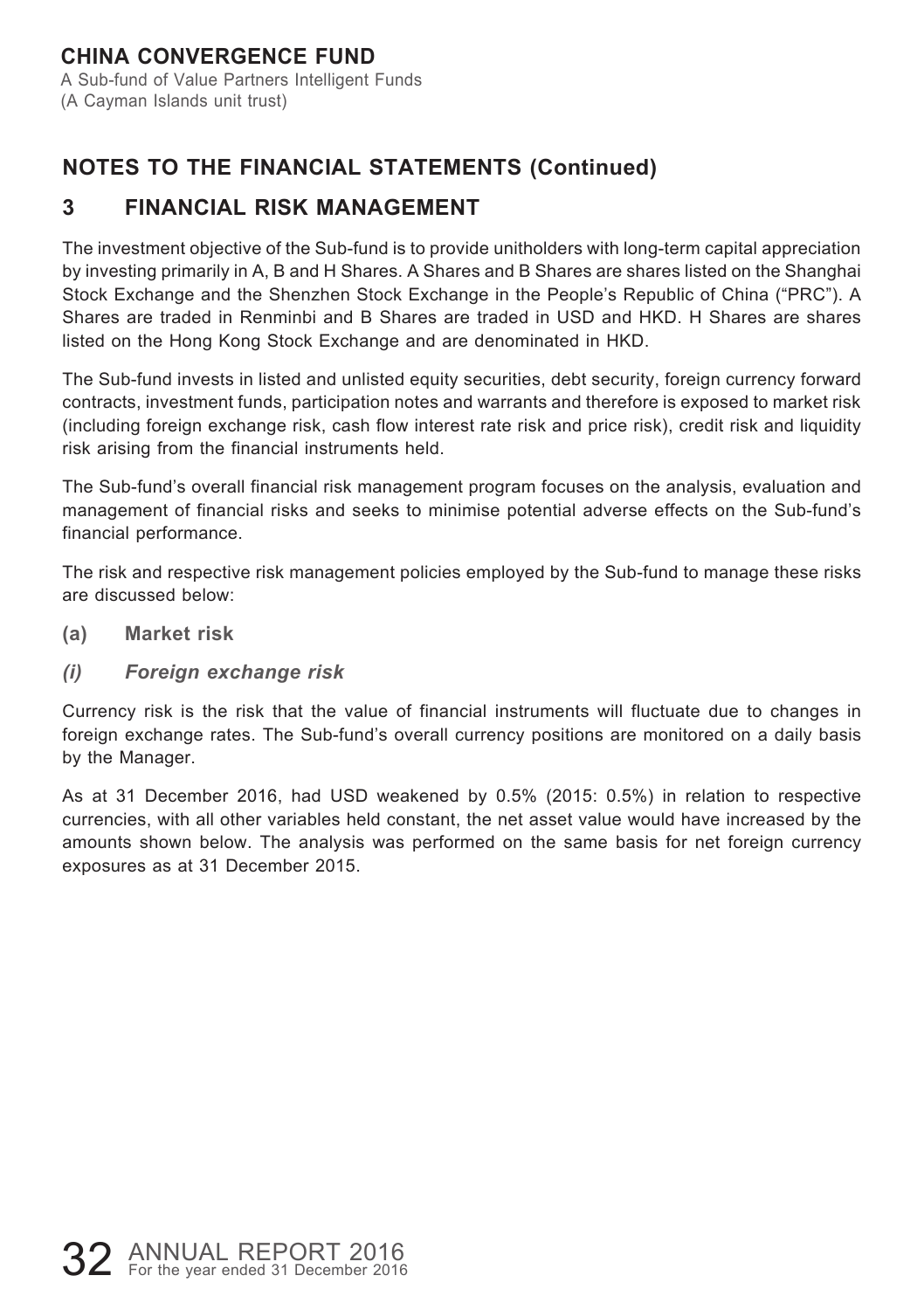**CHINA CONVERGENCE FUND**
A Sub-fund of Value Partners Intelligent Funds
(A Cayman Islands unit trust)

## NOTES TO THE FINANCIAL STATEMENTS (Continued)

## 3 FINANCIAL RISK MANAGEMENT

The investment objective of the Sub-fund is to provide unitholders with long-term capital appreciation by investing primarily in A, B and H Shares. A Shares and B Shares are shares listed on the Shanghai Stock Exchange and the Shenzhen Stock Exchange in the People's Republic of China ("PRC"). A Shares are traded in Renminbi and B Shares are traded in USD and HKD. H Shares are shares listed on the Hong Kong Stock Exchange and are denominated in HKD.

The Sub-fund invests in listed and unlisted equity securities, debt security, foreign currency forward contracts, investment funds, participation notes and warrants and therefore is exposed to market risk (including foreign exchange risk, cash flow interest rate risk and price risk), credit risk and liquidity risk arising from the financial instruments held.

The Sub-fund's overall financial risk management program focuses on the analysis, evaluation and management of financial risks and seeks to minimise potential adverse effects on the Sub-fund's financial performance.

The risk and respective risk management policies employed by the Sub-fund to manage these risks are discussed below:

### (a) Market risk

### *(i) Foreign exchange risk*

Currency risk is the risk that the value of financial instruments will fluctuate due to changes in foreign exchange rates. The Sub-fund's overall currency positions are monitored on a daily basis by the Manager.

As at 31 December 2016, had USD weakened by 0.5% (2015: 0.5%) in relation to respective currencies, with all other variables held constant, the net asset value would have increased by the amounts shown below. The analysis was performed on the same basis for net foreign currency exposures as at 31 December 2015.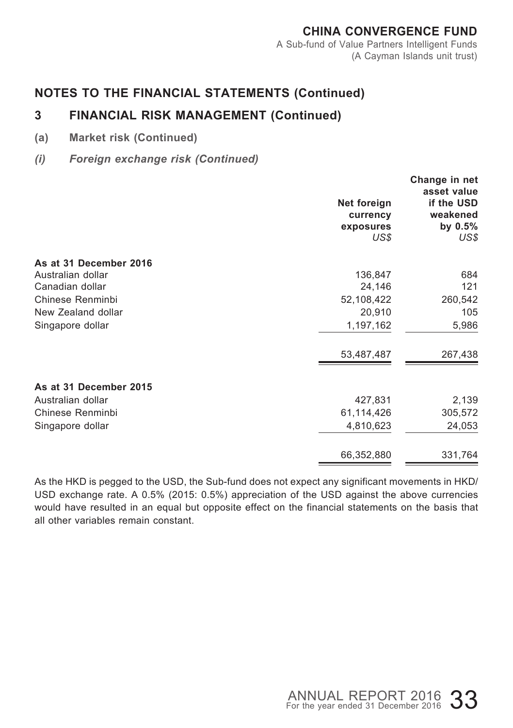## NOTES TO THE FINANCIAL STATEMENTS (Continued)

## 3 FINANCIAL RISK MANAGEMENT (Continued)

### (a) Market risk (Continued)

#### *(i) Foreign exchange risk (Continued)*

| | Net foreign currency exposures *US$* | Change in net asset value if the USD weakened by 0.5% *US$* |
|---|---|---|
| **As at 31 December 2016** | | |
| Australian dollar | 136,847 | 684 |
| Canadian dollar | 24,146 | 121 |
| Chinese Renminbi | 52,108,422 | 260,542 |
| New Zealand dollar | 20,910 | 105 |
| Singapore dollar | 1,197,162 | 5,986 |
| | 53,487,487 | 267,438 |
| **As at 31 December 2015** | | |
| Australian dollar | 427,831 | 2,139 |
| Chinese Renminbi | 61,114,426 | 305,572 |
| Singapore dollar | 4,810,623 | 24,053 |
| | 66,352,880 | 331,764 |

As the HKD is pegged to the USD, the Sub-fund does not expect any significant movements in HKD/USD exchange rate. A 0.5% (2015: 0.5%) appreciation of the USD against the above currencies would have resulted in an equal but opposite effect on the financial statements on the basis that all other variables remain constant.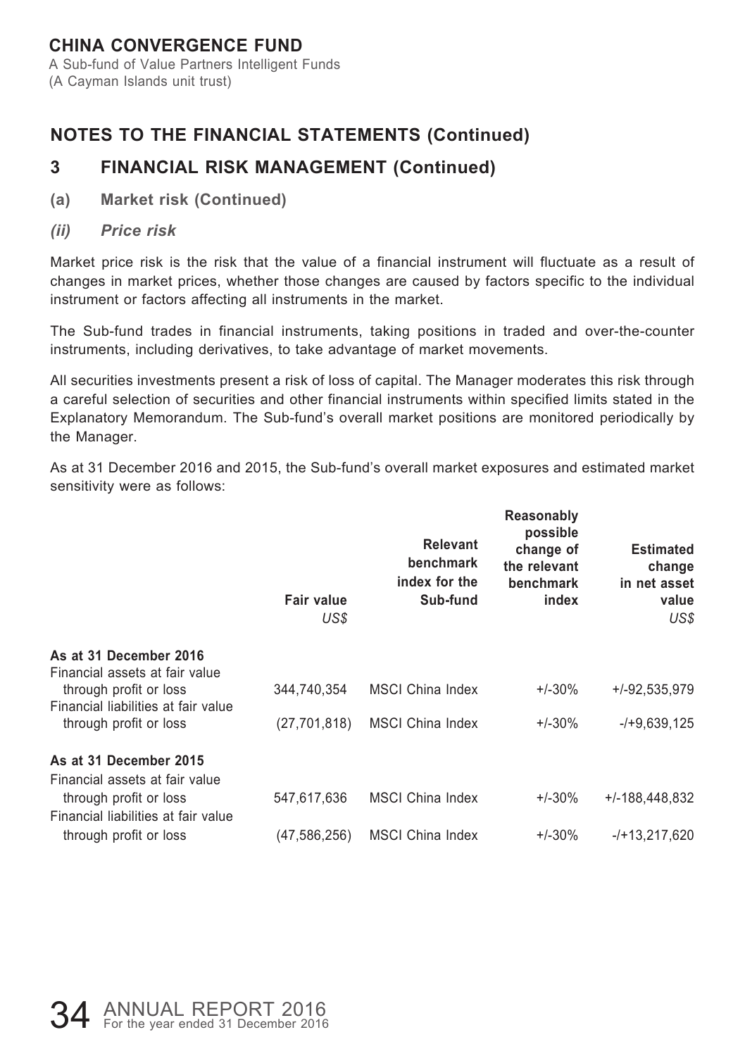# CHINA CONVERGENCE FUND

A Sub-fund of Value Partners Intelligent Funds
(A Cayman Islands unit trust)

## NOTES TO THE FINANCIAL STATEMENTS (Continued)

## 3 FINANCIAL RISK MANAGEMENT (Continued)

### (a) Market risk (Continued)

### *(ii) Price risk*

Market price risk is the risk that the value of a financial instrument will fluctuate as a result of changes in market prices, whether those changes are caused by factors specific to the individual instrument or factors affecting all instruments in the market.

The Sub-fund trades in financial instruments, taking positions in traded and over-the-counter instruments, including derivatives, to take advantage of market movements.

All securities investments present a risk of loss of capital. The Manager moderates this risk through a careful selection of securities and other financial instruments within specified limits stated in the Explanatory Memorandum. The Sub-fund's overall market positions are monitored periodically by the Manager.

As at 31 December 2016 and 2015, the Sub-fund's overall market exposures and estimated market sensitivity were as follows:

| | Fair value *US$* | Relevant benchmark index for the Sub-fund | Reasonably possible change of the relevant benchmark index | Estimated change in net asset value *US$* |
|---|---|---|---|---|
| **As at 31 December 2016** | | | | |
| Financial assets at fair value through profit or loss | 344,740,354 | MSCI China Index | +/-30% | +/-92,535,979 |
| Financial liabilities at fair value through profit or loss | (27,701,818) | MSCI China Index | +/-30% | -/+9,639,125 |
| **As at 31 December 2015** | | | | |
| Financial assets at fair value through profit or loss | 547,617,636 | MSCI China Index | +/-30% | +/-188,448,832 |
| Financial liabilities at fair value through profit or loss | (47,586,256) | MSCI China Index | +/-30% | -/+13,217,620 |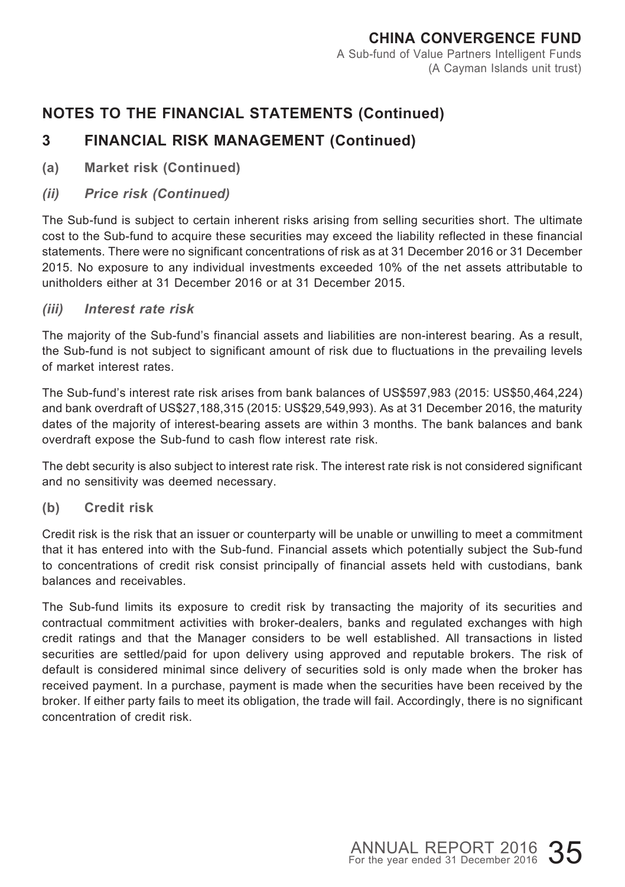## NOTES TO THE FINANCIAL STATEMENTS (Continued)

## 3 FINANCIAL RISK MANAGEMENT (Continued)

### (a) Market risk (Continued)

#### *(ii) Price risk (Continued)*

The Sub-fund is subject to certain inherent risks arising from selling securities short. The ultimate cost to the Sub-fund to acquire these securities may exceed the liability reflected in these financial statements. There were no significant concentrations of risk as at 31 December 2016 or 31 December 2015. No exposure to any individual investments exceeded 10% of the net assets attributable to unitholders either at 31 December 2016 or at 31 December 2015.

#### *(iii) Interest rate risk*

The majority of the Sub-fund's financial assets and liabilities are non-interest bearing. As a result, the Sub-fund is not subject to significant amount of risk due to fluctuations in the prevailing levels of market interest rates.

The Sub-fund's interest rate risk arises from bank balances of US$597,983 (2015: US$50,464,224) and bank overdraft of US$27,188,315 (2015: US$29,549,993). As at 31 December 2016, the maturity dates of the majority of interest-bearing assets are within 3 months. The bank balances and bank overdraft expose the Sub-fund to cash flow interest rate risk.

The debt security is also subject to interest rate risk. The interest rate risk is not considered significant and no sensitivity was deemed necessary.

### (b) Credit risk

Credit risk is the risk that an issuer or counterparty will be unable or unwilling to meet a commitment that it has entered into with the Sub-fund. Financial assets which potentially subject the Sub-fund to concentrations of credit risk consist principally of financial assets held with custodians, bank balances and receivables.

The Sub-fund limits its exposure to credit risk by transacting the majority of its securities and contractual commitment activities with broker-dealers, banks and regulated exchanges with high credit ratings and that the Manager considers to be well established. All transactions in listed securities are settled/paid for upon delivery using approved and reputable brokers. The risk of default is considered minimal since delivery of securities sold is only made when the broker has received payment. In a purchase, payment is made when the securities have been received by the broker. If either party fails to meet its obligation, the trade will fail. Accordingly, there is no significant concentration of credit risk.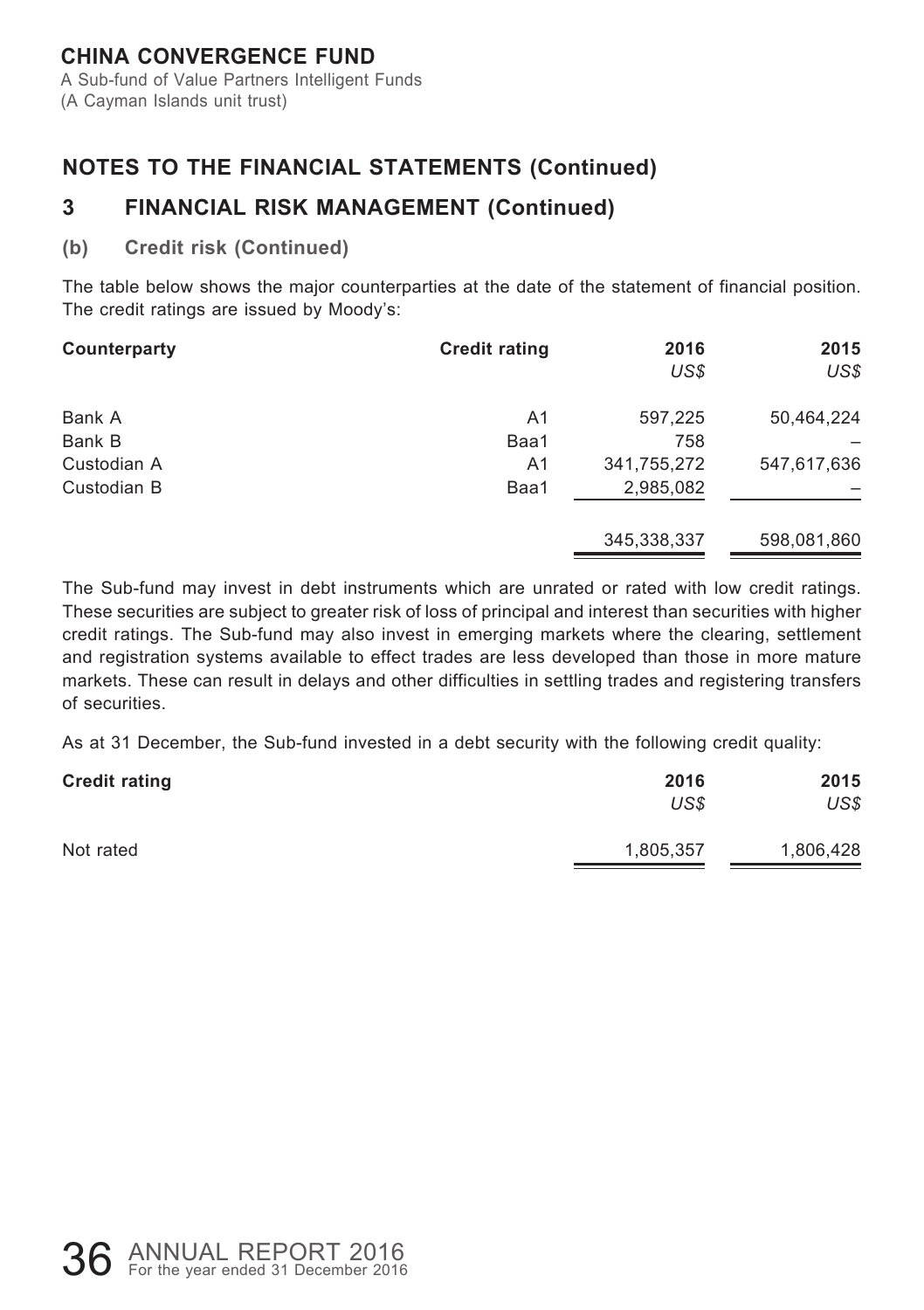# CHINA CONVERGENCE FUND

A Sub-fund of Value Partners Intelligent Funds
(A Cayman Islands unit trust)

## NOTES TO THE FINANCIAL STATEMENTS (Continued)

## 3 FINANCIAL RISK MANAGEMENT (Continued)

### (b) Credit risk (Continued)

The table below shows the major counterparties at the date of the statement of financial position. The credit ratings are issued by Moody's:

| Counterparty | Credit rating | 2016<br>*US$* | 2015<br>*US$* |
|---|---|---|---|
| Bank A | A1 | 597,225 | 50,464,224 |
| Bank B | Baa1 | 758 | – |
| Custodian A | A1 | 341,755,272 | 547,617,636 |
| Custodian B | Baa1 | 2,985,082 | – |
| | | 345,338,337 | 598,081,860 |

The Sub-fund may invest in debt instruments which are unrated or rated with low credit ratings. These securities are subject to greater risk of loss of principal and interest than securities with higher credit ratings. The Sub-fund may also invest in emerging markets where the clearing, settlement and registration systems available to effect trades are less developed than those in more mature markets. These can result in delays and other difficulties in settling trades and registering transfers of securities.

As at 31 December, the Sub-fund invested in a debt security with the following credit quality:

| Credit rating | 2016<br>*US$* | 2015<br>*US$* |
|---|---|---|
| Not rated | 1,805,357 | 1,806,428 |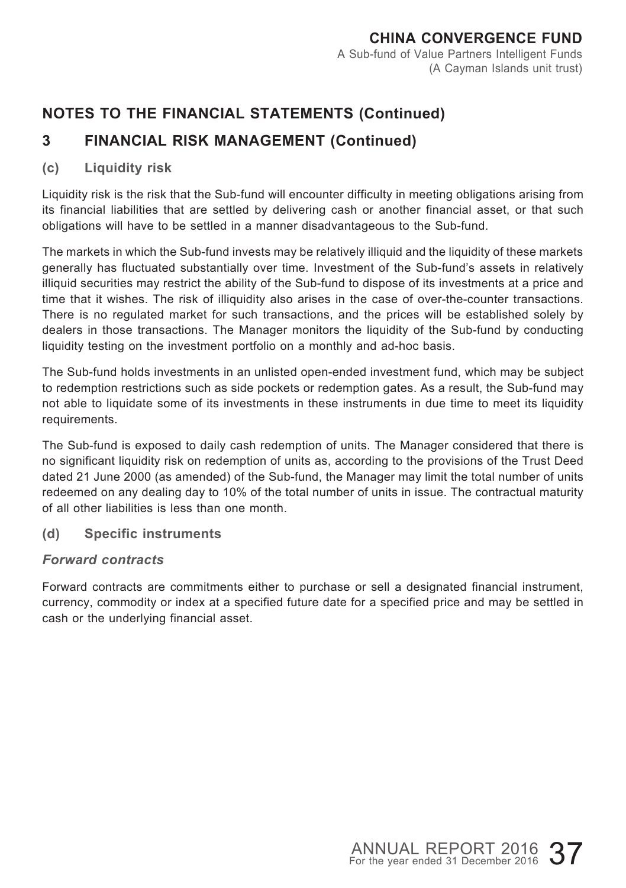## NOTES TO THE FINANCIAL STATEMENTS (Continued)

## 3 FINANCIAL RISK MANAGEMENT (Continued)

### (c) Liquidity risk

Liquidity risk is the risk that the Sub-fund will encounter difficulty in meeting obligations arising from its financial liabilities that are settled by delivering cash or another financial asset, or that such obligations will have to be settled in a manner disadvantageous to the Sub-fund.

The markets in which the Sub-fund invests may be relatively illiquid and the liquidity of these markets generally has fluctuated substantially over time. Investment of the Sub-fund's assets in relatively illiquid securities may restrict the ability of the Sub-fund to dispose of its investments at a price and time that it wishes. The risk of illiquidity also arises in the case of over-the-counter transactions. There is no regulated market for such transactions, and the prices will be established solely by dealers in those transactions. The Manager monitors the liquidity of the Sub-fund by conducting liquidity testing on the investment portfolio on a monthly and ad-hoc basis.

The Sub-fund holds investments in an unlisted open-ended investment fund, which may be subject to redemption restrictions such as side pockets or redemption gates. As a result, the Sub-fund may not able to liquidate some of its investments in these instruments in due time to meet its liquidity requirements.

The Sub-fund is exposed to daily cash redemption of units. The Manager considered that there is no significant liquidity risk on redemption of units as, according to the provisions of the Trust Deed dated 21 June 2000 (as amended) of the Sub-fund, the Manager may limit the total number of units redeemed on any dealing day to 10% of the total number of units in issue. The contractual maturity of all other liabilities is less than one month.

### (d) Specific instruments

#### *Forward contracts*

Forward contracts are commitments either to purchase or sell a designated financial instrument, currency, commodity or index at a specified future date for a specified price and may be settled in cash or the underlying financial asset.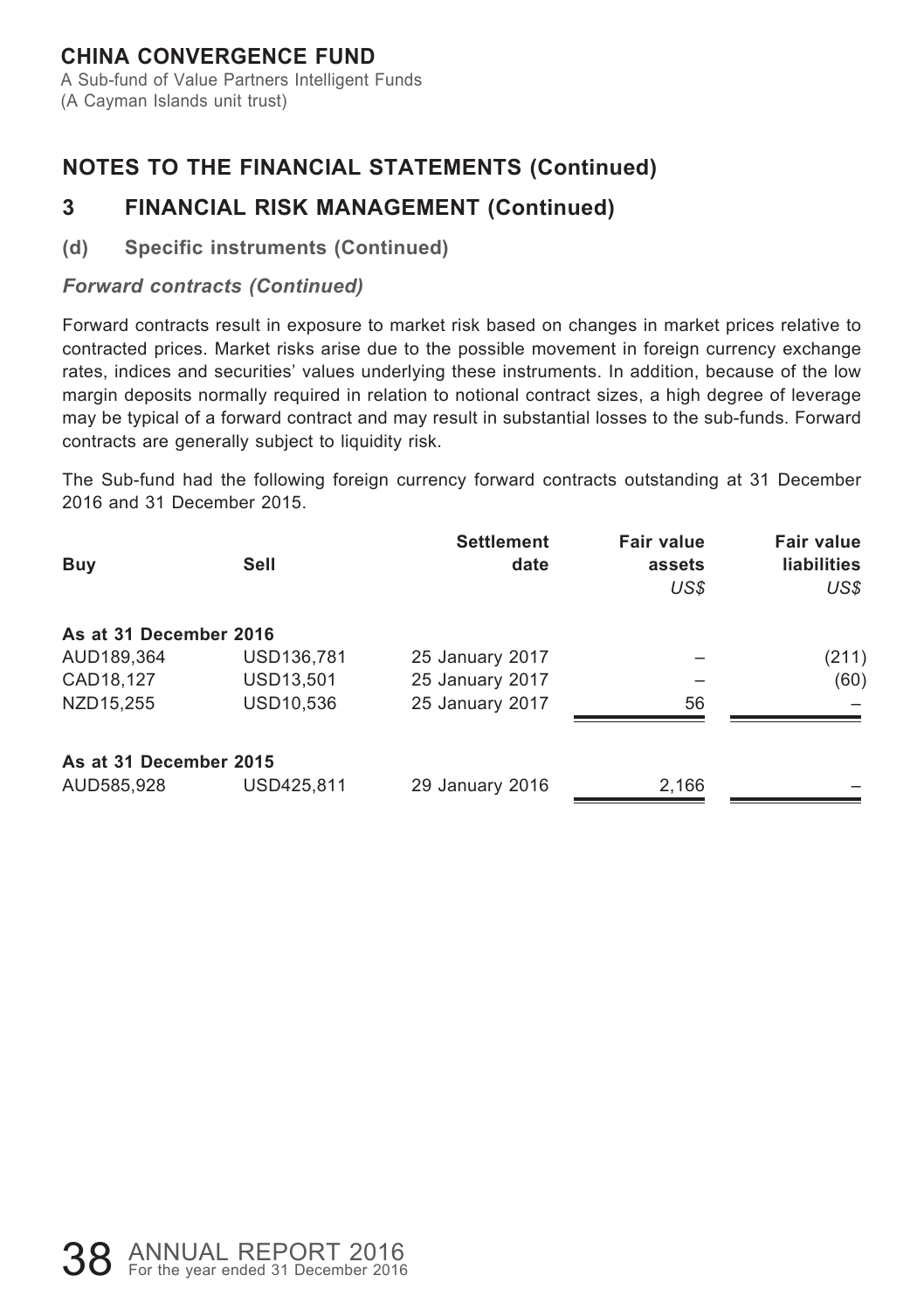# CHINA CONVERGENCE FUND

A Sub-fund of Value Partners Intelligent Funds
(A Cayman Islands unit trust)

## NOTES TO THE FINANCIAL STATEMENTS (Continued)

## 3 FINANCIAL RISK MANAGEMENT (Continued)

### (d) Specific instruments (Continued)

#### *Forward contracts (Continued)*

Forward contracts result in exposure to market risk based on changes in market prices relative to contracted prices. Market risks arise due to the possible movement in foreign currency exchange rates, indices and securities' values underlying these instruments. In addition, because of the low margin deposits normally required in relation to notional contract sizes, a high degree of leverage may be typical of a forward contract and may result in substantial losses to the sub-funds. Forward contracts are generally subject to liquidity risk.

The Sub-fund had the following foreign currency forward contracts outstanding at 31 December 2016 and 31 December 2015.

| Buy | Sell | Settlement date | Fair value assets *US$* | Fair value liabilities *US$* |
|---|---|---|---|---|
| **As at 31 December 2016** | | | | |
| AUD189,364 | USD136,781 | 25 January 2017 | – | (211) |
| CAD18,127 | USD13,501 | 25 January 2017 | – | (60) |
| NZD15,255 | USD10,536 | 25 January 2017 | 56 | – |
| **As at 31 December 2015** | | | | |
| AUD585,928 | USD425,811 | 29 January 2016 | 2,166 | – |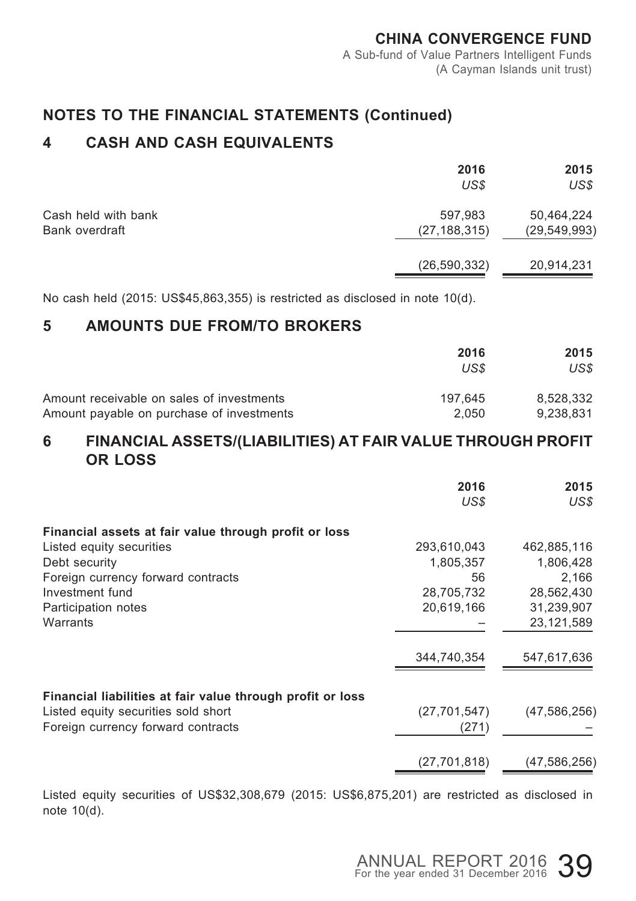## NOTES TO THE FINANCIAL STATEMENTS (Continued)

## 4 CASH AND CASH EQUIVALENTS

| | 2016<br>*US$* | 2015<br>*US$* |
|---|---|---|
| Cash held with bank | 597,983 | 50,464,224 |
| Bank overdraft | (27,188,315) | (29,549,993) |
| | (26,590,332) | 20,914,231 |

No cash held (2015: US$45,863,355) is restricted as disclosed in note 10(d).

## 5 AMOUNTS DUE FROM/TO BROKERS

| | 2016<br>*US$* | 2015<br>*US$* |
|---|---|---|
| Amount receivable on sales of investments | 197,645 | 8,528,332 |
| Amount payable on purchase of investments | 2,050 | 9,238,831 |

## 6 FINANCIAL ASSETS/(LIABILITIES) AT FAIR VALUE THROUGH PROFIT OR LOSS

| | 2016<br>*US$* | 2015<br>*US$* |
|---|---|---|
| **Financial assets at fair value through profit or loss** | | |
| Listed equity securities | 293,610,043 | 462,885,116 |
| Debt security | 1,805,357 | 1,806,428 |
| Foreign currency forward contracts | 56 | 2,166 |
| Investment fund | 28,705,732 | 28,562,430 |
| Participation notes | 20,619,166 | 31,239,907 |
| Warrants | – | 23,121,589 |
| | 344,740,354 | 547,617,636 |
| **Financial liabilities at fair value through profit or loss** | | |
| Listed equity securities sold short | (27,701,547) | (47,586,256) |
| Foreign currency forward contracts | (271) | – |
| | (27,701,818) | (47,586,256) |

Listed equity securities of US$32,308,679 (2015: US$6,875,201) are restricted as disclosed in note 10(d).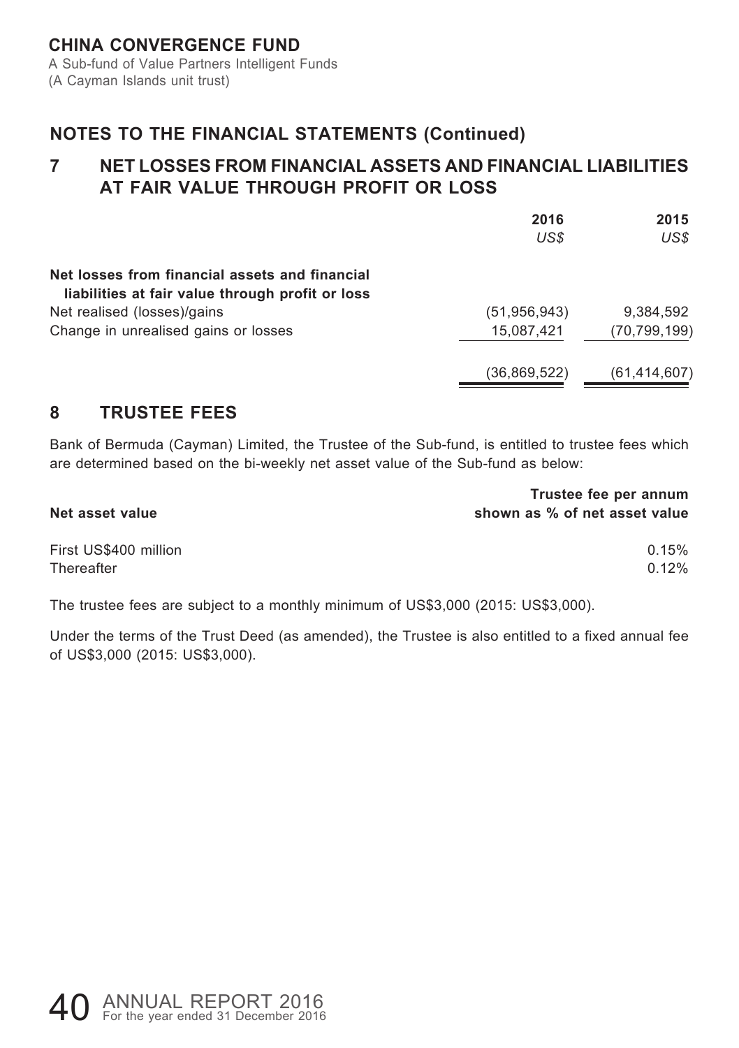## NOTES TO THE FINANCIAL STATEMENTS (Continued)

## 7 NET LOSSES FROM FINANCIAL ASSETS AND FINANCIAL LIABILITIES AT FAIR VALUE THROUGH PROFIT OR LOSS

| | 2016 | 2015 |
|---|---|---|
| | *US$* | *US$* |
| **Net losses from financial assets and financial liabilities at fair value through profit or loss** | | |
| Net realised (losses)/gains | (51,956,943) | 9,384,592 |
| Change in unrealised gains or losses | 15,087,421 | (70,799,199) |
| | (36,869,522) | (61,414,607) |

## 8 TRUSTEE FEES

Bank of Bermuda (Cayman) Limited, the Trustee of the Sub-fund, is entitled to trustee fees which are determined based on the bi-weekly net asset value of the Sub-fund as below:

| Net asset value | Trustee fee per annum shown as % of net asset value |
|---|---|
| First US$400 million | 0.15% |
| Thereafter | 0.12% |

The trustee fees are subject to a monthly minimum of US$3,000 (2015: US$3,000).

Under the terms of the Trust Deed (as amended), the Trustee is also entitled to a fixed annual fee of US$3,000 (2015: US$3,000).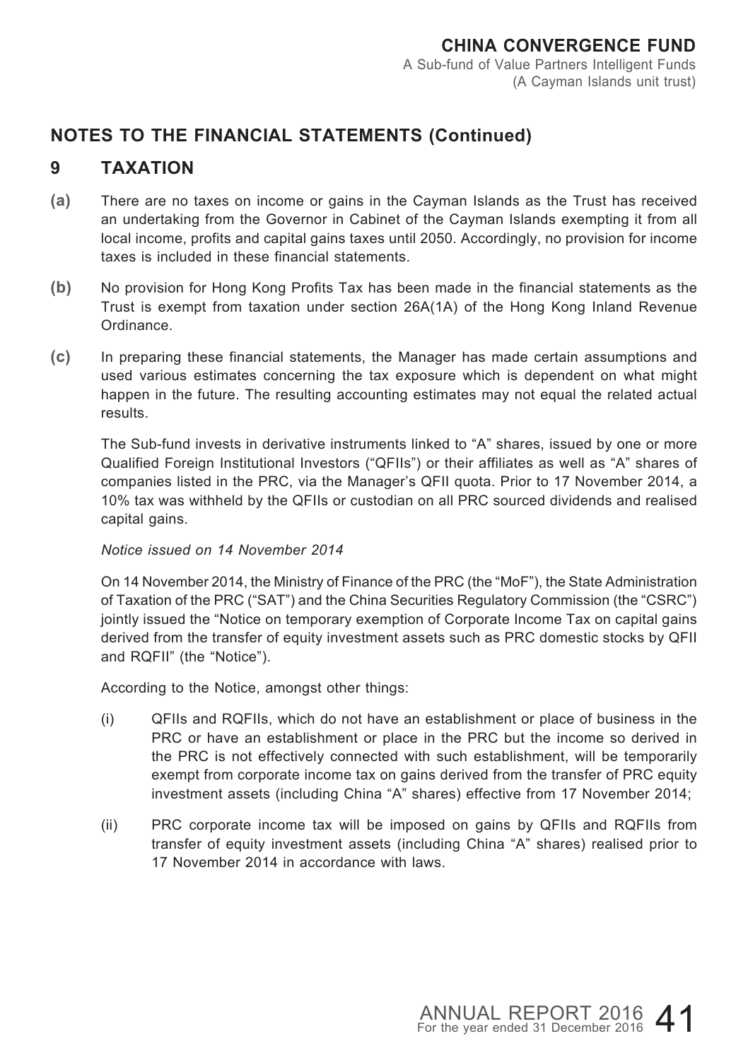## NOTES TO THE FINANCIAL STATEMENTS (Continued)

## 9 TAXATION

**(a)** There are no taxes on income or gains in the Cayman Islands as the Trust has received an undertaking from the Governor in Cabinet of the Cayman Islands exempting it from all local income, profits and capital gains taxes until 2050. Accordingly, no provision for income taxes is included in these financial statements.

**(b)** No provision for Hong Kong Profits Tax has been made in the financial statements as the Trust is exempt from taxation under section 26A(1A) of the Hong Kong Inland Revenue Ordinance.

**(c)** In preparing these financial statements, the Manager has made certain assumptions and used various estimates concerning the tax exposure which is dependent on what might happen in the future. The resulting accounting estimates may not equal the related actual results.

The Sub-fund invests in derivative instruments linked to "A" shares, issued by one or more Qualified Foreign Institutional Investors ("QFIIs") or their affiliates as well as "A" shares of companies listed in the PRC, via the Manager's QFII quota. Prior to 17 November 2014, a 10% tax was withheld by the QFIIs or custodian on all PRC sourced dividends and realised capital gains.

*Notice issued on 14 November 2014*

On 14 November 2014, the Ministry of Finance of the PRC (the "MoF"), the State Administration of Taxation of the PRC ("SAT") and the China Securities Regulatory Commission (the "CSRC") jointly issued the "Notice on temporary exemption of Corporate Income Tax on capital gains derived from the transfer of equity investment assets such as PRC domestic stocks by QFII and RQFII" (the "Notice").

According to the Notice, amongst other things:

(i) QFIIs and RQFIIs, which do not have an establishment or place of business in the PRC or have an establishment or place in the PRC but the income so derived in the PRC is not effectively connected with such establishment, will be temporarily exempt from corporate income tax on gains derived from the transfer of PRC equity investment assets (including China "A" shares) effective from 17 November 2014;

(ii) PRC corporate income tax will be imposed on gains by QFIIs and RQFIIs from transfer of equity investment assets (including China "A" shares) realised prior to 17 November 2014 in accordance with laws.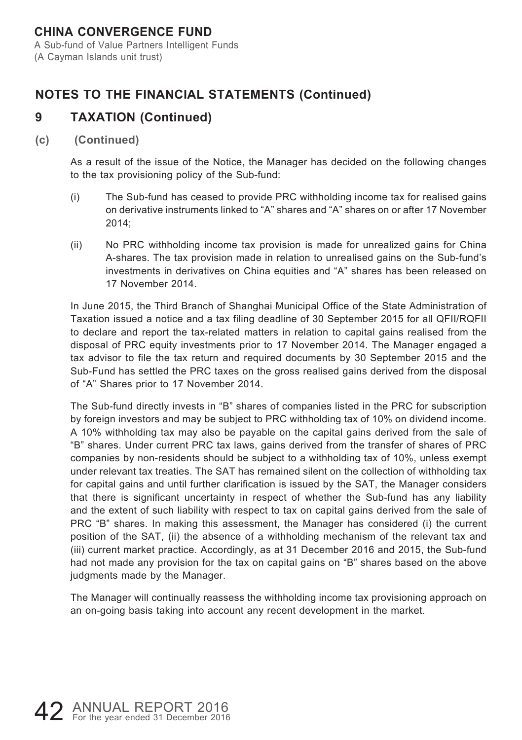## NOTES TO THE FINANCIAL STATEMENTS (Continued)

## 9 TAXATION (Continued)

### (c) (Continued)

As a result of the issue of the Notice, the Manager has decided on the following changes to the tax provisioning policy of the Sub-fund:

(i) The Sub-fund has ceased to provide PRC withholding income tax for realised gains on derivative instruments linked to "A" shares and "A" shares on or after 17 November 2014;

(ii) No PRC withholding income tax provision is made for unrealized gains for China A-shares. The tax provision made in relation to unrealised gains on the Sub-fund's investments in derivatives on China equities and "A" shares has been released on 17 November 2014.

In June 2015, the Third Branch of Shanghai Municipal Office of the State Administration of Taxation issued a notice and a tax filing deadline of 30 September 2015 for all QFII/RQFII to declare and report the tax-related matters in relation to capital gains realised from the disposal of PRC equity investments prior to 17 November 2014. The Manager engaged a tax advisor to file the tax return and required documents by 30 September 2015 and the Sub-Fund has settled the PRC taxes on the gross realised gains derived from the disposal of "A" Shares prior to 17 November 2014.

The Sub-fund directly invests in "B" shares of companies listed in the PRC for subscription by foreign investors and may be subject to PRC withholding tax of 10% on dividend income. A 10% withholding tax may also be payable on the capital gains derived from the sale of "B" shares. Under current PRC tax laws, gains derived from the transfer of shares of PRC companies by non-residents should be subject to a withholding tax of 10%, unless exempt under relevant tax treaties. The SAT has remained silent on the collection of withholding tax for capital gains and until further clarification is issued by the SAT, the Manager considers that there is significant uncertainty in respect of whether the Sub-fund has any liability and the extent of such liability with respect to tax on capital gains derived from the sale of PRC "B" shares. In making this assessment, the Manager has considered (i) the current position of the SAT, (ii) the absence of a withholding mechanism of the relevant tax and (iii) current market practice. Accordingly, as at 31 December 2016 and 2015, the Sub-fund had not made any provision for the tax on capital gains on "B" shares based on the above judgments made by the Manager.

The Manager will continually reassess the withholding income tax provisioning approach on an on-going basis taking into account any recent development in the market.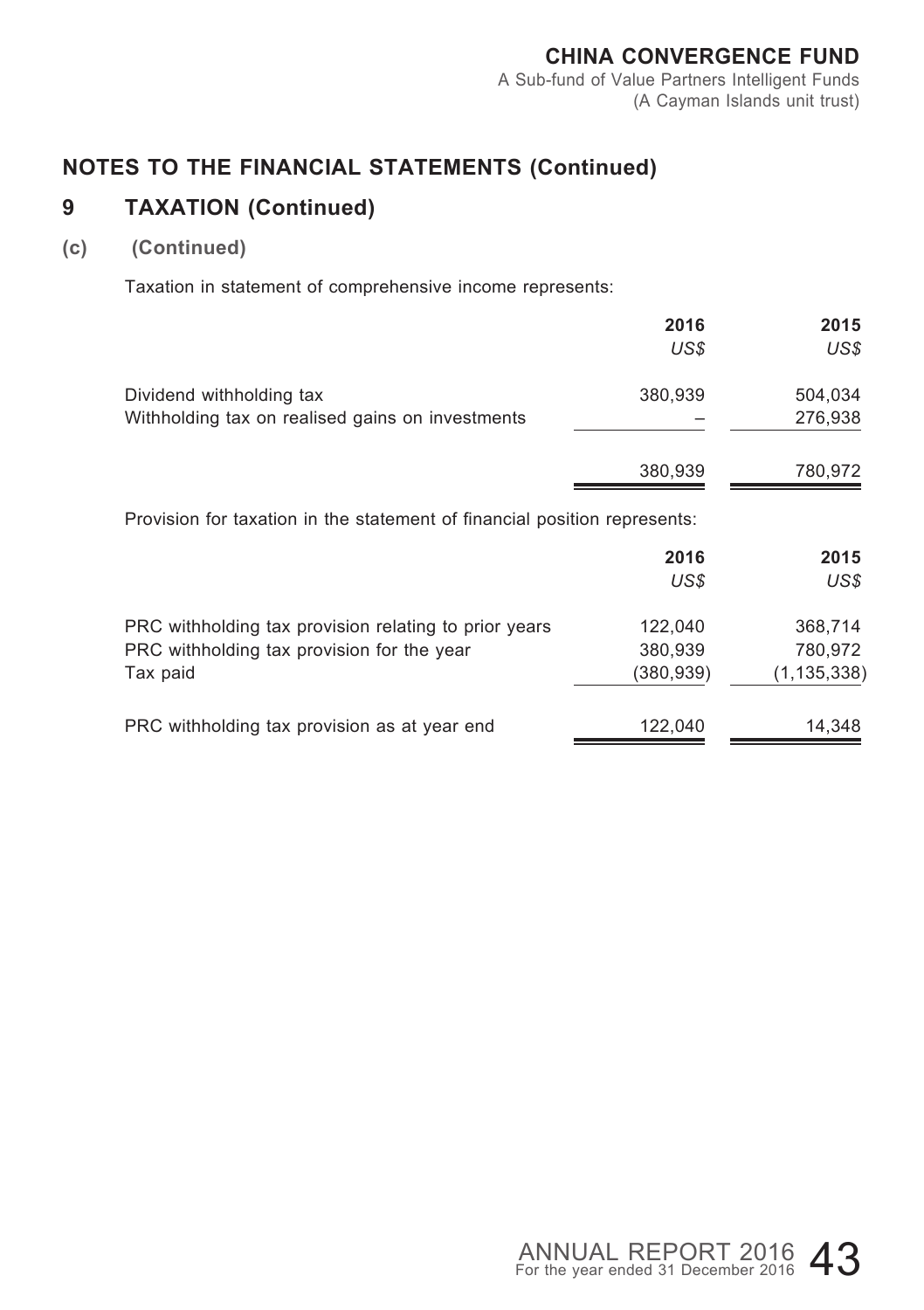## NOTES TO THE FINANCIAL STATEMENTS (Continued)

## 9 TAXATION (Continued)

### (c) (Continued)

Taxation in statement of comprehensive income represents:

| | 2016 | 2015 |
|---|---|---|
| | *US$* | *US$* |
| Dividend withholding tax | 380,939 | 504,034 |
| Withholding tax on realised gains on investments | – | 276,938 |
| | 380,939 | 780,972 |

Provision for taxation in the statement of financial position represents:

| | 2016 | 2015 |
|---|---|---|
| | *US$* | *US$* |
| PRC withholding tax provision relating to prior years | 122,040 | 368,714 |
| PRC withholding tax provision for the year | 380,939 | 780,972 |
| Tax paid | (380,939) | (1,135,338) |
| PRC withholding tax provision as at year end | 122,040 | 14,348 |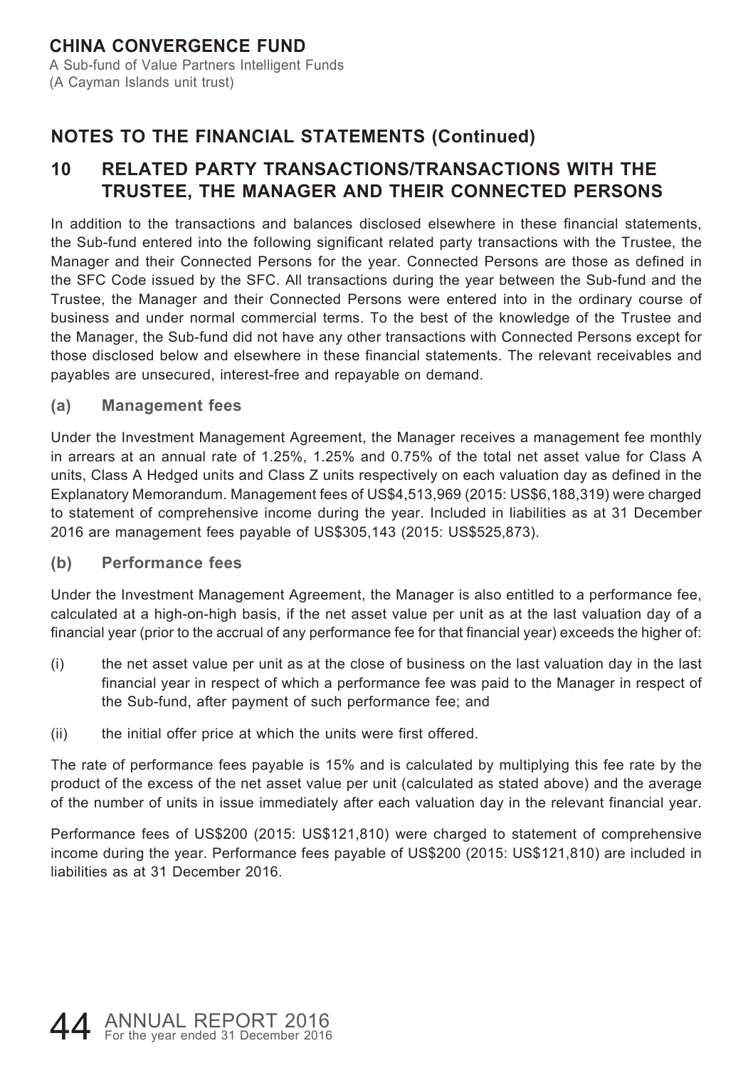# CHINA CONVERGENCE FUND

A Sub-fund of Value Partners Intelligent Funds
(A Cayman Islands unit trust)

## NOTES TO THE FINANCIAL STATEMENTS (Continued)

## 10 RELATED PARTY TRANSACTIONS/TRANSACTIONS WITH THE TRUSTEE, THE MANAGER AND THEIR CONNECTED PERSONS

In addition to the transactions and balances disclosed elsewhere in these financial statements, the Sub-fund entered into the following significant related party transactions with the Trustee, the Manager and their Connected Persons for the year. Connected Persons are those as defined in the SFC Code issued by the SFC. All transactions during the year between the Sub-fund and the Trustee, the Manager and their Connected Persons were entered into in the ordinary course of business and under normal commercial terms. To the best of the knowledge of the Trustee and the Manager, the Sub-fund did not have any other transactions with Connected Persons except for those disclosed below and elsewhere in these financial statements. The relevant receivables and payables are unsecured, interest-free and repayable on demand.

### (a) Management fees

Under the Investment Management Agreement, the Manager receives a management fee monthly in arrears at an annual rate of 1.25%, 1.25% and 0.75% of the total net asset value for Class A units, Class A Hedged units and Class Z units respectively on each valuation day as defined in the Explanatory Memorandum. Management fees of US$4,513,969 (2015: US$6,188,319) were charged to statement of comprehensive income during the year. Included in liabilities as at 31 December 2016 are management fees payable of US$305,143 (2015: US$525,873).

### (b) Performance fees

Under the Investment Management Agreement, the Manager is also entitled to a performance fee, calculated at a high-on-high basis, if the net asset value per unit as at the last valuation day of a financial year (prior to the accrual of any performance fee for that financial year) exceeds the higher of:

(i) the net asset value per unit as at the close of business on the last valuation day in the last financial year in respect of which a performance fee was paid to the Manager in respect of the Sub-fund, after payment of such performance fee; and

(ii) the initial offer price at which the units were first offered.

The rate of performance fees payable is 15% and is calculated by multiplying this fee rate by the product of the excess of the net asset value per unit (calculated as stated above) and the average of the number of units in issue immediately after each valuation day in the relevant financial year.

Performance fees of US$200 (2015: US$121,810) were charged to statement of comprehensive income during the year. Performance fees payable of US$200 (2015: US$121,810) are included in liabilities as at 31 December 2016.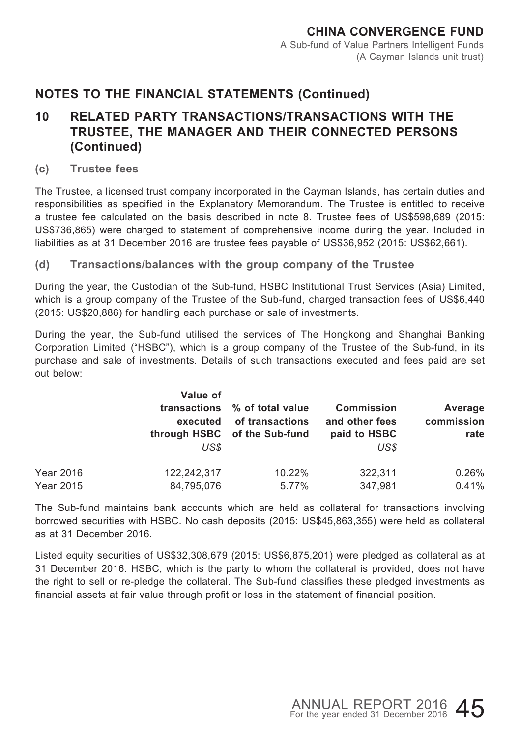## NOTES TO THE FINANCIAL STATEMENTS (Continued)

## 10 RELATED PARTY TRANSACTIONS/TRANSACTIONS WITH THE TRUSTEE, THE MANAGER AND THEIR CONNECTED PERSONS (Continued)

### (c) Trustee fees

The Trustee, a licensed trust company incorporated in the Cayman Islands, has certain duties and responsibilities as specified in the Explanatory Memorandum. The Trustee is entitled to receive a trustee fee calculated on the basis described in note 8. Trustee fees of US$598,689 (2015: US$736,865) were charged to statement of comprehensive income during the year. Included in liabilities as at 31 December 2016 are trustee fees payable of US$36,952 (2015: US$62,661).

### (d) Transactions/balances with the group company of the Trustee

During the year, the Custodian of the Sub-fund, HSBC Institutional Trust Services (Asia) Limited, which is a group company of the Trustee of the Sub-fund, charged transaction fees of US$6,440 (2015: US$20,886) for handling each purchase or sale of investments.

During the year, the Sub-fund utilised the services of The Hongkong and Shanghai Banking Corporation Limited ("HSBC"), which is a group company of the Trustee of the Sub-fund, in its purchase and sale of investments. Details of such transactions executed and fees paid are set out below:

| | Value of transactions executed through HSBC *US$* | % of total value of transactions of the Sub-fund | Commission and other fees paid to HSBC *US$* | Average commission rate |
|---|---|---|---|---|
| Year 2016 | 122,242,317 | 10.22% | 322,311 | 0.26% |
| Year 2015 | 84,795,076 | 5.77% | 347,981 | 0.41% |

The Sub-fund maintains bank accounts which are held as collateral for transactions involving borrowed securities with HSBC. No cash deposits (2015: US$45,863,355) were held as collateral as at 31 December 2016.

Listed equity securities of US$32,308,679 (2015: US$6,875,201) were pledged as collateral as at 31 December 2016. HSBC, which is the party to whom the collateral is provided, does not have the right to sell or re-pledge the collateral. The Sub-fund classifies these pledged investments as financial assets at fair value through profit or loss in the statement of financial position.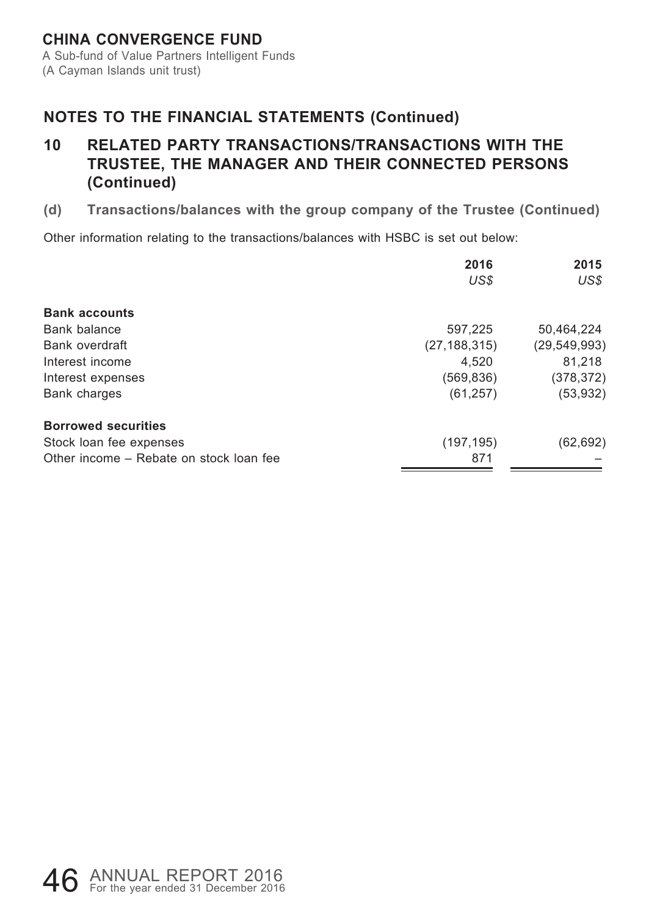## NOTES TO THE FINANCIAL STATEMENTS (Continued)

## 10 RELATED PARTY TRANSACTIONS/TRANSACTIONS WITH THE TRUSTEE, THE MANAGER AND THEIR CONNECTED PERSONS (Continued)

### (d) Transactions/balances with the group company of the Trustee (Continued)

Other information relating to the transactions/balances with HSBC is set out below:

| | 2016 | 2015 |
|---|---|---|
| | *US$* | *US$* |
| **Bank accounts** | | |
| Bank balance | 597,225 | 50,464,224 |
| Bank overdraft | (27,188,315) | (29,549,993) |
| Interest income | 4,520 | 81,218 |
| Interest expenses | (569,836) | (378,372) |
| Bank charges | (61,257) | (53,932) |
| **Borrowed securities** | | |
| Stock loan fee expenses | (197,195) | (62,692) |
| Other income – Rebate on stock loan fee | 871 | – |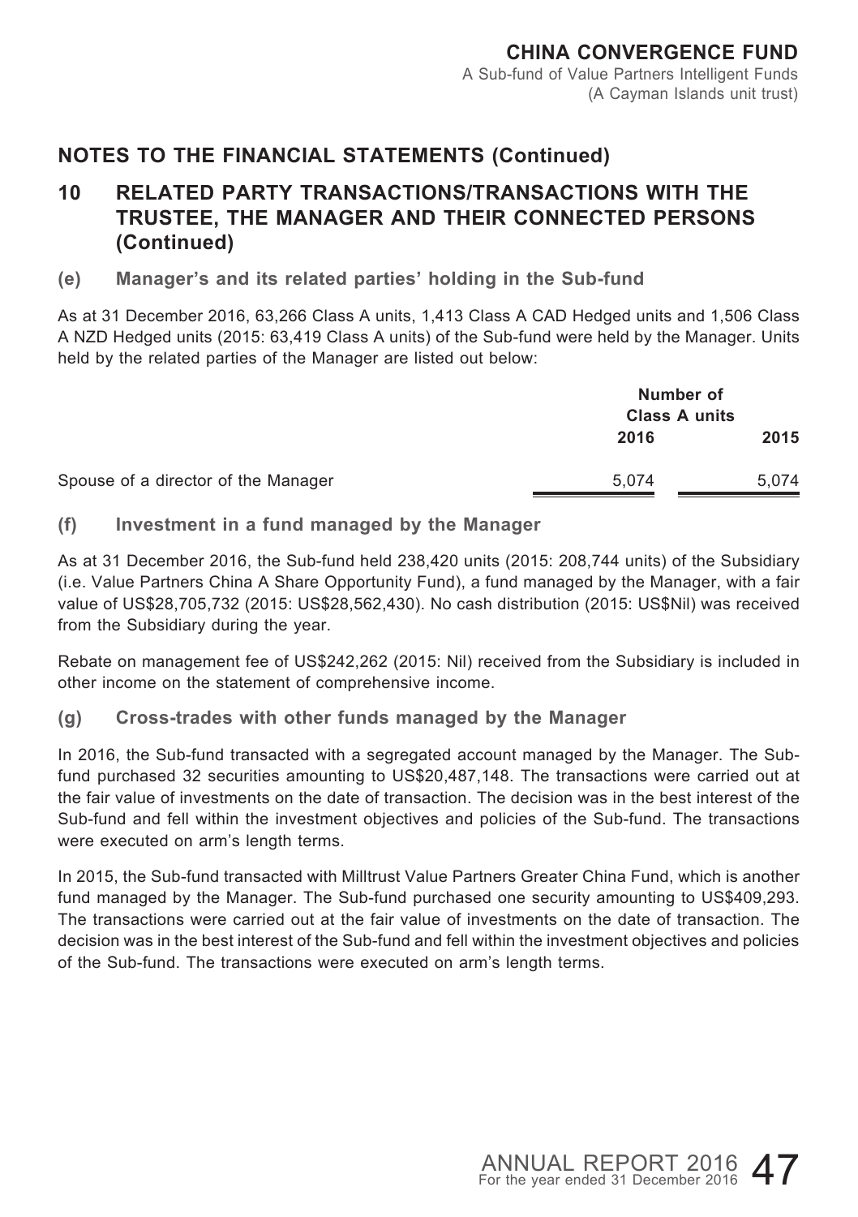## NOTES TO THE FINANCIAL STATEMENTS (Continued)

## 10 RELATED PARTY TRANSACTIONS/TRANSACTIONS WITH THE TRUSTEE, THE MANAGER AND THEIR CONNECTED PERSONS (Continued)

### (e) Manager's and its related parties' holding in the Sub-fund

As at 31 December 2016, 63,266 Class A units, 1,413 Class A CAD Hedged units and 1,506 Class A NZD Hedged units (2015: 63,419 Class A units) of the Sub-fund were held by the Manager. Units held by the related parties of the Manager are listed out below:

| | Number of Class A units | |
|---|---|---|
| | 2016 | 2015 |
| Spouse of a director of the Manager | 5,074 | 5,074 |

### (f) Investment in a fund managed by the Manager

As at 31 December 2016, the Sub-fund held 238,420 units (2015: 208,744 units) of the Subsidiary (i.e. Value Partners China A Share Opportunity Fund), a fund managed by the Manager, with a fair value of US$28,705,732 (2015: US$28,562,430). No cash distribution (2015: US$Nil) was received from the Subsidiary during the year.

Rebate on management fee of US$242,262 (2015: Nil) received from the Subsidiary is included in other income on the statement of comprehensive income.

### (g) Cross-trades with other funds managed by the Manager

In 2016, the Sub-fund transacted with a segregated account managed by the Manager. The Sub-fund purchased 32 securities amounting to US$20,487,148. The transactions were carried out at the fair value of investments on the date of transaction. The decision was in the best interest of the Sub-fund and fell within the investment objectives and policies of the Sub-fund. The transactions were executed on arm's length terms.

In 2015, the Sub-fund transacted with Milltrust Value Partners Greater China Fund, which is another fund managed by the Manager. The Sub-fund purchased one security amounting to US$409,293. The transactions were carried out at the fair value of investments on the date of transaction. The decision was in the best interest of the Sub-fund and fell within the investment objectives and policies of the Sub-fund. The transactions were executed on arm's length terms.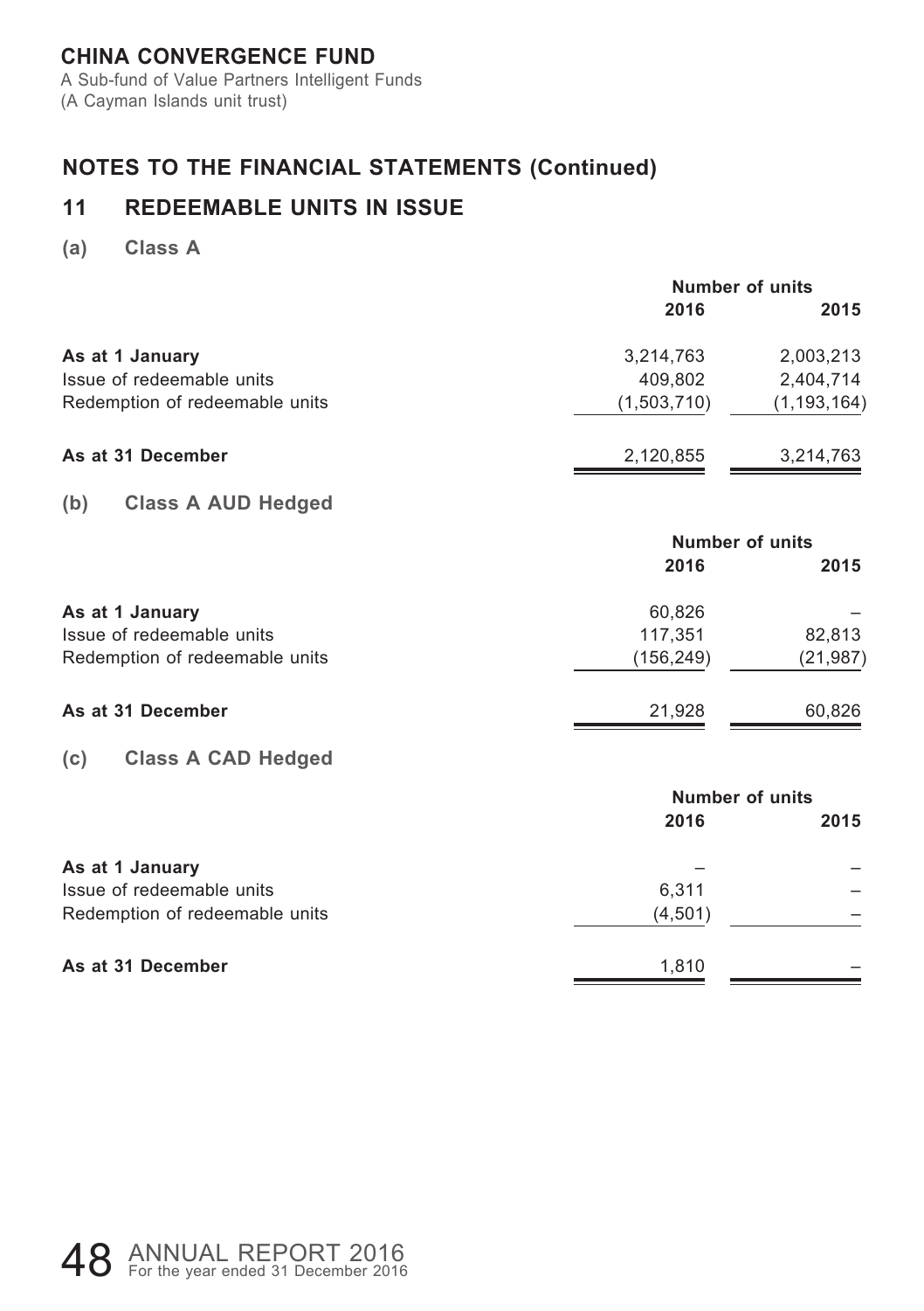**CHINA CONVERGENCE FUND**
A Sub-fund of Value Partners Intelligent Funds
(A Cayman Islands unit trust)

## NOTES TO THE FINANCIAL STATEMENTS (Continued)

## 11 REDEEMABLE UNITS IN ISSUE

### (a) Class A

| | Number of units | |
|---|---|---|
| | 2016 | 2015 |
| **As at 1 January** | 3,214,763 | 2,003,213 |
| Issue of redeemable units | 409,802 | 2,404,714 |
| Redemption of redeemable units | (1,503,710) | (1,193,164) |
| **As at 31 December** | 2,120,855 | 3,214,763 |

### (b) Class A AUD Hedged

| | Number of units | |
|---|---|---|
| | 2016 | 2015 |
| **As at 1 January** | 60,826 | – |
| Issue of redeemable units | 117,351 | 82,813 |
| Redemption of redeemable units | (156,249) | (21,987) |
| **As at 31 December** | 21,928 | 60,826 |

### (c) Class A CAD Hedged

| | Number of units | |
|---|---|---|
| | 2016 | 2015 |
| **As at 1 January** | – | – |
| Issue of redeemable units | 6,311 | – |
| Redemption of redeemable units | (4,501) | – |
| **As at 31 December** | 1,810 | – |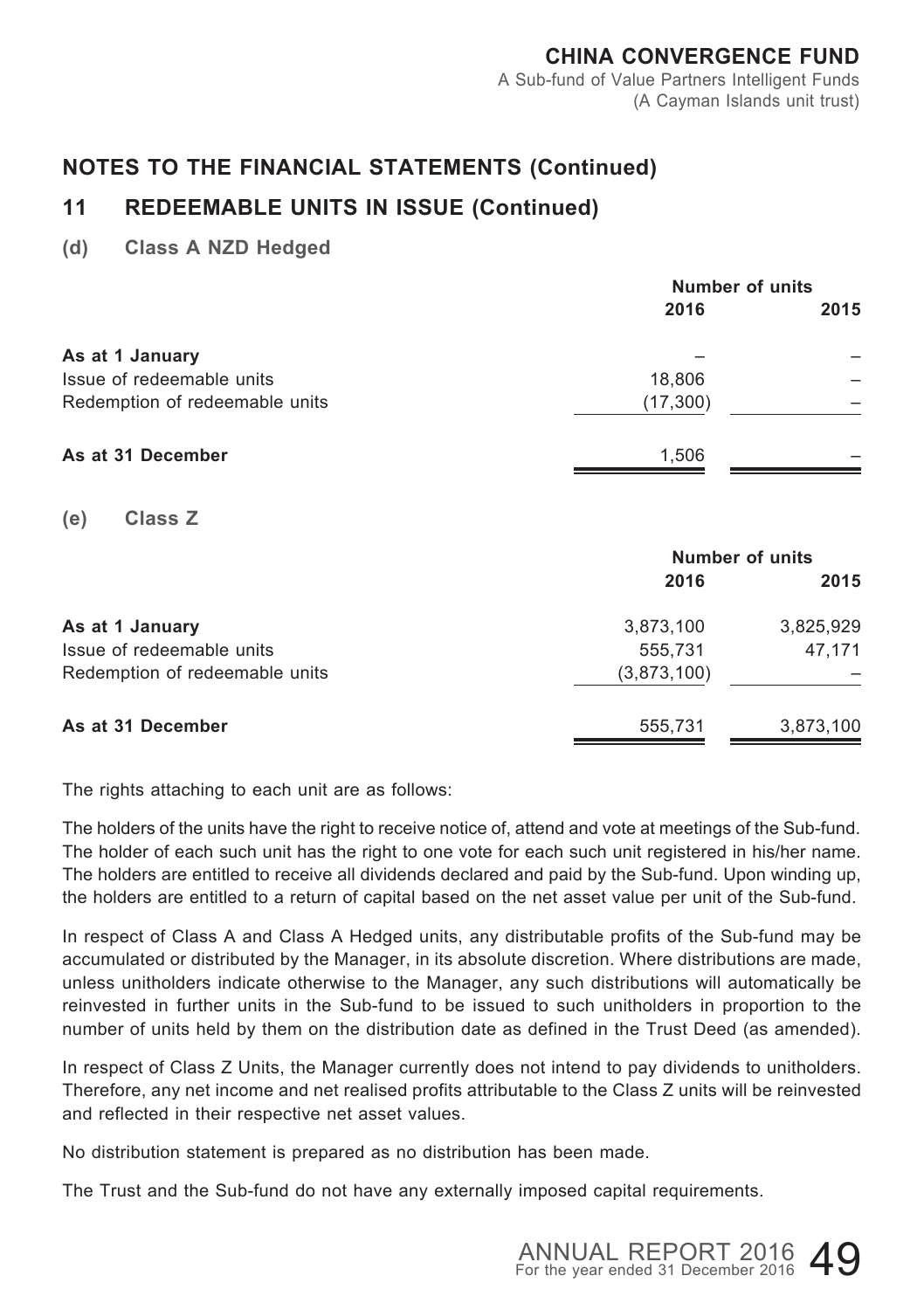## NOTES TO THE FINANCIAL STATEMENTS (Continued)

## 11 REDEEMABLE UNITS IN ISSUE (Continued)

### (d) Class A NZD Hedged

| | Number of units | |
|---|---|---|
| | 2016 | 2015 |
| **As at 1 January** | – | – |
| Issue of redeemable units | 18,806 | – |
| Redemption of redeemable units | (17,300) | – |
| **As at 31 December** | 1,506 | – |

### (e) Class Z

| | Number of units | |
|---|---|---|
| | 2016 | 2015 |
| **As at 1 January** | 3,873,100 | 3,825,929 |
| Issue of redeemable units | 555,731 | 47,171 |
| Redemption of redeemable units | (3,873,100) | – |
| **As at 31 December** | 555,731 | 3,873,100 |

The rights attaching to each unit are as follows:

The holders of the units have the right to receive notice of, attend and vote at meetings of the Sub-fund. The holder of each such unit has the right to one vote for each such unit registered in his/her name. The holders are entitled to receive all dividends declared and paid by the Sub-fund. Upon winding up, the holders are entitled to a return of capital based on the net asset value per unit of the Sub-fund.

In respect of Class A and Class A Hedged units, any distributable profits of the Sub-fund may be accumulated or distributed by the Manager, in its absolute discretion. Where distributions are made, unless unitholders indicate otherwise to the Manager, any such distributions will automatically be reinvested in further units in the Sub-fund to be issued to such unitholders in proportion to the number of units held by them on the distribution date as defined in the Trust Deed (as amended).

In respect of Class Z Units, the Manager currently does not intend to pay dividends to unitholders. Therefore, any net income and net realised profits attributable to the Class Z units will be reinvested and reflected in their respective net asset values.

No distribution statement is prepared as no distribution has been made.

The Trust and the Sub-fund do not have any externally imposed capital requirements.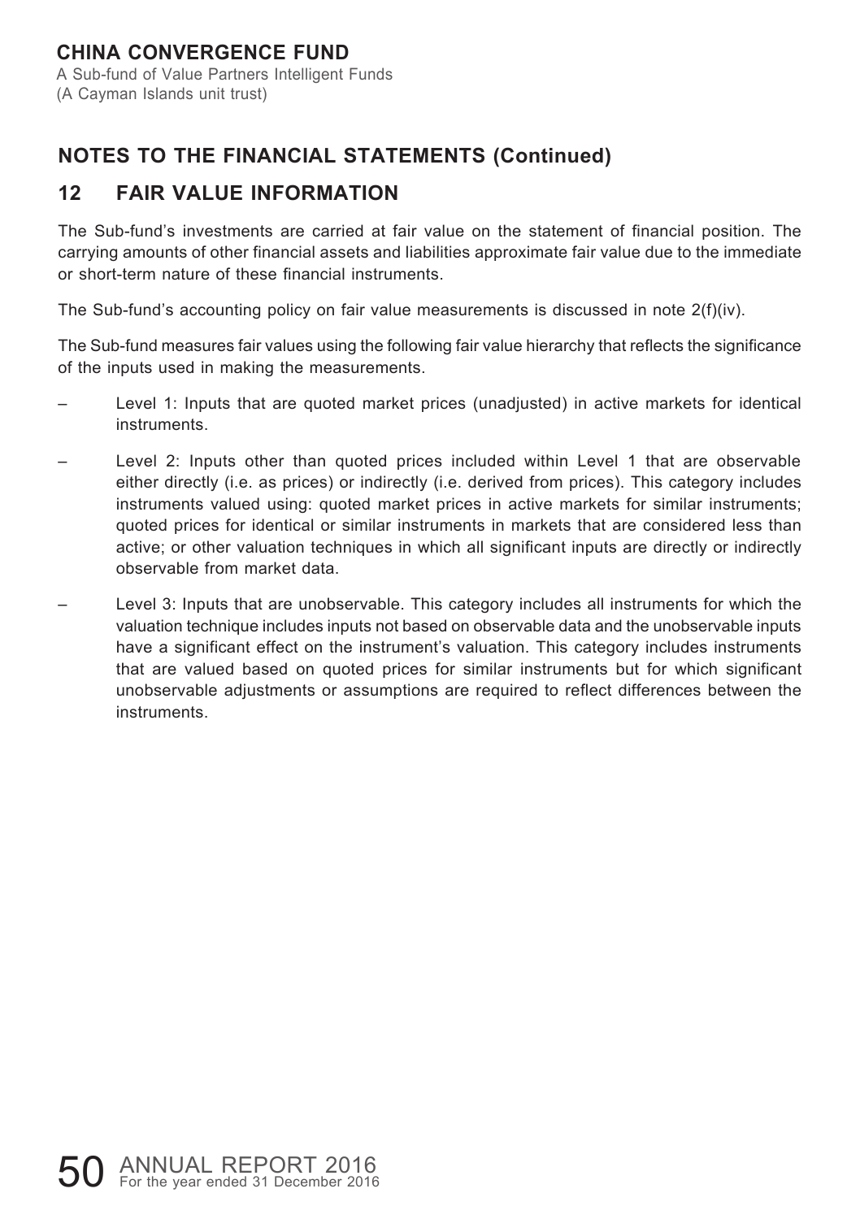## NOTES TO THE FINANCIAL STATEMENTS (Continued)

### 12 FAIR VALUE INFORMATION

The Sub-fund's investments are carried at fair value on the statement of financial position. The carrying amounts of other financial assets and liabilities approximate fair value due to the immediate or short-term nature of these financial instruments.

The Sub-fund's accounting policy on fair value measurements is discussed in note 2(f)(iv).

The Sub-fund measures fair values using the following fair value hierarchy that reflects the significance of the inputs used in making the measurements.

- Level 1: Inputs that are quoted market prices (unadjusted) in active markets for identical instruments.
- Level 2: Inputs other than quoted prices included within Level 1 that are observable either directly (i.e. as prices) or indirectly (i.e. derived from prices). This category includes instruments valued using: quoted market prices in active markets for similar instruments; quoted prices for identical or similar instruments in markets that are considered less than active; or other valuation techniques in which all significant inputs are directly or indirectly observable from market data.
- Level 3: Inputs that are unobservable. This category includes all instruments for which the valuation technique includes inputs not based on observable data and the unobservable inputs have a significant effect on the instrument's valuation. This category includes instruments that are valued based on quoted prices for similar instruments but for which significant unobservable adjustments or assumptions are required to reflect differences between the instruments.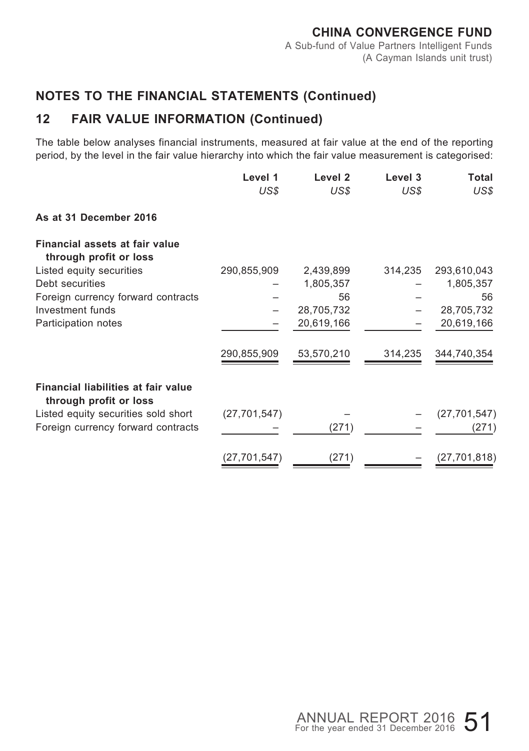## NOTES TO THE FINANCIAL STATEMENTS (Continued)

## 12 FAIR VALUE INFORMATION (Continued)

The table below analyses financial instruments, measured at fair value at the end of the reporting period, by the level in the fair value hierarchy into which the fair value measurement is categorised:

| | Level 1 | Level 2 | Level 3 | Total |
|---|---|---|---|---|
| | *US$* | *US$* | *US$* | *US$* |
| **As at 31 December 2016** | | | | |
| **Financial assets at fair value through profit or loss** | | | | |
| Listed equity securities | 290,855,909 | 2,439,899 | 314,235 | 293,610,043 |
| Debt securities | – | 1,805,357 | – | 1,805,357 |
| Foreign currency forward contracts | – | 56 | – | 56 |
| Investment funds | – | 28,705,732 | – | 28,705,732 |
| Participation notes | – | 20,619,166 | – | 20,619,166 |
| | 290,855,909 | 53,570,210 | 314,235 | 344,740,354 |
| **Financial liabilities at fair value through profit or loss** | | | | |
| Listed equity securities sold short | (27,701,547) | – | – | (27,701,547) |
| Foreign currency forward contracts | – | (271) | – | (271) |
| | (27,701,547) | (271) | – | (27,701,818) |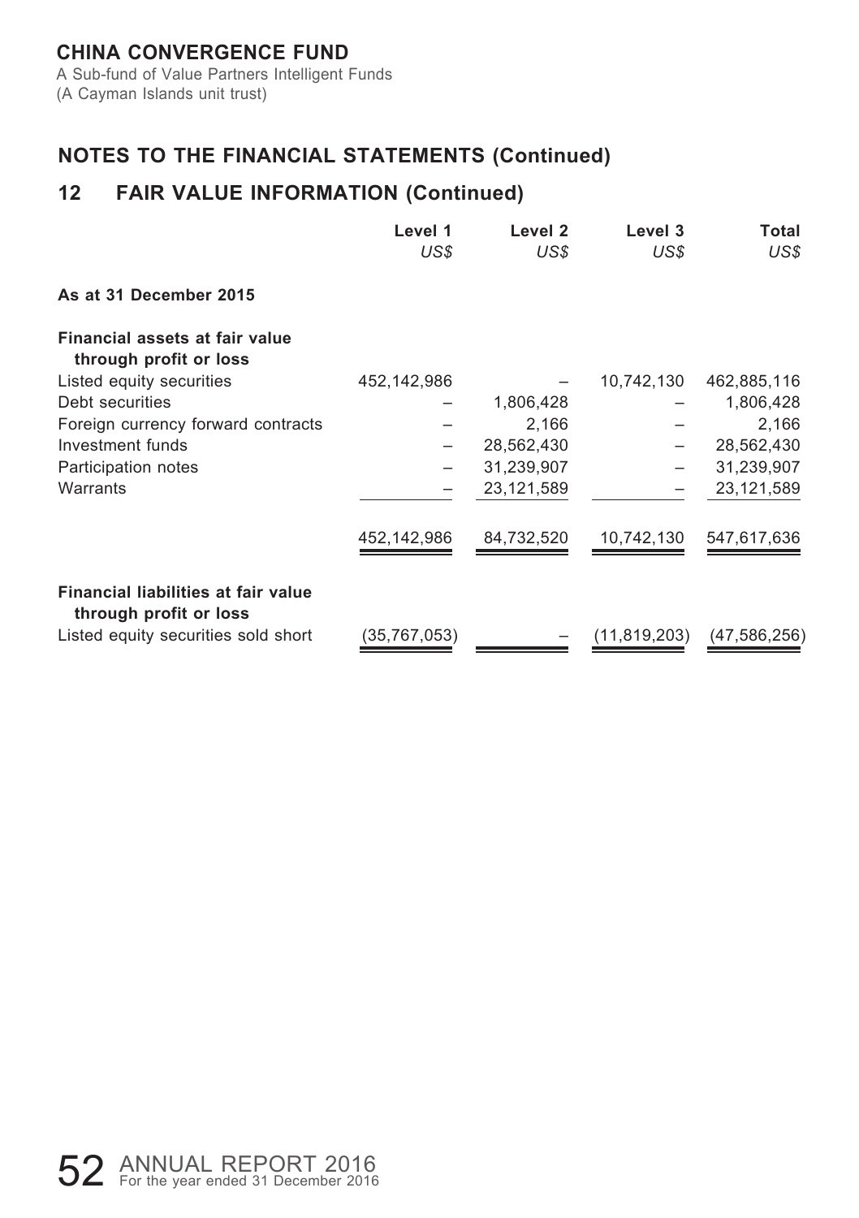# CHINA CONVERGENCE FUND

A Sub-fund of Value Partners Intelligent Funds
(A Cayman Islands unit trust)

## NOTES TO THE FINANCIAL STATEMENTS (Continued)

## 12 FAIR VALUE INFORMATION (Continued)

| | Level 1<br>*US$* | Level 2<br>*US$* | Level 3<br>*US$* | Total<br>*US$* |
|---|---|---|---|---|
| **As at 31 December 2015** | | | | |
| **Financial assets at fair value through profit or loss** | | | | |
| Listed equity securities | 452,142,986 | – | 10,742,130 | 462,885,116 |
| Debt securities | – | 1,806,428 | – | 1,806,428 |
| Foreign currency forward contracts | – | 2,166 | – | 2,166 |
| Investment funds | – | 28,562,430 | – | 28,562,430 |
| Participation notes | – | 31,239,907 | – | 31,239,907 |
| Warrants | – | 23,121,589 | – | 23,121,589 |
| | 452,142,986 | 84,732,520 | 10,742,130 | 547,617,636 |
| **Financial liabilities at fair value through profit or loss** | | | | |
| Listed equity securities sold short | (35,767,053) | – | (11,819,203) | (47,586,256) |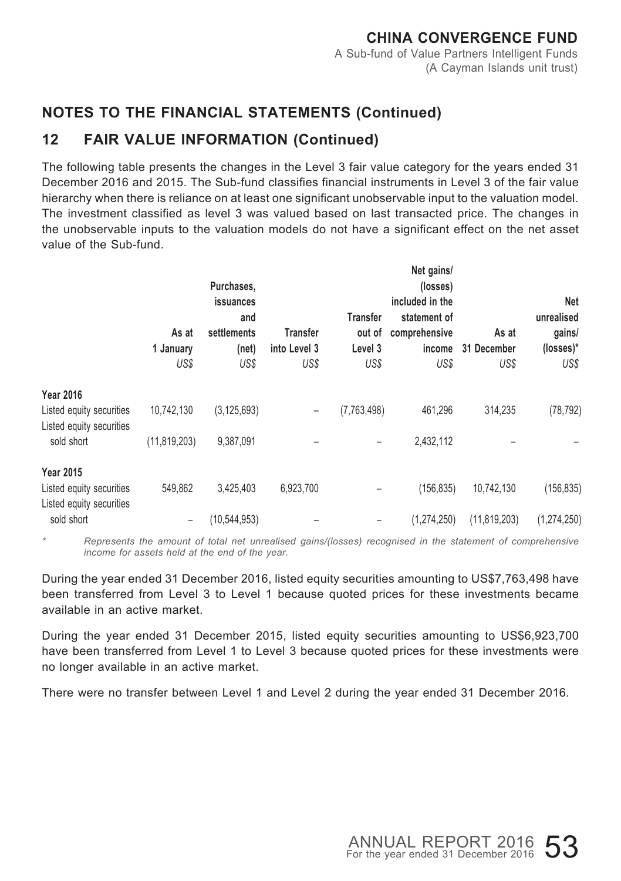## NOTES TO THE FINANCIAL STATEMENTS (Continued)

## 12 FAIR VALUE INFORMATION (Continued)

The following table presents the changes in the Level 3 fair value category for the years ended 31 December 2016 and 2015. The Sub-fund classifies financial instruments in Level 3 of the fair value hierarchy when there is reliance on at least one significant unobservable input to the valuation model. The investment classified as level 3 was valued based on last transacted price. The changes in the unobservable inputs to the valuation models do not have a significant effect on the net asset value of the Sub-fund.

| | As at 1 January US$ | Purchases, issuances and settlements (net) US$ | Transfer into Level 3 US$ | Transfer out of Level 3 US$ | Net gains/ (losses) included in the statement of comprehensive income US$ | As at 31 December US$ | Net unrealised gains/ (losses)* US$ |
|---|---|---|---|---|---|---|---|
| **Year 2016** | | | | | | | |
| Listed equity securities | 10,742,130 | (3,125,693) | – | (7,763,498) | 461,296 | 314,235 | (78,792) |
| Listed equity securities sold short | (11,819,203) | 9,387,091 | – | – | 2,432,112 | – | – |
| **Year 2015** | | | | | | | |
| Listed equity securities | 549,862 | 3,425,403 | 6,923,700 | – | (156,835) | 10,742,130 | (156,835) |
| Listed equity securities sold short | – | (10,544,953) | – | – | (1,274,250) | (11,819,203) | (1,274,250) |

\* *Represents the amount of total net unrealised gains/(losses) recognised in the statement of comprehensive income for assets held at the end of the year.*

During the year ended 31 December 2016, listed equity securities amounting to US$7,763,498 have been transferred from Level 3 to Level 1 because quoted prices for these investments became available in an active market.

During the year ended 31 December 2015, listed equity securities amounting to US$6,923,700 have been transferred from Level 1 to Level 3 because quoted prices for these investments were no longer available in an active market.

There were no transfer between Level 1 and Level 2 during the year ended 31 December 2016.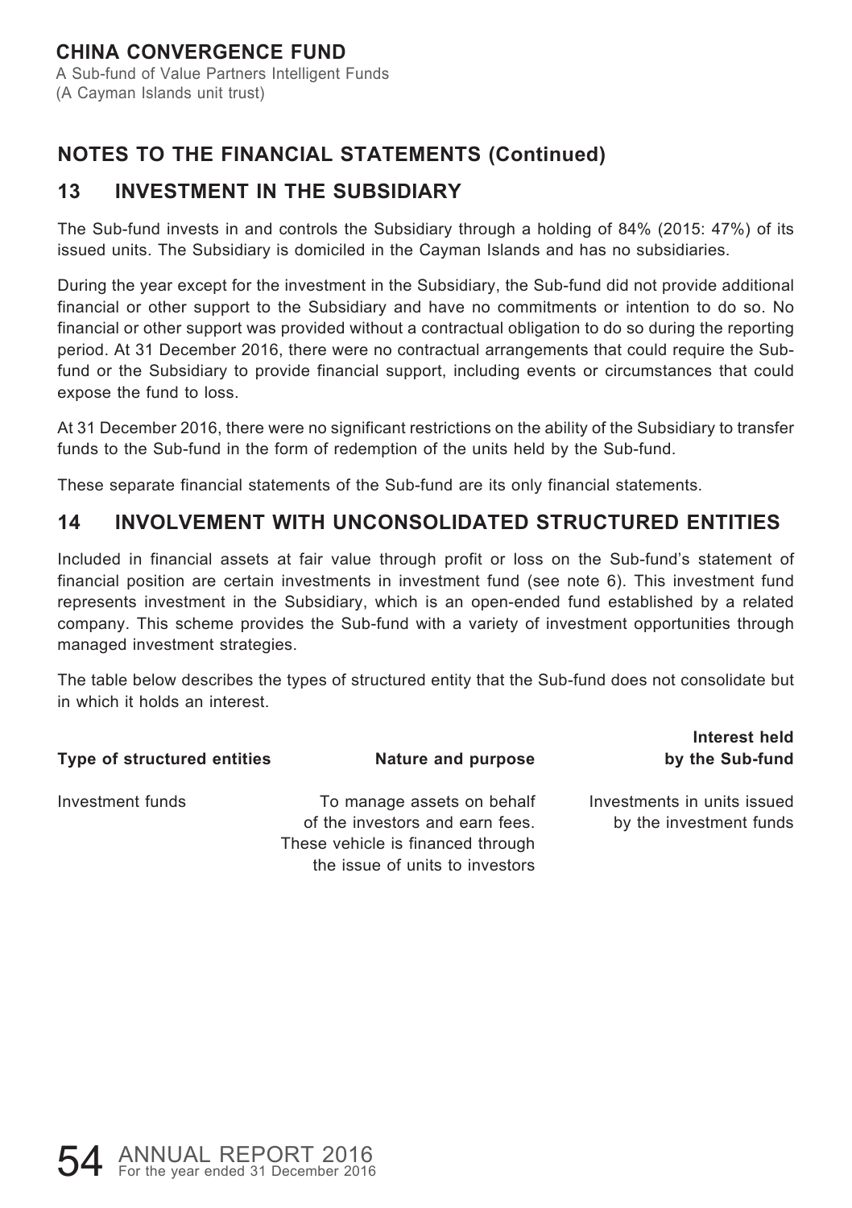## NOTES TO THE FINANCIAL STATEMENTS (Continued)

## 13 INVESTMENT IN THE SUBSIDIARY

The Sub-fund invests in and controls the Subsidiary through a holding of 84% (2015: 47%) of its issued units. The Subsidiary is domiciled in the Cayman Islands and has no subsidiaries.

During the year except for the investment in the Subsidiary, the Sub-fund did not provide additional financial or other support to the Subsidiary and have no commitments or intention to do so. No financial or other support was provided without a contractual obligation to do so during the reporting period. At 31 December 2016, there were no contractual arrangements that could require the Sub-fund or the Subsidiary to provide financial support, including events or circumstances that could expose the fund to loss.

At 31 December 2016, there were no significant restrictions on the ability of the Subsidiary to transfer funds to the Sub-fund in the form of redemption of the units held by the Sub-fund.

These separate financial statements of the Sub-fund are its only financial statements.

## 14 INVOLVEMENT WITH UNCONSOLIDATED STRUCTURED ENTITIES

Included in financial assets at fair value through profit or loss on the Sub-fund's statement of financial position are certain investments in investment fund (see note 6). This investment fund represents investment in the Subsidiary, which is an open-ended fund established by a related company. This scheme provides the Sub-fund with a variety of investment opportunities through managed investment strategies.

The table below describes the types of structured entity that the Sub-fund does not consolidate but in which it holds an interest.

| Type of structured entities | Nature and purpose | Interest held by the Sub-fund |
|---|---|---|
| Investment funds | To manage assets on behalf of the investors and earn fees. These vehicle is financed through the issue of units to investors | Investments in units issued by the investment funds |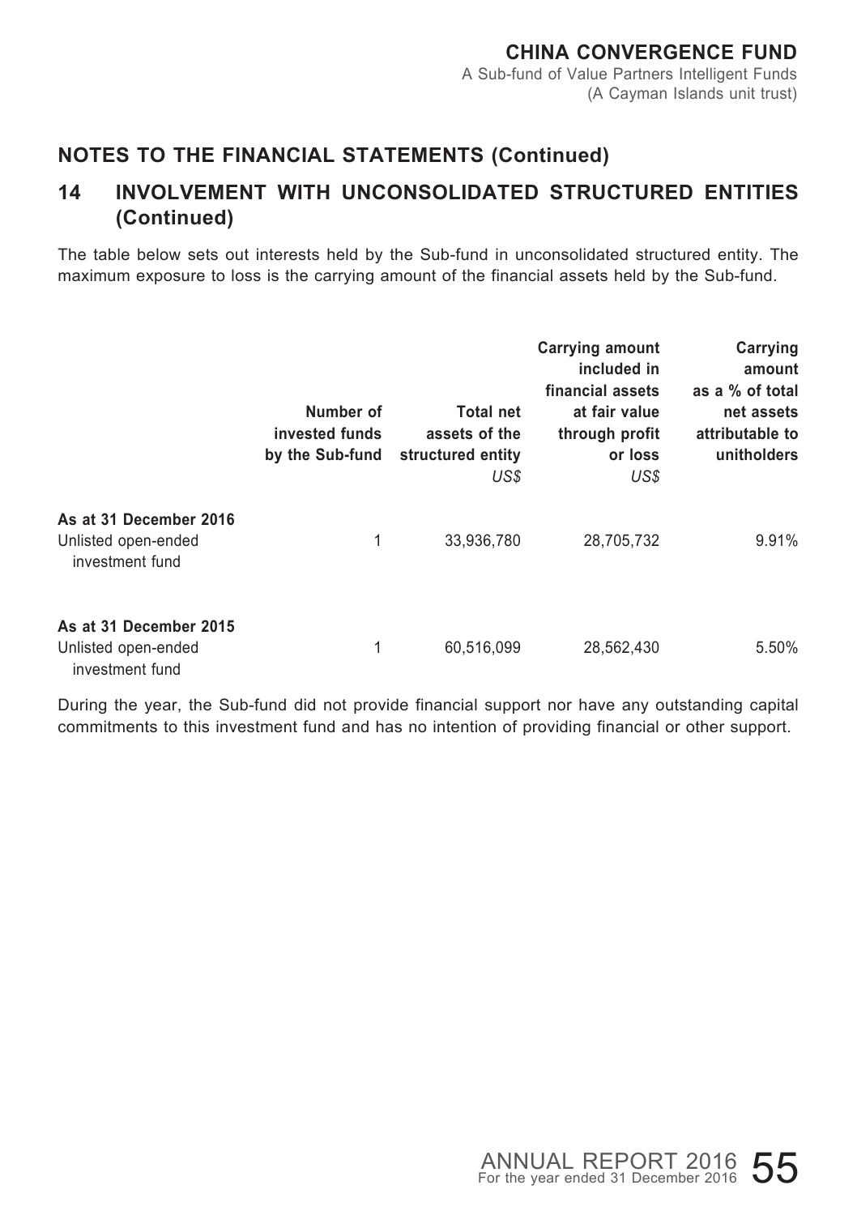## NOTES TO THE FINANCIAL STATEMENTS (Continued)

## 14 INVOLVEMENT WITH UNCONSOLIDATED STRUCTURED ENTITIES (Continued)

The table below sets out interests held by the Sub-fund in unconsolidated structured entity. The maximum exposure to loss is the carrying amount of the financial assets held by the Sub-fund.

| | Number of invested funds by the Sub-fund | Total net assets of the structured entity *US$* | Carrying amount included in financial assets at fair value through profit or loss *US$* | Carrying amount as a % of total net assets attributable to unitholders |
|---|---|---|---|---|
| **As at 31 December 2016** | | | | |
| Unlisted open-ended investment fund | 1 | 33,936,780 | 28,705,732 | 9.91% |
| **As at 31 December 2015** | | | | |
| Unlisted open-ended investment fund | 1 | 60,516,099 | 28,562,430 | 5.50% |

During the year, the Sub-fund did not provide financial support nor have any outstanding capital commitments to this investment fund and has no intention of providing financial or other support.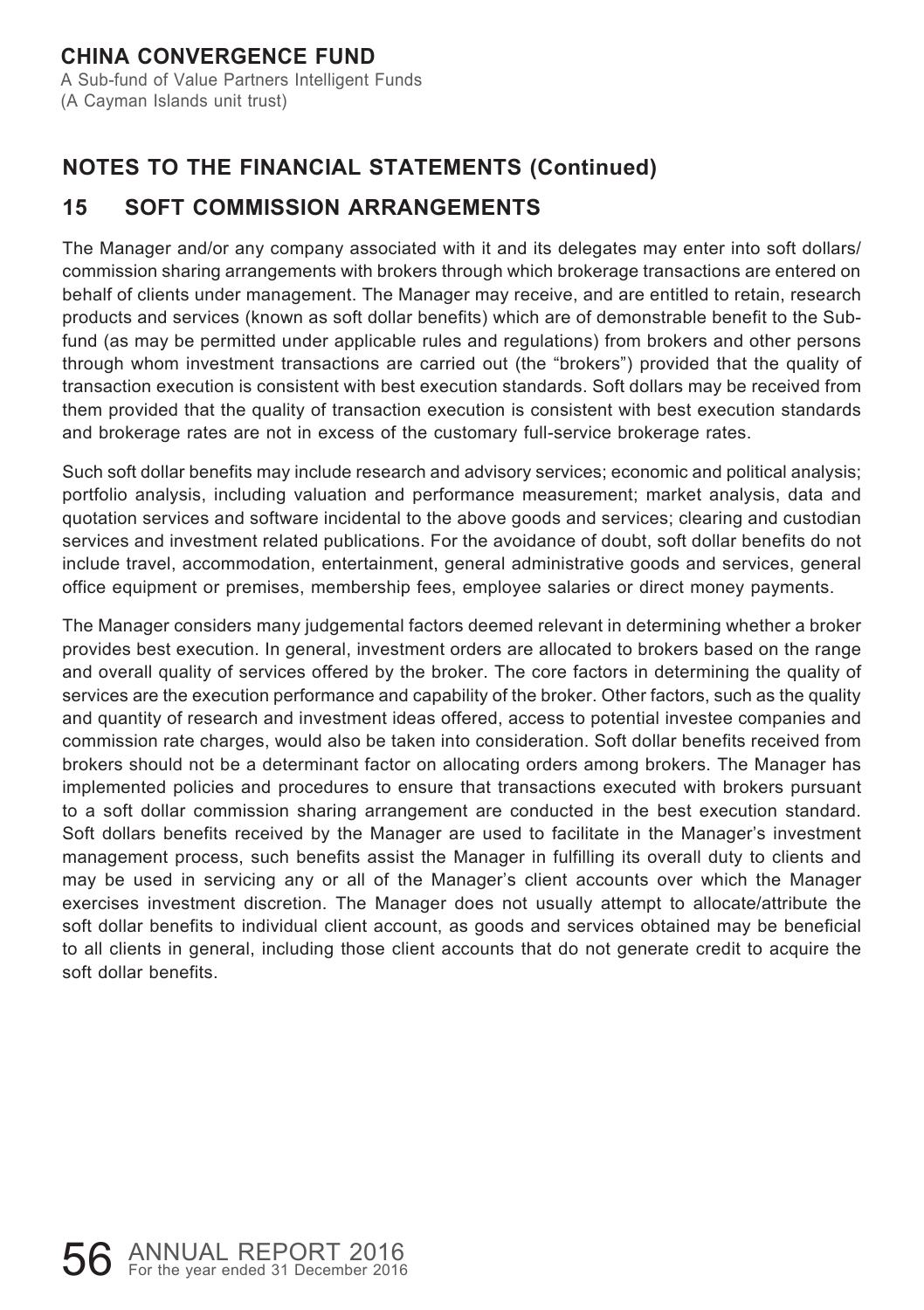## NOTES TO THE FINANCIAL STATEMENTS (Continued)

## 15 SOFT COMMISSION ARRANGEMENTS

The Manager and/or any company associated with it and its delegates may enter into soft dollars/ commission sharing arrangements with brokers through which brokerage transactions are entered on behalf of clients under management. The Manager may receive, and are entitled to retain, research products and services (known as soft dollar benefits) which are of demonstrable benefit to the Sub-fund (as may be permitted under applicable rules and regulations) from brokers and other persons through whom investment transactions are carried out (the "brokers") provided that the quality of transaction execution is consistent with best execution standards. Soft dollars may be received from them provided that the quality of transaction execution is consistent with best execution standards and brokerage rates are not in excess of the customary full-service brokerage rates.

Such soft dollar benefits may include research and advisory services; economic and political analysis; portfolio analysis, including valuation and performance measurement; market analysis, data and quotation services and software incidental to the above goods and services; clearing and custodian services and investment related publications. For the avoidance of doubt, soft dollar benefits do not include travel, accommodation, entertainment, general administrative goods and services, general office equipment or premises, membership fees, employee salaries or direct money payments.

The Manager considers many judgemental factors deemed relevant in determining whether a broker provides best execution. In general, investment orders are allocated to brokers based on the range and overall quality of services offered by the broker. The core factors in determining the quality of services are the execution performance and capability of the broker. Other factors, such as the quality and quantity of research and investment ideas offered, access to potential investee companies and commission rate charges, would also be taken into consideration. Soft dollar benefits received from brokers should not be a determinant factor on allocating orders among brokers. The Manager has implemented policies and procedures to ensure that transactions executed with brokers pursuant to a soft dollar commission sharing arrangement are conducted in the best execution standard. Soft dollars benefits received by the Manager are used to facilitate in the Manager's investment management process, such benefits assist the Manager in fulfilling its overall duty to clients and may be used in servicing any or all of the Manager's client accounts over which the Manager exercises investment discretion. The Manager does not usually attempt to allocate/attribute the soft dollar benefits to individual client account, as goods and services obtained may be beneficial to all clients in general, including those client accounts that do not generate credit to acquire the soft dollar benefits.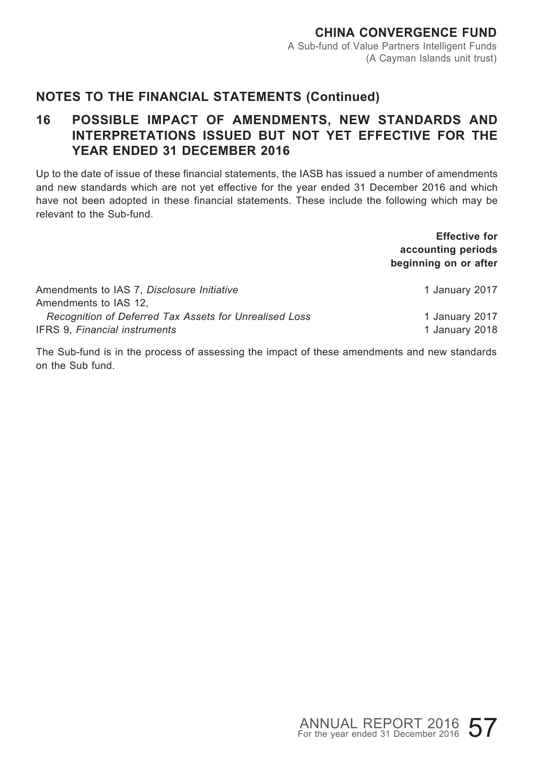## NOTES TO THE FINANCIAL STATEMENTS (Continued)

## 16 POSSIBLE IMPACT OF AMENDMENTS, NEW STANDARDS AND INTERPRETATIONS ISSUED BUT NOT YET EFFECTIVE FOR THE YEAR ENDED 31 DECEMBER 2016

Up to the date of issue of these financial statements, the IASB has issued a number of amendments and new standards which are not yet effective for the year ended 31 December 2016 and which have not been adopted in these financial statements. These include the following which may be relevant to the Sub-fund.

| | **Effective for accounting periods beginning on or after** |
|---|---|
| Amendments to IAS 7, *Disclosure Initiative* | 1 January 2017 |
| Amendments to IAS 12, *Recognition of Deferred Tax Assets for Unrealised Loss* | 1 January 2017 |
| IFRS 9, *Financial instruments* | 1 January 2018 |

The Sub-fund is in the process of assessing the impact of these amendments and new standards on the Sub fund.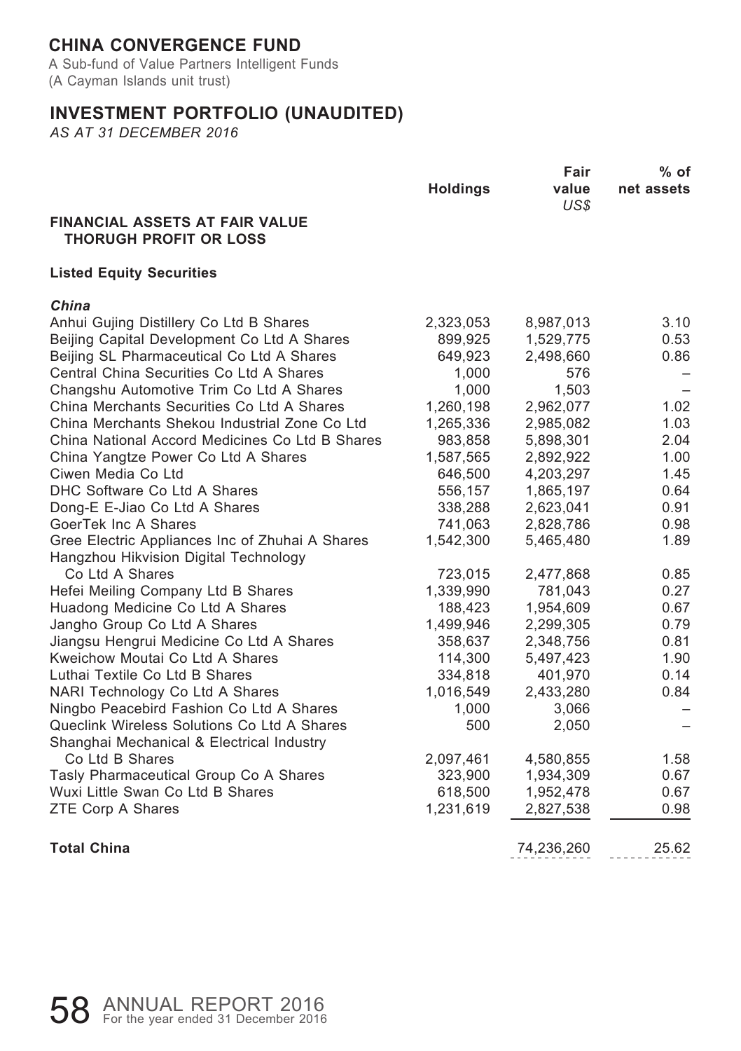# CHINA CONVERGENCE FUND

A Sub-fund of Value Partners Intelligent Funds
(A Cayman Islands unit trust)

## INVESTMENT PORTFOLIO (UNAUDITED)

*AS AT 31 DECEMBER 2016*

| | Holdings | Fair value *US$* | % of net assets |
|---|---|---|---|
| **FINANCIAL ASSETS AT FAIR VALUE THORUGH PROFIT OR LOSS** | | | |
| **Listed Equity Securities** | | | |
| ***China*** | | | |
| Anhui Gujing Distillery Co Ltd B Shares | 2,323,053 | 8,987,013 | 3.10 |
| Beijing Capital Development Co Ltd A Shares | 899,925 | 1,529,775 | 0.53 |
| Beijing SL Pharmaceutical Co Ltd A Shares | 649,923 | 2,498,660 | 0.86 |
| Central China Securities Co Ltd A Shares | 1,000 | 576 | – |
| Changshu Automotive Trim Co Ltd A Shares | 1,000 | 1,503 | – |
| China Merchants Securities Co Ltd A Shares | 1,260,198 | 2,962,077 | 1.02 |
| China Merchants Shekou Industrial Zone Co Ltd | 1,265,336 | 2,985,082 | 1.03 |
| China National Accord Medicines Co Ltd B Shares | 983,858 | 5,898,301 | 2.04 |
| China Yangtze Power Co Ltd A Shares | 1,587,565 | 2,892,922 | 1.00 |
| Ciwen Media Co Ltd | 646,500 | 4,203,297 | 1.45 |
| DHC Software Co Ltd A Shares | 556,157 | 1,865,197 | 0.64 |
| Dong-E E-Jiao Co Ltd A Shares | 338,288 | 2,623,041 | 0.91 |
| GoerTek Inc A Shares | 741,063 | 2,828,786 | 0.98 |
| Gree Electric Appliances Inc of Zhuhai A Shares | 1,542,300 | 5,465,480 | 1.89 |
| Hangzhou Hikvision Digital Technology Co Ltd A Shares | 723,015 | 2,477,868 | 0.85 |
| Hefei Meiling Company Ltd B Shares | 1,339,990 | 781,043 | 0.27 |
| Huadong Medicine Co Ltd A Shares | 188,423 | 1,954,609 | 0.67 |
| Jangho Group Co Ltd A Shares | 1,499,946 | 2,299,305 | 0.79 |
| Jiangsu Hengrui Medicine Co Ltd A Shares | 358,637 | 2,348,756 | 0.81 |
| Kweichow Moutai Co Ltd A Shares | 114,300 | 5,497,423 | 1.90 |
| Luthai Textile Co Ltd B Shares | 334,818 | 401,970 | 0.14 |
| NARI Technology Co Ltd A Shares | 1,016,549 | 2,433,280 | 0.84 |
| Ningbo Peacebird Fashion Co Ltd A Shares | 1,000 | 3,066 | – |
| Queclink Wireless Solutions Co Ltd A Shares | 500 | 2,050 | – |
| Shanghai Mechanical & Electrical Industry Co Ltd B Shares | 2,097,461 | 4,580,855 | 1.58 |
| Tasly Pharmaceutical Group Co A Shares | 323,900 | 1,934,309 | 0.67 |
| Wuxi Little Swan Co Ltd B Shares | 618,500 | 1,952,478 | 0.67 |
| ZTE Corp A Shares | 1,231,619 | 2,827,538 | 0.98 |
| **Total China** | | 74,236,260 | 25.62 |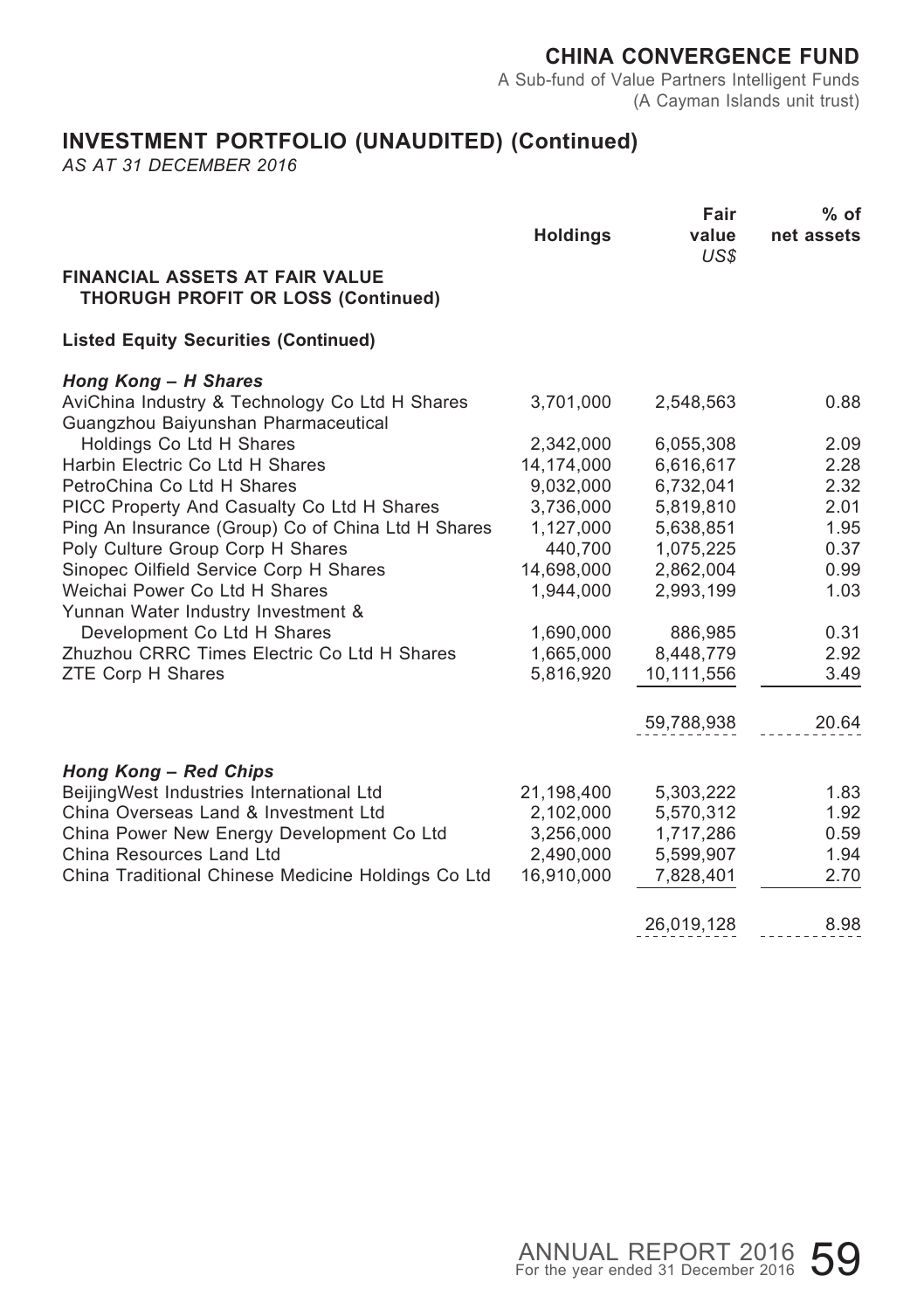# CHINA CONVERGENCE FUND

A Sub-fund of Value Partners Intelligent Funds
(A Cayman Islands unit trust)

## INVESTMENT PORTFOLIO (UNAUDITED) (Continued)

*AS AT 31 DECEMBER 2016*

| | Holdings | Fair value US$ | % of net assets |
|---|---|---|---|
| **FINANCIAL ASSETS AT FAIR VALUE THORUGH PROFIT OR LOSS (Continued)** | | | |
| **Listed Equity Securities (Continued)** | | | |
| ***Hong Kong – H Shares*** | | | |
| AviChina Industry & Technology Co Ltd H Shares | 3,701,000 | 2,548,563 | 0.88 |
| Guangzhou Baiyunshan Pharmaceutical Holdings Co Ltd H Shares | 2,342,000 | 6,055,308 | 2.09 |
| Harbin Electric Co Ltd H Shares | 14,174,000 | 6,616,617 | 2.28 |
| PetroChina Co Ltd H Shares | 9,032,000 | 6,732,041 | 2.32 |
| PICC Property And Casualty Co Ltd H Shares | 3,736,000 | 5,819,810 | 2.01 |
| Ping An Insurance (Group) Co of China Ltd H Shares | 1,127,000 | 5,638,851 | 1.95 |
| Poly Culture Group Corp H Shares | 440,700 | 1,075,225 | 0.37 |
| Sinopec Oilfield Service Corp H Shares | 14,698,000 | 2,862,004 | 0.99 |
| Weichai Power Co Ltd H Shares | 1,944,000 | 2,993,199 | 1.03 |
| Yunnan Water Industry Investment & Development Co Ltd H Shares | 1,690,000 | 886,985 | 0.31 |
| Zhuzhou CRRC Times Electric Co Ltd H Shares | 1,665,000 | 8,448,779 | 2.92 |
| ZTE Corp H Shares | 5,816,920 | 10,111,556 | 3.49 |
| | | 59,788,938 | 20.64 |
| ***Hong Kong – Red Chips*** | | | |
| BeijingWest Industries International Ltd | 21,198,400 | 5,303,222 | 1.83 |
| China Overseas Land & Investment Ltd | 2,102,000 | 5,570,312 | 1.92 |
| China Power New Energy Development Co Ltd | 3,256,000 | 1,717,286 | 0.59 |
| China Resources Land Ltd | 2,490,000 | 5,599,907 | 1.94 |
| China Traditional Chinese Medicine Holdings Co Ltd | 16,910,000 | 7,828,401 | 2.70 |
| | | 26,019,128 | 8.98 |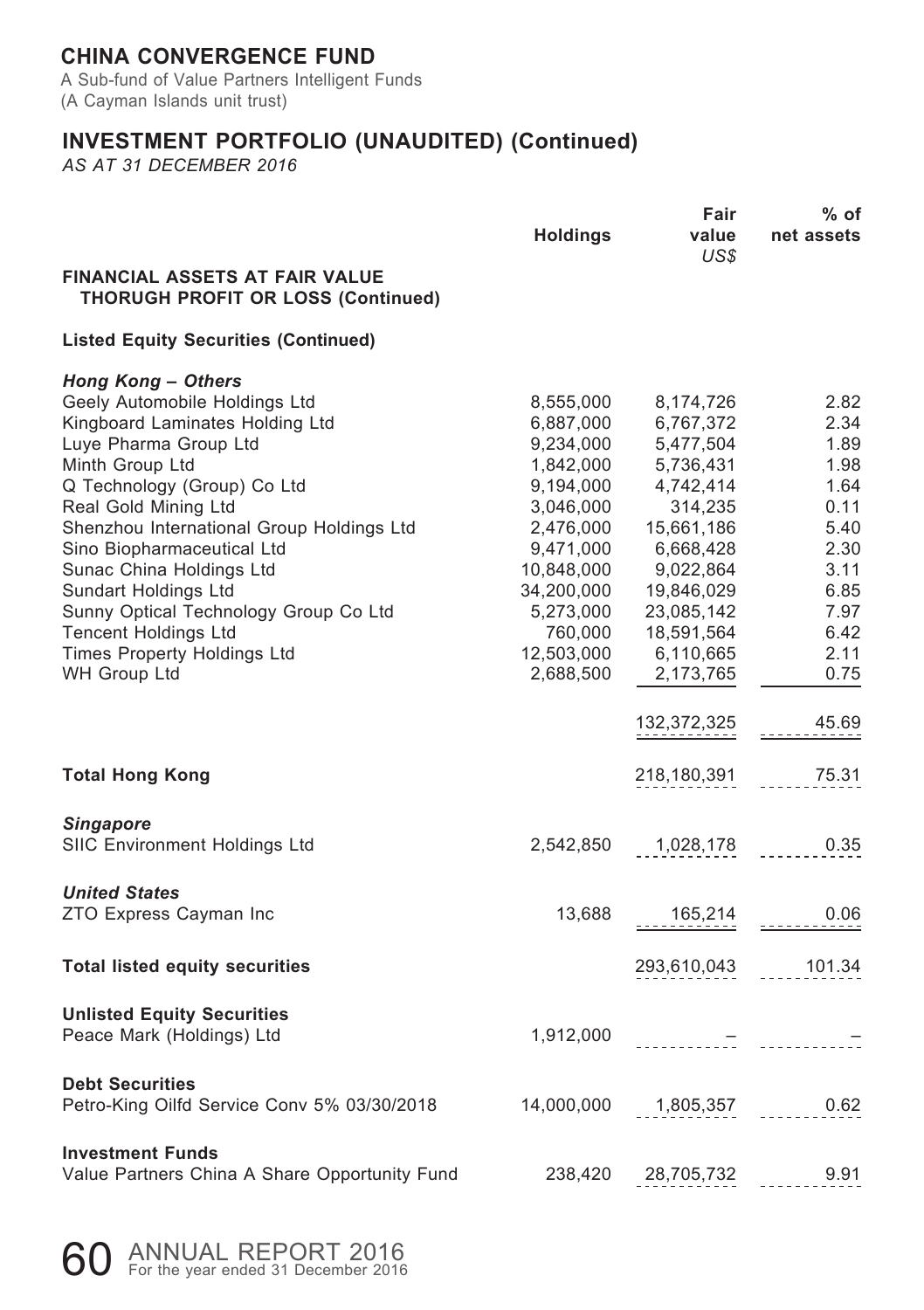# CHINA CONVERGENCE FUND

A Sub-fund of Value Partners Intelligent Funds
(A Cayman Islands unit trust)

## INVESTMENT PORTFOLIO (UNAUDITED) (Continued)

*AS AT 31 DECEMBER 2016*

| | Holdings | Fair value US$ | % of net assets |
|---|---|---|---|
| **FINANCIAL ASSETS AT FAIR VALUE THORUGH PROFIT OR LOSS (Continued)** | | | |
| **Listed Equity Securities (Continued)** | | | |
| ***Hong Kong – Others*** | | | |
| Geely Automobile Holdings Ltd | 8,555,000 | 8,174,726 | 2.82 |
| Kingboard Laminates Holding Ltd | 6,887,000 | 6,767,372 | 2.34 |
| Luye Pharma Group Ltd | 9,234,000 | 5,477,504 | 1.89 |
| Minth Group Ltd | 1,842,000 | 5,736,431 | 1.98 |
| Q Technology (Group) Co Ltd | 9,194,000 | 4,742,414 | 1.64 |
| Real Gold Mining Ltd | 3,046,000 | 314,235 | 0.11 |
| Shenzhou International Group Holdings Ltd | 2,476,000 | 15,661,186 | 5.40 |
| Sino Biopharmaceutical Ltd | 9,471,000 | 6,668,428 | 2.30 |
| Sunac China Holdings Ltd | 10,848,000 | 9,022,864 | 3.11 |
| Sundart Holdings Ltd | 34,200,000 | 19,846,029 | 6.85 |
| Sunny Optical Technology Group Co Ltd | 5,273,000 | 23,085,142 | 7.97 |
| Tencent Holdings Ltd | 760,000 | 18,591,564 | 6.42 |
| Times Property Holdings Ltd | 12,503,000 | 6,110,665 | 2.11 |
| WH Group Ltd | 2,688,500 | 2,173,765 | 0.75 |
| | | 132,372,325 | 45.69 |
| **Total Hong Kong** | | 218,180,391 | 75.31 |
| ***Singapore*** | | | |
| SIIC Environment Holdings Ltd | 2,542,850 | 1,028,178 | 0.35 |
| ***United States*** | | | |
| ZTO Express Cayman Inc | 13,688 | 165,214 | 0.06 |
| **Total listed equity securities** | | 293,610,043 | 101.34 |
| **Unlisted Equity Securities** | | | |
| Peace Mark (Holdings) Ltd | 1,912,000 | – | – |
| **Debt Securities** | | | |
| Petro-King Oilfd Service Conv 5% 03/30/2018 | 14,000,000 | 1,805,357 | 0.62 |
| **Investment Funds** | | | |
| Value Partners China A Share Opportunity Fund | 238,420 | 28,705,732 | 9.91 |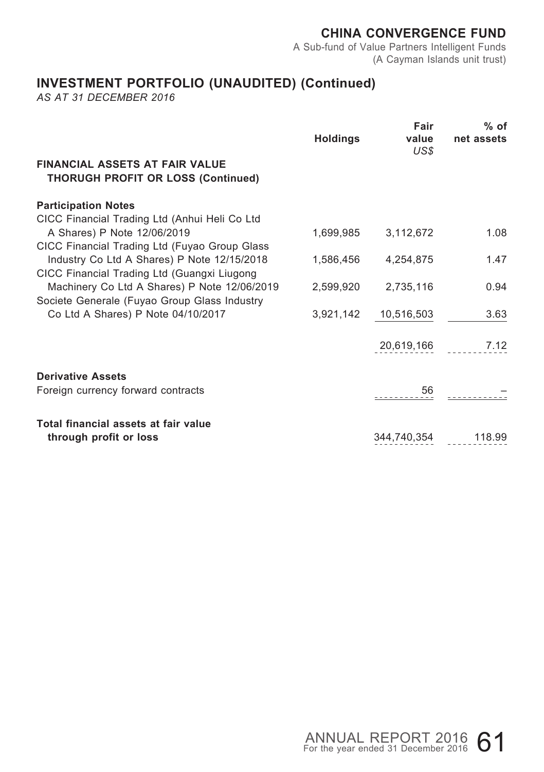## INVESTMENT PORTFOLIO (UNAUDITED) (Continued)

*AS AT 31 DECEMBER 2016*

| | Holdings | Fair value US$ | % of net assets |
|---|---|---|---|
| **FINANCIAL ASSETS AT FAIR VALUE THORUGH PROFIT OR LOSS (Continued)** | | | |
| **Participation Notes** | | | |
| CICC Financial Trading Ltd (Anhui Heli Co Ltd A Shares) P Note 12/06/2019 | 1,699,985 | 3,112,672 | 1.08 |
| CICC Financial Trading Ltd (Fuyao Group Glass Industry Co Ltd A Shares) P Note 12/15/2018 | 1,586,456 | 4,254,875 | 1.47 |
| CICC Financial Trading Ltd (Guangxi Liugong Machinery Co Ltd A Shares) P Note 12/06/2019 | 2,599,920 | 2,735,116 | 0.94 |
| Societe Generale (Fuyao Group Glass Industry Co Ltd A Shares) P Note 04/10/2017 | 3,921,142 | 10,516,503 | 3.63 |
| | | 20,619,166 | 7.12 |
| **Derivative Assets** | | | |
| Foreign currency forward contracts | | 56 | – |
| **Total financial assets at fair value through profit or loss** | | 344,740,354 | 118.99 |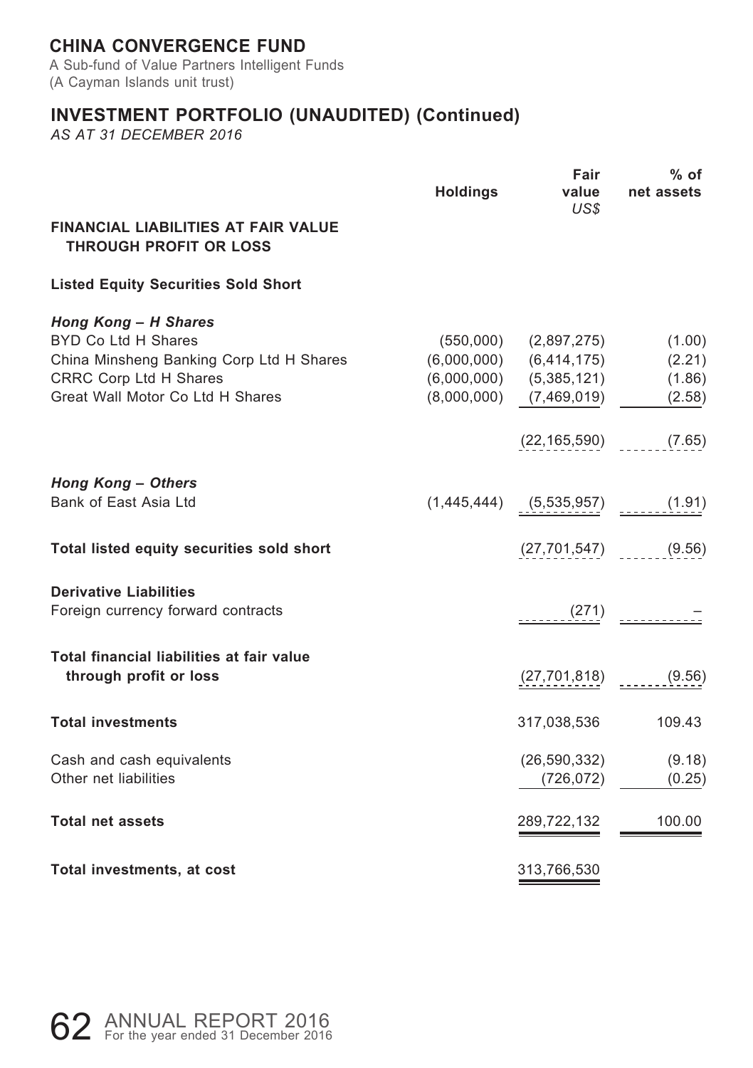# CHINA CONVERGENCE FUND

A Sub-fund of Value Partners Intelligent Funds
(A Cayman Islands unit trust)

## INVESTMENT PORTFOLIO (UNAUDITED) (Continued)

*AS AT 31 DECEMBER 2016*

| | Holdings | Fair value US$ | % of net assets |
|---|---|---|---|
| **FINANCIAL LIABILITIES AT FAIR VALUE THROUGH PROFIT OR LOSS** | | | |
| **Listed Equity Securities Sold Short** | | | |
| ***Hong Kong – H Shares*** | | | |
| BYD Co Ltd H Shares | (550,000) | (2,897,275) | (1.00) |
| China Minsheng Banking Corp Ltd H Shares | (6,000,000) | (6,414,175) | (2.21) |
| CRRC Corp Ltd H Shares | (6,000,000) | (5,385,121) | (1.86) |
| Great Wall Motor Co Ltd H Shares | (8,000,000) | (7,469,019) | (2.58) |
| | | (22,165,590) | (7.65) |
| ***Hong Kong – Others*** | | | |
| Bank of East Asia Ltd | (1,445,444) | (5,535,957) | (1.91) |
| **Total listed equity securities sold short** | | (27,701,547) | (9.56) |
| **Derivative Liabilities** | | | |
| Foreign currency forward contracts | | (271) | – |
| **Total financial liabilities at fair value through profit or loss** | | (27,701,818) | (9.56) |
| **Total investments** | | 317,038,536 | 109.43 |
| Cash and cash equivalents | | (26,590,332) | (9.18) |
| Other net liabilities | | (726,072) | (0.25) |
| **Total net assets** | | 289,722,132 | 100.00 |
| **Total investments, at cost** | | 313,766,530 | |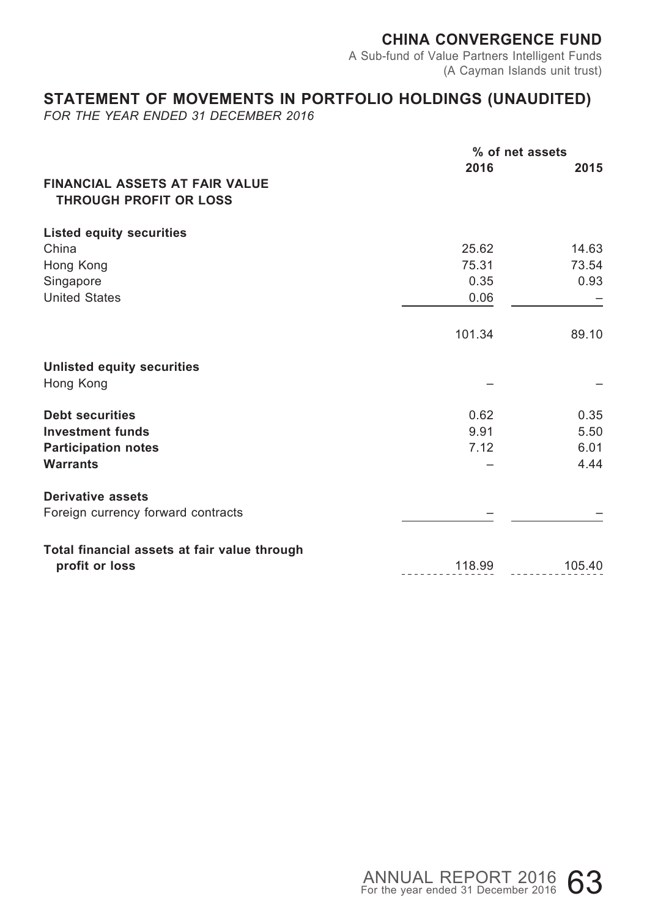**CHINA CONVERGENCE FUND**
A Sub-fund of Value Partners Intelligent Funds
(A Cayman Islands unit trust)

## STATEMENT OF MOVEMENTS IN PORTFOLIO HOLDINGS (UNAUDITED)

*FOR THE YEAR ENDED 31 DECEMBER 2016*

| | % of net assets | |
|---|---|---|
| | 2016 | 2015 |
| **FINANCIAL ASSETS AT FAIR VALUE THROUGH PROFIT OR LOSS** | | |
| **Listed equity securities** | | |
| China | 25.62 | 14.63 |
| Hong Kong | 75.31 | 73.54 |
| Singapore | 0.35 | 0.93 |
| United States | 0.06 | – |
| | 101.34 | 89.10 |
| **Unlisted equity securities** | | |
| Hong Kong | – | – |
| **Debt securities** | 0.62 | 0.35 |
| **Investment funds** | 9.91 | 5.50 |
| **Participation notes** | 7.12 | 6.01 |
| **Warrants** | – | 4.44 |
| **Derivative assets** | | |
| Foreign currency forward contracts | – | – |
| **Total financial assets at fair value through profit or loss** | 118.99 | 105.40 |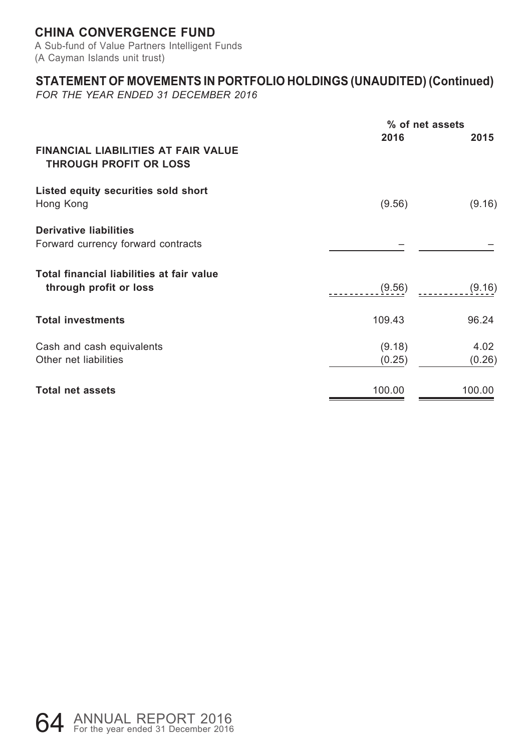# CHINA CONVERGENCE FUND

A Sub-fund of Value Partners Intelligent Funds
(A Cayman Islands unit trust)

## STATEMENT OF MOVEMENTS IN PORTFOLIO HOLDINGS (UNAUDITED) (Continued)

*FOR THE YEAR ENDED 31 DECEMBER 2016*

| | % of net assets | |
|---|---|---|
| | **2016** | **2015** |
| **FINANCIAL LIABILITIES AT FAIR VALUE THROUGH PROFIT OR LOSS** | | |
| **Listed equity securities sold short** | | |
| Hong Kong | (9.56) | (9.16) |
| **Derivative liabilities** | | |
| Forward currency forward contracts | – | – |
| **Total financial liabilities at fair value through profit or loss** | (9.56) | (9.16) |
| **Total investments** | 109.43 | 96.24 |
| Cash and cash equivalents | (9.18) | 4.02 |
| Other net liabilities | (0.25) | (0.26) |
| **Total net assets** | 100.00 | 100.00 |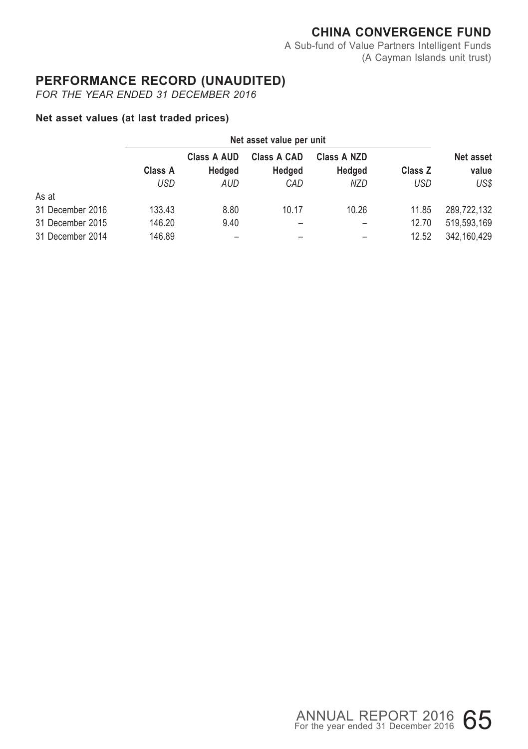# CHINA CONVERGENCE FUND

A Sub-fund of Value Partners Intelligent Funds
(A Cayman Islands unit trust)

## PERFORMANCE RECORD (UNAUDITED)

*FOR THE YEAR ENDED 31 DECEMBER 2016*

### Net asset values (at last traded prices)

| | Net asset value per unit | | | | | |
|---|---|---|---|---|---|---|
| | **Class A** | **Class A AUD Hedged** | **Class A CAD Hedged** | **Class A NZD Hedged** | **Class Z** | **Net asset value** |
| | *USD* | *AUD* | *CAD* | *NZD* | *USD* | *US$* |
| As at | | | | | | |
| 31 December 2016 | 133.43 | 8.80 | 10.17 | 10.26 | 11.85 | 289,722,132 |
| 31 December 2015 | 146.20 | 9.40 | – | – | 12.70 | 519,593,169 |
| 31 December 2014 | 146.89 | – | – | – | 12.52 | 342,160,429 |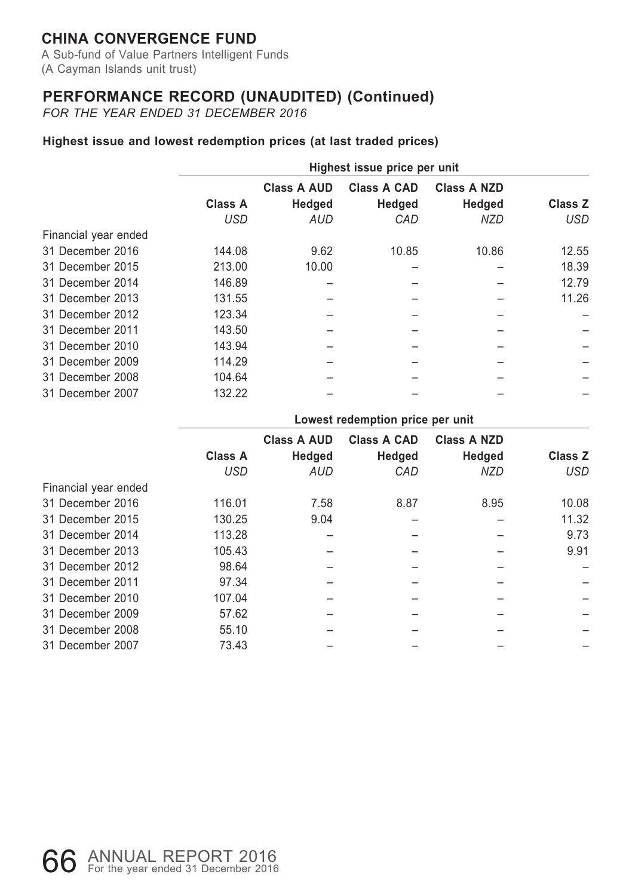# CHINA CONVERGENCE FUND

A Sub-fund of Value Partners Intelligent Funds
(A Cayman Islands unit trust)

## PERFORMANCE RECORD (UNAUDITED) (Continued)

*FOR THE YEAR ENDED 31 DECEMBER 2016*

### Highest issue and lowest redemption prices (at last traded prices)

| | Highest issue price per unit | | | | |
|---|---|---|---|---|---|
| | Class A | Class A AUD Hedged | Class A CAD Hedged | Class A NZD Hedged | Class Z |
| | *USD* | *AUD* | *CAD* | *NZD* | *USD* |
| Financial year ended | | | | | |
| 31 December 2016 | 144.08 | 9.62 | 10.85 | 10.86 | 12.55 |
| 31 December 2015 | 213.00 | 10.00 | – | – | 18.39 |
| 31 December 2014 | 146.89 | – | – | – | 12.79 |
| 31 December 2013 | 131.55 | – | – | – | 11.26 |
| 31 December 2012 | 123.34 | – | – | – | – |
| 31 December 2011 | 143.50 | – | – | – | – |
| 31 December 2010 | 143.94 | – | – | – | – |
| 31 December 2009 | 114.29 | – | – | – | – |
| 31 December 2008 | 104.64 | – | – | – | – |
| 31 December 2007 | 132.22 | – | – | – | – |

| | Lowest redemption price per unit | | | | |
|---|---|---|---|---|---|
| | Class A | Class A AUD Hedged | Class A CAD Hedged | Class A NZD Hedged | Class Z |
| | *USD* | *AUD* | *CAD* | *NZD* | *USD* |
| Financial year ended | | | | | |
| 31 December 2016 | 116.01 | 7.58 | 8.87 | 8.95 | 10.08 |
| 31 December 2015 | 130.25 | 9.04 | – | – | 11.32 |
| 31 December 2014 | 113.28 | – | – | – | 9.73 |
| 31 December 2013 | 105.43 | – | – | – | 9.91 |
| 31 December 2012 | 98.64 | – | – | – | – |
| 31 December 2011 | 97.34 | – | – | – | – |
| 31 December 2010 | 107.04 | – | – | – | – |
| 31 December 2009 | 57.62 | – | – | – | – |
| 31 December 2008 | 55.10 | – | – | – | – |
| 31 December 2007 | 73.43 | – | – | – | – |